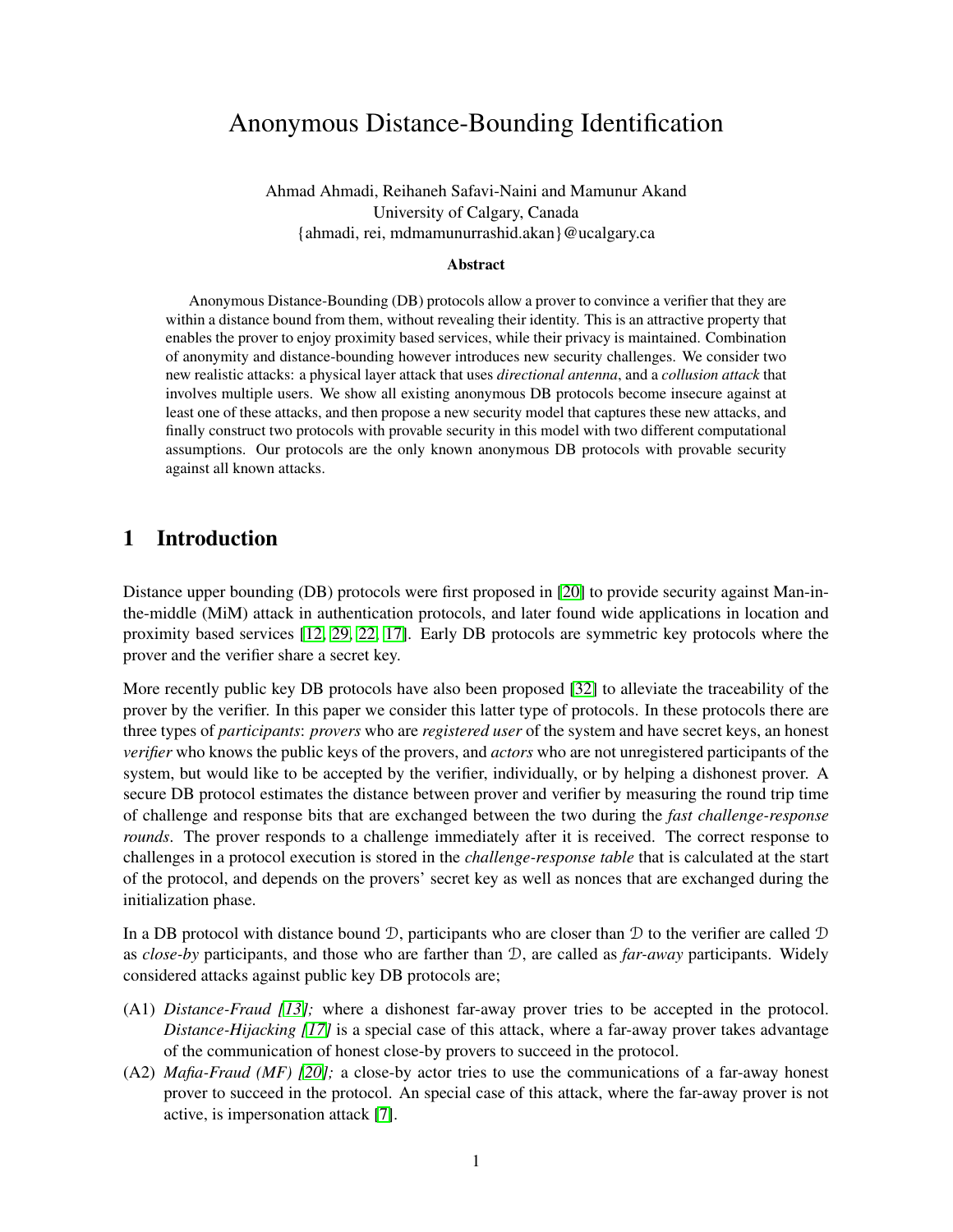# Anonymous Distance-Bounding Identification

Ahmad Ahmadi, Reihaneh Safavi-Naini and Mamunur Akand
University of Calgary, Canada
{ahmadi, rei, mdmamunurrashid.akan}@ucalgary.ca

### Abstract

Anonymous Distance-Bounding (DB) protocols allow a prover to convince a verifier that they are within a distance bound from them, without revealing their identity. This is an attractive property that enables the prover to enjoy proximity based services, while their privacy is maintained. Combination of anonymity and distance-bounding however introduces new security challenges. We consider two new realistic attacks: a physical layer attack that uses *directional antenna*, and a *collusion attack* that involves multiple users. We show all existing anonymous DB protocols become insecure against at least one of these attacks, and then propose a new security model that captures these new attacks, and finally construct two protocols with provable security in this model with two different computational assumptions. Our protocols are the only known anonymous DB protocols with provable security against all known attacks.

## 1 Introduction

Distance upper bounding (DB) protocols were first proposed in [20] to provide security against Man-in-the-middle (MiM) attack in authentication protocols, and later found wide applications in location and proximity based services [12, 29, 22, 17]. Early DB protocols are symmetric key protocols where the prover and the verifier share a secret key.

More recently public key DB protocols have also been proposed [32] to alleviate the traceability of the prover by the verifier. In this paper we consider this latter type of protocols. In these protocols there are three types of *participants*: *provers* who are *registered user* of the system and have secret keys, an honest *verifier* who knows the public keys of the provers, and *actors* who are not unregistered participants of the system, but would like to be accepted by the verifier, individually, or by helping a dishonest prover. A secure DB protocol estimates the distance between prover and verifier by measuring the round trip time of challenge and response bits that are exchanged between the two during the *fast challenge-response rounds*. The prover responds to a challenge immediately after it is received. The correct response to challenges in a protocol execution is stored in the *challenge-response table* that is calculated at the start of the protocol, and depends on the provers' secret key as well as nonces that are exchanged during the initialization phase.

In a DB protocol with distance bound $\mathcal{D}$, participants who are closer than $\mathcal{D}$ to the verifier are called $\mathcal{D}$ as *close-by* participants, and those who are farther than $\mathcal{D}$, are called as *far-away* participants. Widely considered attacks against public key DB protocols are;

- (A1) *Distance-Fraud [13];* where a dishonest far-away prover tries to be accepted in the protocol. *Distance-Hijacking [17]* is a special case of this attack, where a far-away prover takes advantage of the communication of honest close-by provers to succeed in the protocol.
- (A2) *Mafia-Fraud (MF) [20];* a close-by actor tries to use the communications of a far-away honest prover to succeed in the protocol. An special case of this attack, where the far-away prover is not active, is impersonation attack [7].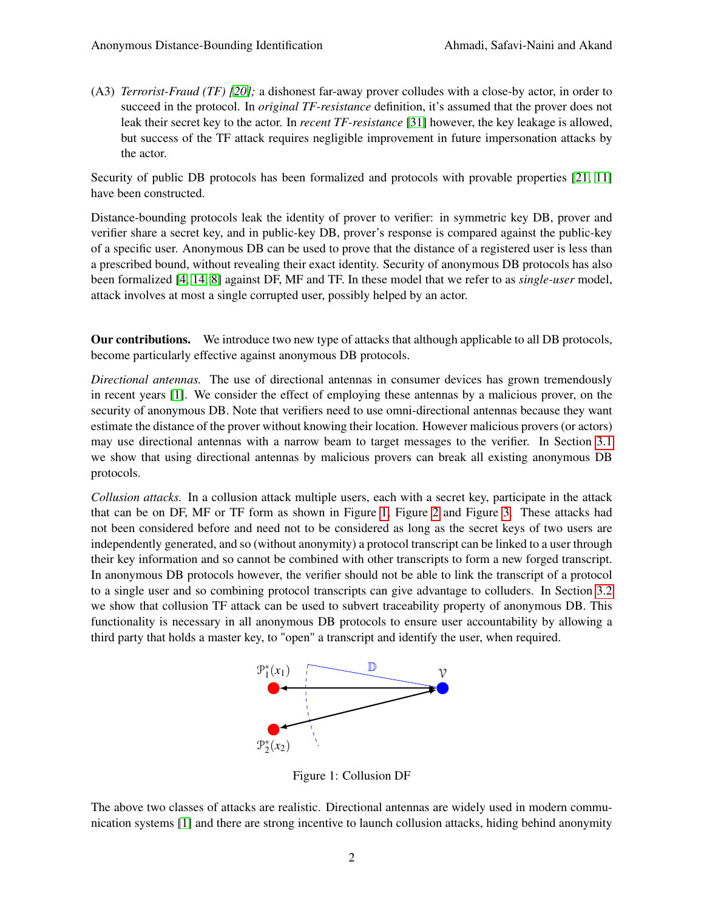(A3) *Terrorist-Fraud (TF) [20];* a dishonest far-away prover colludes with a close-by actor, in order to succeed in the protocol. In *original TF-resistance* definition, it's assumed that the prover does not leak their secret key to the actor. In *recent TF-resistance* [31] however, the key leakage is allowed, but success of the TF attack requires negligible improvement in future impersonation attacks by the actor.

Security of public DB protocols has been formalized and protocols with provable properties [21, 11] have been constructed.

Distance-bounding protocols leak the identity of prover to verifier: in symmetric key DB, prover and verifier share a secret key, and in public-key DB, prover's response is compared against the public-key of a specific user. Anonymous DB can be used to prove that the distance of a registered user is less than a prescribed bound, without revealing their exact identity. Security of anonymous DB protocols has also been formalized [4, 14, 8] against DF, MF and TF. In these model that we refer to as *single-user* model, attack involves at most a single corrupted user, possibly helped by an actor.

**Our contributions.** We introduce two new type of attacks that although applicable to all DB protocols, become particularly effective against anonymous DB protocols.

*Directional antennas.* The use of directional antennas in consumer devices has grown tremendously in recent years [1]. We consider the effect of employing these antennas by a malicious prover, on the security of anonymous DB. Note that verifiers need to use omni-directional antennas because they want estimate the distance of the prover without knowing their location. However malicious provers (or actors) may use directional antennas with a narrow beam to target messages to the verifier. In Section 3.1 we show that using directional antennas by malicious provers can break all existing anonymous DB protocols.

*Collusion attacks.* In a collusion attack multiple users, each with a secret key, participate in the attack that can be on DF, MF or TF form as shown in Figure 1, Figure 2 and Figure 3. These attacks had not been considered before and need not to be considered as long as the secret keys of two users are independently generated, and so (without anonymity) a protocol transcript can be linked to a user through their key information and so cannot be combined with other transcripts to form a new forged transcript. In anonymous DB protocols however, the verifier should not be able to link the transcript of a protocol to a single user and so combining protocol transcripts can give advantage to colluders. In Section 3.2 we show that collusion TF attack can be used to subvert traceability property of anonymous DB. This functionality is necessary in all anonymous DB protocols to ensure user accountability by allowing a third party that holds a master key, to "open" a transcript and identify the user, when required.

Figure 1: Collusion DF

The above two classes of attacks are realistic. Directional antennas are widely used in modern communication systems [1] and there are strong incentive to launch collusion attacks, hiding behind anonymity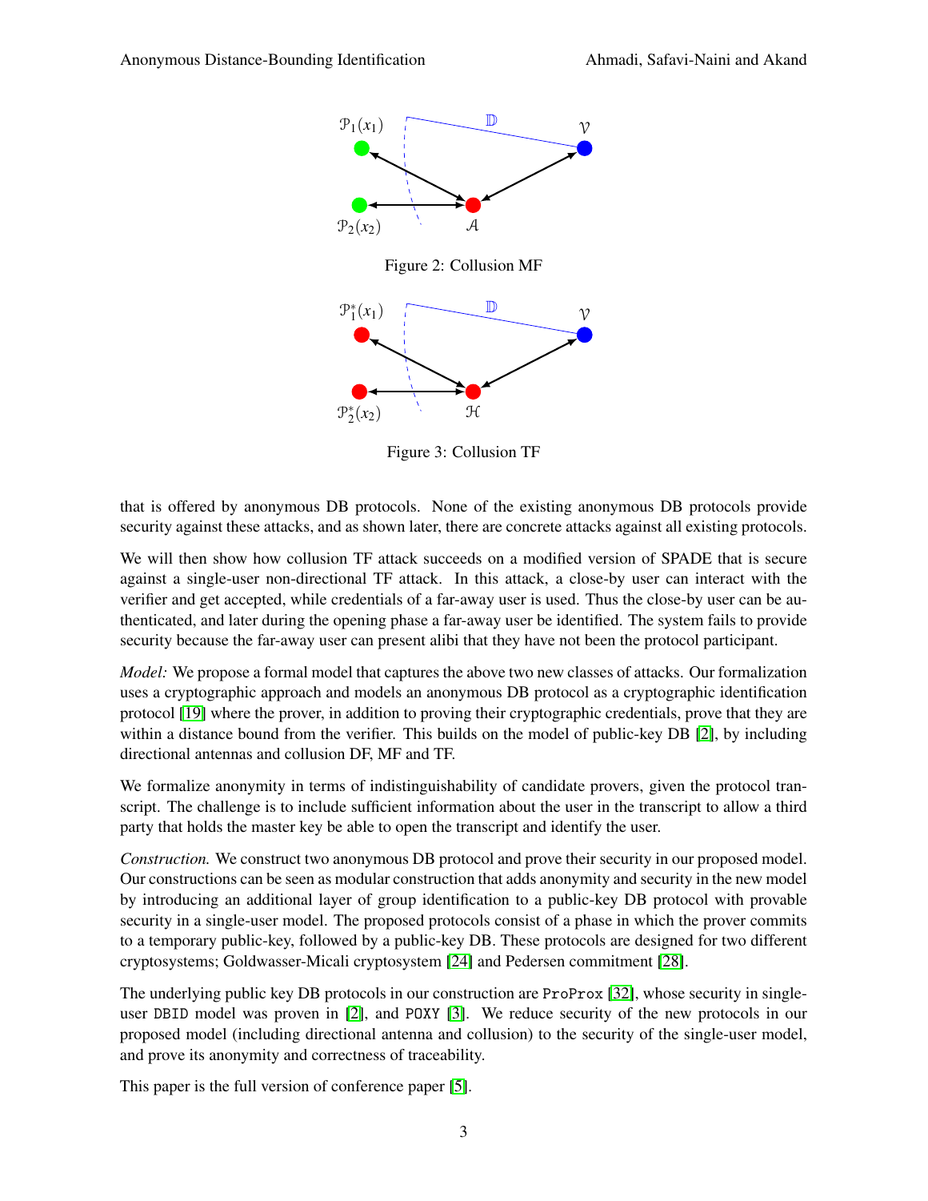Figure 2: Collusion MF

Figure 3: Collusion TF

that is offered by anonymous DB protocols. None of the existing anonymous DB protocols provide security against these attacks, and as shown later, there are concrete attacks against all existing protocols.

We will then show how collusion TF attack succeeds on a modified version of SPADE that is secure against a single-user non-directional TF attack. In this attack, a close-by user can interact with the verifier and get accepted, while credentials of a far-away user is used. Thus the close-by user can be authenticated, and later during the opening phase a far-away user be identified. The system fails to provide security because the far-away user can present alibi that they have not been the protocol participant.

*Model:* We propose a formal model that captures the above two new classes of attacks. Our formalization uses a cryptographic approach and models an anonymous DB protocol as a cryptographic identification protocol [19] where the prover, in addition to proving their cryptographic credentials, prove that they are within a distance bound from the verifier. This builds on the model of public-key DB [2], by including directional antennas and collusion DF, MF and TF.

We formalize anonymity in terms of indistinguishability of candidate provers, given the protocol transcript. The challenge is to include sufficient information about the user in the transcript to allow a third party that holds the master key be able to open the transcript and identify the user.

*Construction.* We construct two anonymous DB protocol and prove their security in our proposed model. Our constructions can be seen as modular construction that adds anonymity and security in the new model by introducing an additional layer of group identification to a public-key DB protocol with provable security in a single-user model. The proposed protocols consist of a phase in which the prover commits to a temporary public-key, followed by a public-key DB. These protocols are designed for two different cryptosystems; Goldwasser-Micali cryptosystem [24] and Pedersen commitment [28].

The underlying public key DB protocols in our construction are ProProx [32], whose security in single-user DBID model was proven in [2], and POXY [3]. We reduce security of the new protocols in our proposed model (including directional antenna and collusion) to the security of the single-user model, and prove its anonymity and correctness of traceability.

This paper is the full version of conference paper [5].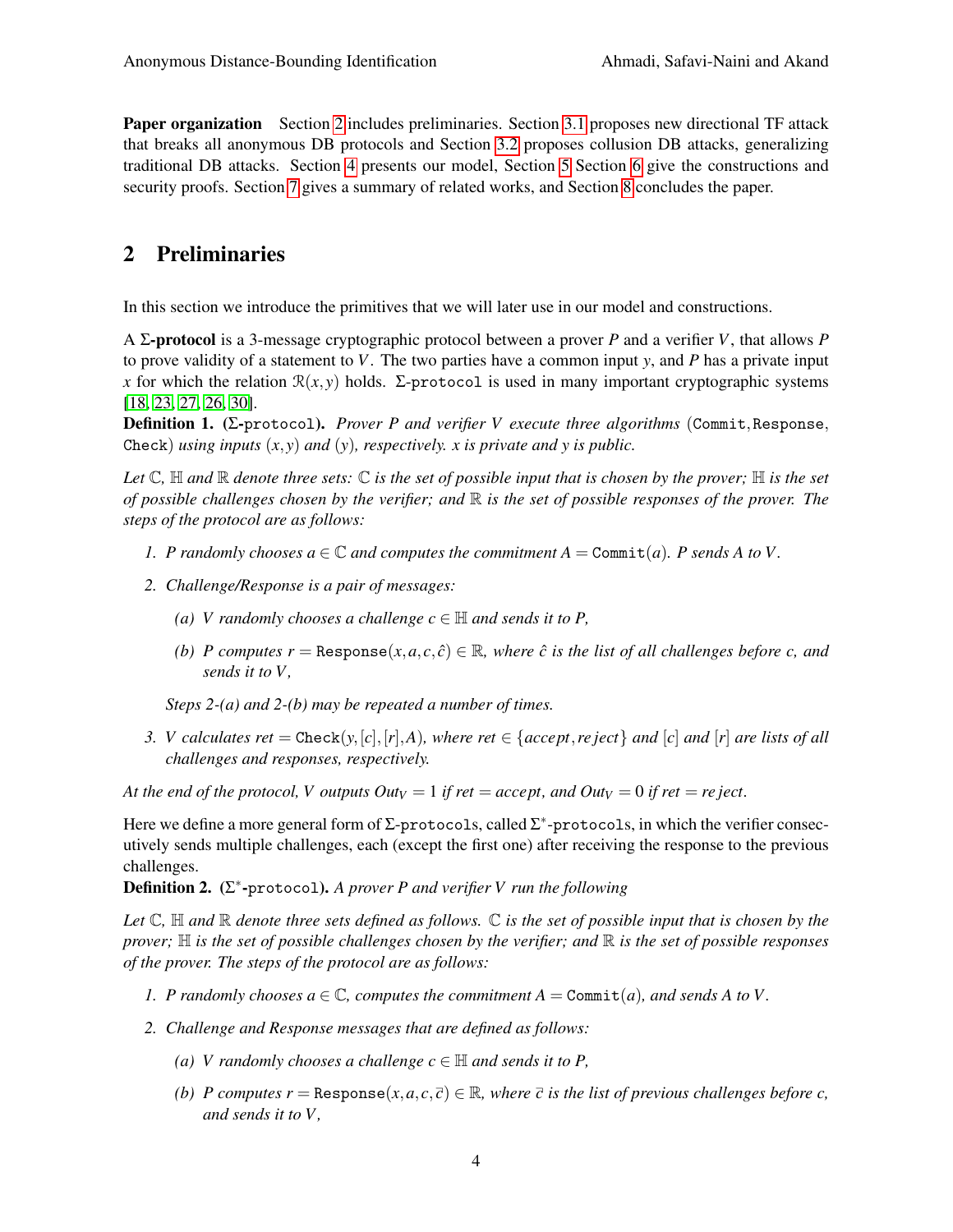**Paper organization** Section 2 includes preliminaries. Section 3.1 proposes new directional TF attack that breaks all anonymous DB protocols and Section 3.2 proposes collusion DB attacks, generalizing traditional DB attacks. Section 4 presents our model, Section 5 Section 6 give the constructions and security proofs. Section 7 gives a summary of related works, and Section 8 concludes the paper.

## 2 Preliminaries

In this section we introduce the primitives that we will later use in our model and constructions.

A **Σ-protocol** is a 3-message cryptographic protocol between a prover $P$ and a verifier $V$, that allows $P$ to prove validity of a statement to $V$. The two parties have a common input $y$, and $P$ has a private input $x$ for which the relation $\mathcal{R}(x,y)$ holds. Σ-protocol is used in many important cryptographic systems [18, 23, 27, 26, 30].

**Definition 1. (Σ-protocol).** *Prover $P$ and verifier $V$ execute three algorithms* (Commit, Response, Check) *using inputs $(x,y)$ and $(y)$, respectively. $x$ is private and $y$ is public.*

*Let $\mathbb{C}$, $\mathbb{H}$ and $\mathbb{R}$ denote three sets: $\mathbb{C}$ is the set of possible input that is chosen by the prover; $\mathbb{H}$ is the set of possible challenges chosen by the verifier; and $\mathbb{R}$ is the set of possible responses of the prover. The steps of the protocol are as follows:*

1. *$P$ randomly chooses $a \in \mathbb{C}$ and computes the commitment $A = \texttt{Commit}(a)$. $P$ sends $A$ to $V$.*
2. *Challenge/Response is a pair of messages:*
   (a) *$V$ randomly chooses a challenge $c \in \mathbb{H}$ and sends it to P,*
   (b) *$P$ computes $r = \texttt{Response}(x,a,c,\hat{c}) \in \mathbb{R}$, where $\hat{c}$ is the list of all challenges before $c$, and sends it to $V$,*

   *Steps 2-(a) and 2-(b) may be repeated a number of times.*
3. *$V$ calculates $ret = \texttt{Check}(y,[c],[r],A)$, where $ret \in \{accept, reject\}$ and $[c]$ and $[r]$ are lists of all challenges and responses, respectively.*

*At the end of the protocol, $V$ outputs $Out_V = 1$ if $ret = accept$, and $Out_V = 0$ if $ret = reject$.*

Here we define a more general form of Σ-protocols, called $\Sigma^*$-protocols, in which the verifier consecutively sends multiple challenges, each (except the first one) after receiving the response to the previous challenges.

**Definition 2. ($\Sigma^*$-protocol).** *A prover $P$ and verifier $V$ run the following*

*Let $\mathbb{C}$, $\mathbb{H}$ and $\mathbb{R}$ denote three sets defined as follows. $\mathbb{C}$ is the set of possible input that is chosen by the prover; $\mathbb{H}$ is the set of possible challenges chosen by the verifier; and $\mathbb{R}$ is the set of possible responses of the prover. The steps of the protocol are as follows:*

1. *$P$ randomly chooses $a \in \mathbb{C}$, computes the commitment $A = \texttt{Commit}(a)$, and sends $A$ to $V$.*
2. *Challenge and Response messages that are defined as follows:*
   (a) *$V$ randomly chooses a challenge $c \in \mathbb{H}$ and sends it to P,*
   (b) *$P$ computes $r = \texttt{Response}(x,a,c,\overline{c}) \in \mathbb{R}$, where $\overline{c}$ is the list of previous challenges before $c$, and sends it to $V$,*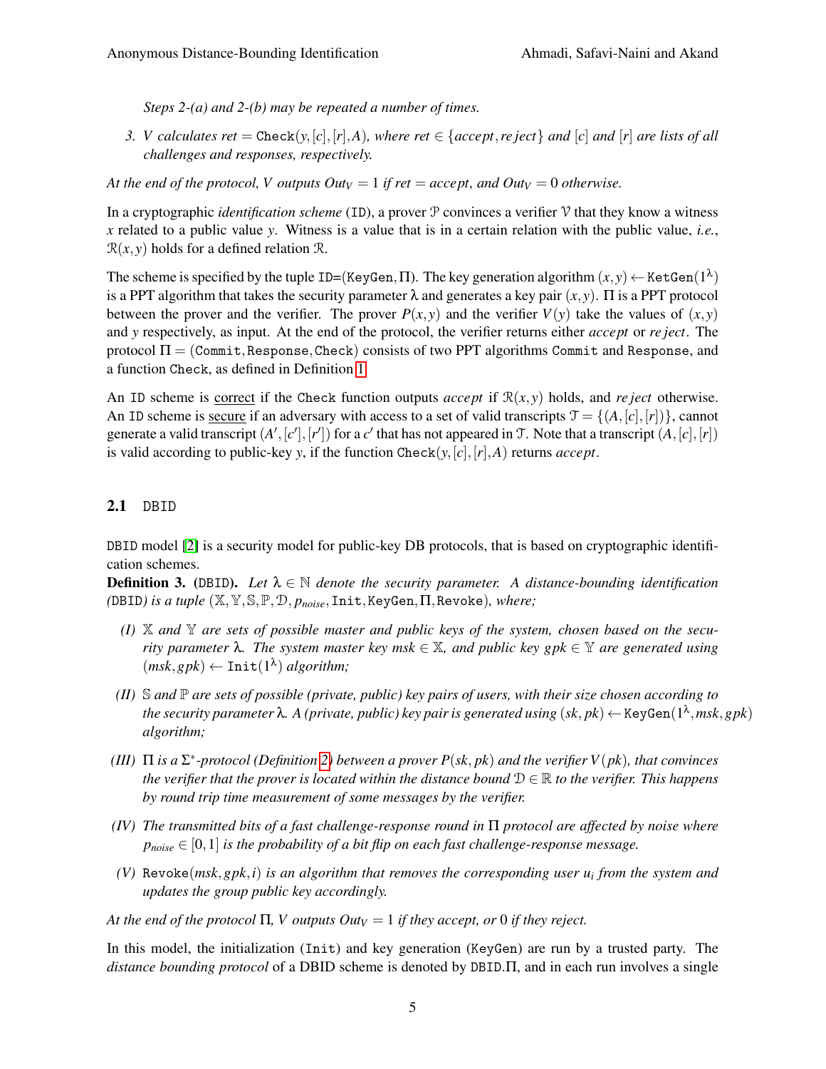*Steps 2-(a) and 2-(b) may be repeated a number of times.*

3. *V calculates* $ret = \texttt{Check}(y, [c], [r], A)$*, where* $ret \in \{accept, reject\}$ *and* $[c]$ *and* $[r]$ *are lists of all challenges and responses, respectively.*

*At the end of the protocol, V outputs* $Out_V = 1$ *if* $ret = accept$*, and* $Out_V = 0$ *otherwise.*

In a cryptographic *identification scheme* (ID), a prover $\mathcal{P}$ convinces a verifier $\mathcal{V}$ that they know a witness $x$ related to a public value $y$. Witness is a value that is in a certain relation with the public value, *i.e.*, $\mathcal{R}(x, y)$ holds for a defined relation $\mathcal{R}$.

The scheme is specified by the tuple ID=(KeyGen, $\Pi$). The key generation algorithm $(x, y) \leftarrow \texttt{KetGen}(1^\lambda)$ is a PPT algorithm that takes the security parameter $\lambda$ and generates a key pair $(x, y)$. $\Pi$ is a PPT protocol between the prover and the verifier. The prover $P(x, y)$ and the verifier $V(y)$ take the values of $(x, y)$ and $y$ respectively, as input. At the end of the protocol, the verifier returns either *accept* or *reject*. The protocol $\Pi = (\texttt{Commit}, \texttt{Response}, \texttt{Check})$ consists of two PPT algorithms Commit and Response, and a function Check, as defined in Definition 1.

An ID scheme is correct if the Check function outputs *accept* if $\mathcal{R}(x, y)$ holds, and *reject* otherwise. An ID scheme is secure if an adversary with access to a set of valid transcripts $\mathcal{T} = \{(A, [c], [r])\}$, cannot generate a valid transcript $(A', [c'], [r'])$ for a $c'$ that has not appeared in $\mathcal{T}$. Note that a transcript $(A, [c], [r])$ is valid according to public-key $y$, if the function $\texttt{Check}(y, [c], [r], A)$ returns *accept*.

## 2.1 DBID

DBID model [2] is a security model for public-key DB protocols, that is based on cryptographic identification schemes.

**Definition 3.** (DBID). *Let* $\lambda \in \mathbb{N}$ *denote the security parameter. A distance-bounding identification (DBID) is a tuple* $(\mathbb{X}, \mathbb{Y}, \mathbb{S}, \mathbb{P}, \mathcal{D}, p_{noise}, \texttt{Init}, \texttt{KeyGen}, \Pi, \texttt{Revoke})$*, where;*

- *(I)* $\mathbb{X}$ *and* $\mathbb{Y}$ *are sets of possible master and public keys of the system, chosen based on the security parameter* $\lambda$*. The system master key* $msk \in \mathbb{X}$*, and public key* $gpk \in \mathbb{Y}$ *are generated using* $(msk, gpk) \leftarrow \texttt{Init}(1^\lambda)$ *algorithm;*
- *(II)* $\mathbb{S}$ *and* $\mathbb{P}$ *are sets of possible (private, public) key pairs of users, with their size chosen according to the security parameter* $\lambda$*. A (private, public) key pair is generated using* $(sk, pk) \leftarrow \texttt{KeyGen}(1^\lambda, msk, gpk)$ *algorithm;*
- *(III)* $\Pi$ *is a* $\Sigma^*$*-protocol (Definition 2) between a prover* $P(sk, pk)$ *and the verifier* $V(pk)$*, that convinces the verifier that the prover is located within the distance bound* $\mathcal{D} \in \mathbb{R}$ *to the verifier. This happens by round trip time measurement of some messages by the verifier.*
- *(IV) The transmitted bits of a fast challenge-response round in* $\Pi$ *protocol are affected by noise where* $p_{noise} \in [0, 1]$ *is the probability of a bit flip on each fast challenge-response message.*
- *(V)* $\texttt{Revoke}(msk, gpk, i)$ *is an algorithm that removes the corresponding user* $u_i$ *from the system and updates the group public key accordingly.*

*At the end of the protocol* $\Pi$*, V outputs* $Out_V = 1$ *if they accept, or* 0 *if they reject.*

In this model, the initialization (Init) and key generation (KeyGen) are run by a trusted party. The *distance bounding protocol* of a DBID scheme is denoted by DBID.$\Pi$, and in each run involves a single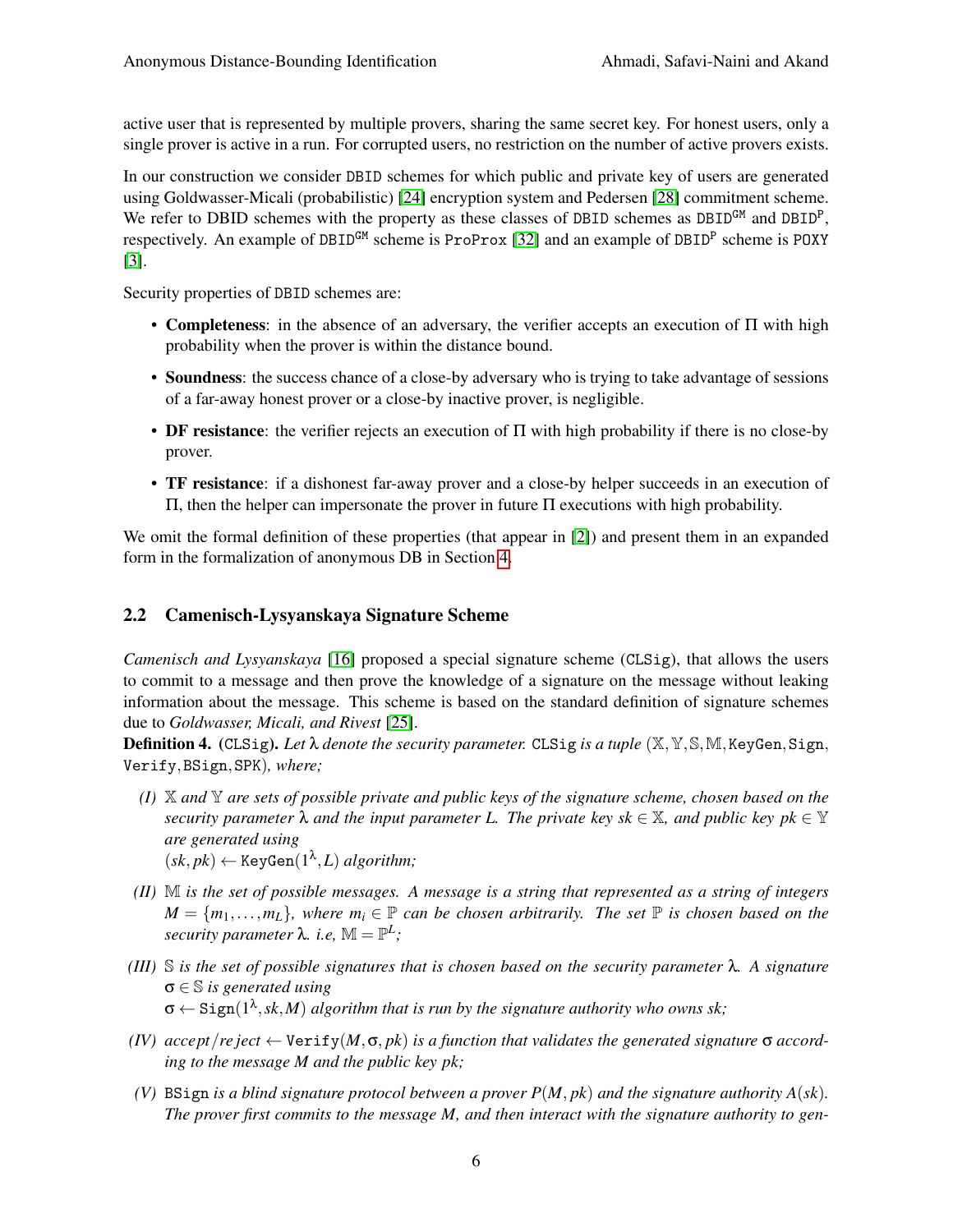active user that is represented by multiple provers, sharing the same secret key. For honest users, only a single prover is active in a run. For corrupted users, no restriction on the number of active provers exists.

In our construction we consider DBID schemes for which public and private key of users are generated using Goldwasser-Micali (probabilistic) [24] encryption system and Pedersen [28] commitment scheme. We refer to DBID schemes with the property as these classes of DBID schemes as $\mathtt{DBID}^{\mathtt{GM}}$ and $\mathtt{DBID}^{\mathtt{P}}$, respectively. An example of $\mathtt{DBID}^{\mathtt{GM}}$ scheme is ProProx [32] and an example of $\mathtt{DBID}^{\mathtt{P}}$ scheme is POXY [3].

Security properties of DBID schemes are:

- **Completeness**: in the absence of an adversary, the verifier accepts an execution of $\Pi$ with high probability when the prover is within the distance bound.
- **Soundness**: the success chance of a close-by adversary who is trying to take advantage of sessions of a far-away honest prover or a close-by inactive prover, is negligible.
- **DF resistance**: the verifier rejects an execution of $\Pi$ with high probability if there is no close-by prover.
- **TF resistance**: if a dishonest far-away prover and a close-by helper succeeds in an execution of $\Pi$, then the helper can impersonate the prover in future $\Pi$ executions with high probability.

We omit the formal definition of these properties (that appear in [2]) and present them in an expanded form in the formalization of anonymous DB in Section 4.

## 2.2 Camenisch-Lysyanskaya Signature Scheme

*Camenisch and Lysyanskaya* [16] proposed a special signature scheme (CLSig), that allows the users to commit to a message and then prove the knowledge of a signature on the message without leaking information about the message. This scheme is based on the standard definition of signature schemes due to *Goldwasser, Micali, and Rivest* [25].

**Definition 4.** (CLSig). *Let $\lambda$ denote the security parameter.* CLSig *is a tuple* $(\mathbb{X}, \mathbb{Y}, \mathbb{S}, \mathbb{M}, \mathtt{KeyGen}, \mathtt{Sign}, \mathtt{Verify}, \mathtt{BSign}, \mathtt{SPK})$*, where;*

*(I)* $\mathbb{X}$ *and* $\mathbb{Y}$ *are sets of possible private and public keys of the signature scheme, chosen based on the security parameter* $\lambda$ *and the input parameter* $L$*. The private key* $sk \in \mathbb{X}$*, and public key* $pk \in \mathbb{Y}$ *are generated using*
$(sk, pk) \leftarrow \mathtt{KeyGen}(1^{\lambda}, L)$ *algorithm;*

*(II)* $\mathbb{M}$ *is the set of possible messages. A message is a string that represented as a string of integers* $M = \{m_1, \ldots, m_L\}$*, where* $m_i \in \mathbb{P}$ *can be chosen arbitrarily. The set* $\mathbb{P}$ *is chosen based on the security parameter* $\lambda$*. i.e,* $\mathbb{M} = \mathbb{P}^L$*;*

*(III)* $\mathbb{S}$ *is the set of possible signatures that is chosen based on the security parameter* $\lambda$*. A signature* $\sigma \in \mathbb{S}$ *is generated using*
$\sigma \leftarrow \mathtt{Sign}(1^{\lambda}, sk, M)$ *algorithm that is run by the signature authority who owns* $sk$*;*

*(IV)* $accept/reject \leftarrow \mathtt{Verify}(M, \sigma, pk)$ *is a function that validates the generated signature* $\sigma$ *according to the message* $M$ *and the public key* $pk$*;*

*(V)* BSign *is a blind signature protocol between a prover* $P(M, pk)$ *and the signature authority* $A(sk)$*. The prover first commits to the message* $M$*, and then interact with the signature authority to gen-*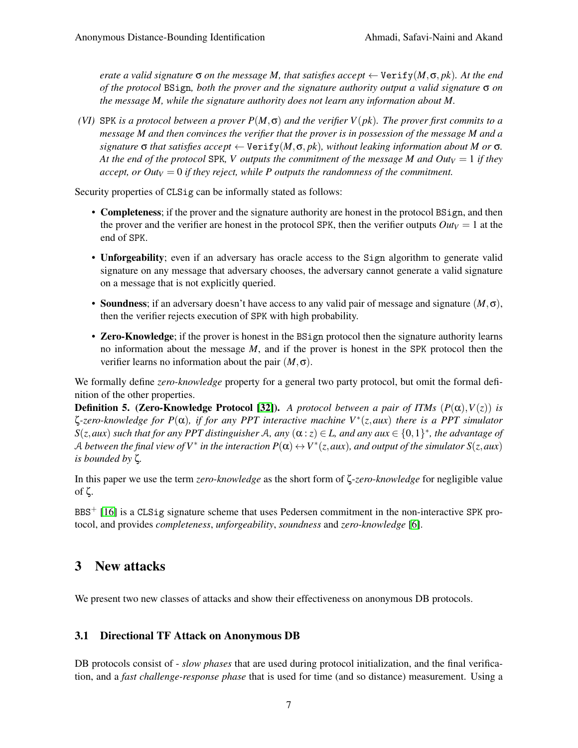*erate a valid signature $\sigma$ on the message $M$, that satisfies $accept \leftarrow \texttt{Verify}(M, \sigma, pk)$. At the end of the protocol* BSign*, both the prover and the signature authority output a valid signature $\sigma$ on the message $M$, while the signature authority does not learn any information about $M$.*

*(VI)* SPK *is a protocol between a prover $P(M, \sigma)$ and the verifier $V(pk)$. The prover first commits to a message $M$ and then convinces the verifier that the prover is in possession of the message $M$ and a signature $\sigma$ that satisfies $accept \leftarrow \texttt{Verify}(M, \sigma, pk)$, without leaking information about $M$ or $\sigma$. At the end of the protocol* SPK*, $V$ outputs the commitment of the message $M$ and $Out_V = 1$ if they accept, or $Out_V = 0$ if they reject, while $P$ outputs the randomness of the commitment.*

Security properties of CLSig can be informally stated as follows:

- **Completeness**; if the prover and the signature authority are honest in the protocol BSign, and then the prover and the verifier are honest in the protocol SPK, then the verifier outputs $Out_V = 1$ at the end of SPK.
- **Unforgeability**; even if an adversary has oracle access to the Sign algorithm to generate valid signature on any message that adversary chooses, the adversary cannot generate a valid signature on a message that is not explicitly queried.
- **Soundness**; if an adversary doesn't have access to any valid pair of message and signature $(M, \sigma)$, then the verifier rejects execution of SPK with high probability.
- **Zero-Knowledge**; if the prover is honest in the BSign protocol then the signature authority learns no information about the message $M$, and if the prover is honest in the SPK protocol then the verifier learns no information about the pair $(M, \sigma)$.

We formally define *zero-knowledge* property for a general two party protocol, but omit the formal definition of the other properties.

**Definition 5. (Zero-Knowledge Protocol [32]).** *A protocol between a pair of ITMs $(P(\alpha), V(z))$ is $\zeta$-zero-knowledge for $P(\alpha)$, if for any PPT interactive machine $V^*(z, aux)$ there is a PPT simulator $S(z, aux)$ such that for any PPT distinguisher $\mathcal{A}$, any $(\alpha : z) \in L$, and any $aux \in \{0,1\}^*$, the advantage of $\mathcal{A}$ between the final view of $V^*$ in the interaction $P(\alpha) \leftrightarrow V^*(z, aux)$, and output of the simulator $S(z, aux)$ is bounded by $\zeta$.*

In this paper we use the term *zero-knowledge* as the short form of $\zeta$-*zero-knowledge* for negligible value of $\zeta$.

$\text{BBS}^+$ [16] is a CLSig signature scheme that uses Pedersen commitment in the non-interactive SPK protocol, and provides *completeness*, *unforgeability*, *soundness* and *zero-knowledge* [6].

## 3 New attacks

We present two new classes of attacks and show their effectiveness on anonymous DB protocols.

### 3.1 Directional TF Attack on Anonymous DB

DB protocols consist of - *slow phases* that are used during protocol initialization, and the final verification, and a *fast challenge-response phase* that is used for time (and so distance) measurement. Using a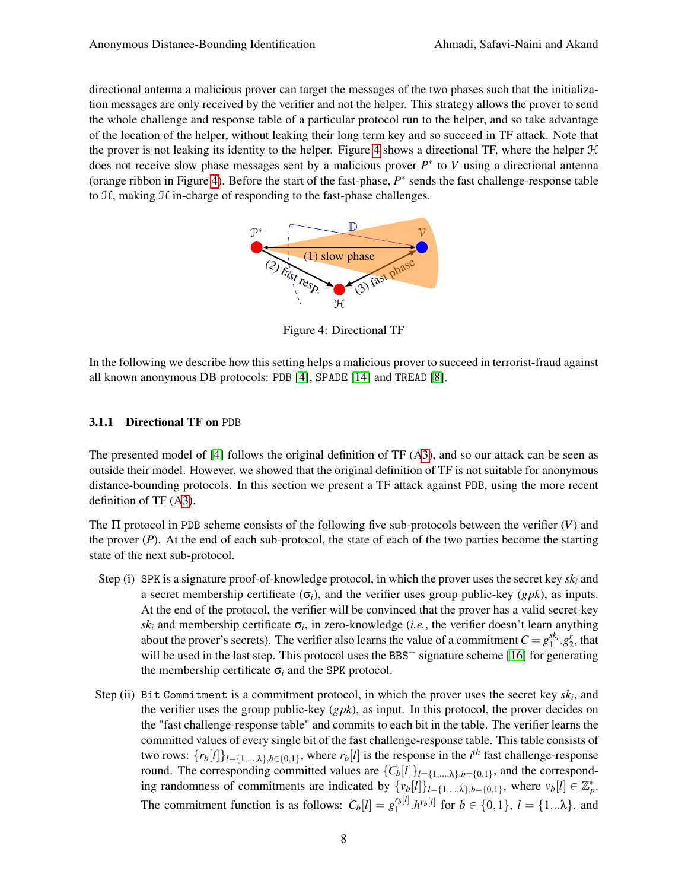directional antenna a malicious prover can target the messages of the two phases such that the initialization messages are only received by the verifier and not the helper. This strategy allows the prover to send the whole challenge and response table of a particular protocol run to the helper, and so take advantage of the location of the helper, without leaking their long term key and so succeed in TF attack. Note that the prover is not leaking its identity to the helper. Figure 4 shows a directional TF, where the helper $\mathcal{H}$ does not receive slow phase messages sent by a malicious prover $P^*$ to $V$ using a directional antenna (orange ribbon in Figure 4). Before the start of the fast-phase, $P^*$ sends the fast challenge-response table to $\mathcal{H}$, making $\mathcal{H}$ in-charge of responding to the fast-phase challenges.

Figure 4: Directional TF

In the following we describe how this setting helps a malicious prover to succeed in terrorist-fraud against all known anonymous DB protocols: PDB [4], SPADE [14] and TREAD [8].

### 3.1.1 Directional TF on PDB

The presented model of [4] follows the original definition of TF (A3), and so our attack can be seen as outside their model. However, we showed that the original definition of TF is not suitable for anonymous distance-bounding protocols. In this section we present a TF attack against PDB, using the more recent definition of TF (A3).

The $\Pi$ protocol in PDB scheme consists of the following five sub-protocols between the verifier ($V$) and the prover ($P$). At the end of each sub-protocol, the state of each of the two parties become the starting state of the next sub-protocol.

- Step (i) SPK is a signature proof-of-knowledge protocol, in which the prover uses the secret key $sk_i$ and a secret membership certificate ($\sigma_i$), and the verifier uses group public-key ($gpk$), as inputs. At the end of the protocol, the verifier will be convinced that the prover has a valid secret-key $sk_i$ and membership certificate $\sigma_i$, in zero-knowledge (*i.e.*, the verifier doesn't learn anything about the prover's secrets). The verifier also learns the value of a commitment $C = g_1^{sk_i}.g_2^r$, that will be used in the last step. This protocol uses the BBS$^+$ signature scheme [16] for generating the membership certificate $\sigma_i$ and the SPK protocol.

- Step (ii) Bit Commitment is a commitment protocol, in which the prover uses the secret key $sk_i$, and the verifier uses the group public-key ($gpk$), as input. In this protocol, the prover decides on the "fast challenge-response table" and commits to each bit in the table. The verifier learns the committed values of every single bit of the fast challenge-response table. This table consists of two rows: $\{r_b[l]\}_{l=\{1,\ldots,\lambda\},b\in\{0,1\}}$, where $r_b[l]$ is the response in the $i^{th}$ fast challenge-response round. The corresponding committed values are $\{C_b[l]\}_{l=\{1,\ldots,\lambda\},b=\{0,1\}}$, and the corresponding randomness of commitments are indicated by $\{v_b[l]\}_{l=\{1,\ldots,\lambda\},b=\{0,1\}}$, where $v_b[l] \in \mathbb{Z}_p^*$. The commitment function is as follows: $C_b[l] = g_1^{r_b[l]}.h^{v_b[l]}$ for $b \in \{0,1\}$, $l = \{1\ldots\lambda\}$, and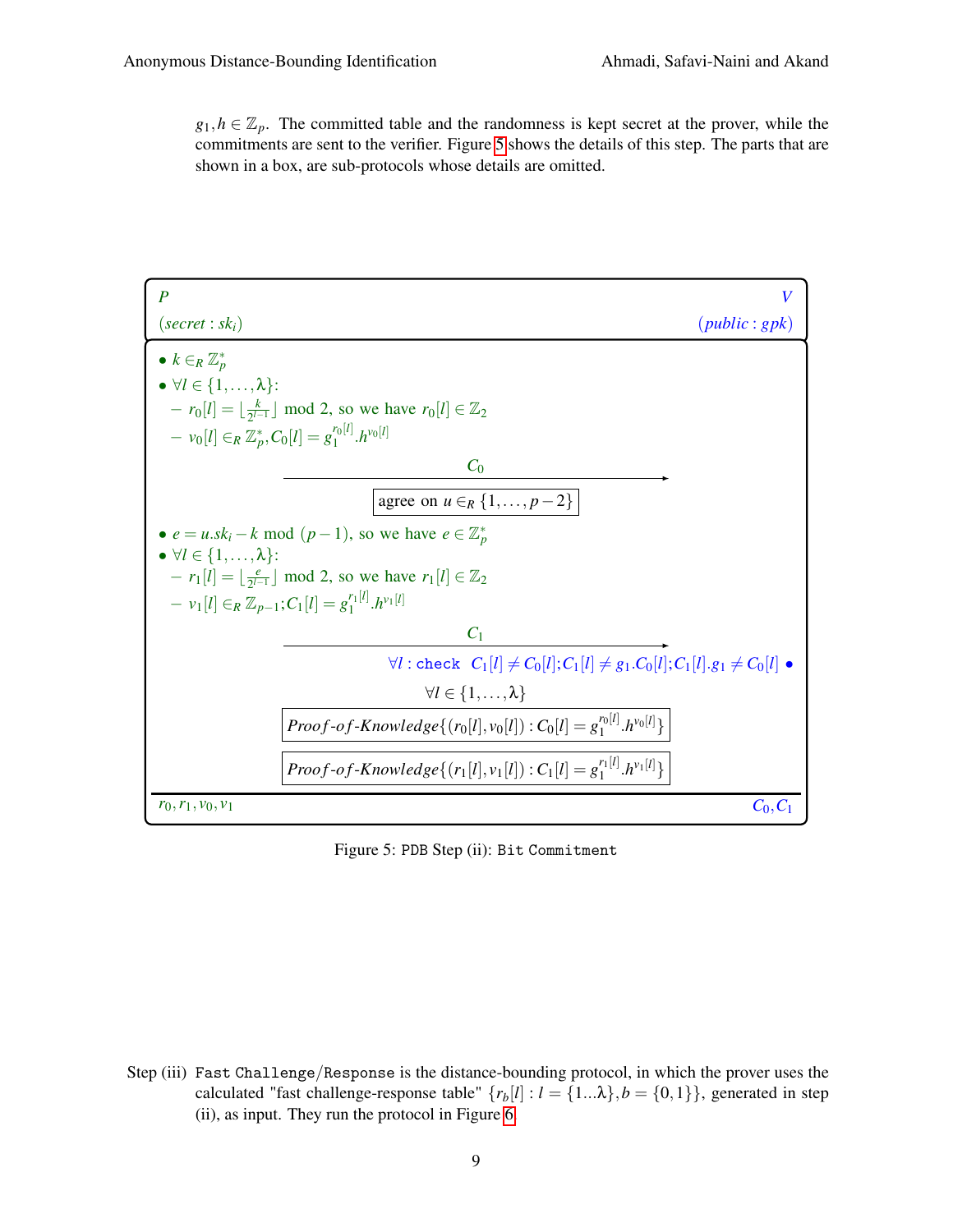$g_1, h \in \mathbb{Z}_p$. The committed table and the randomness is kept secret at the prover, while the commitments are sent to the verifier. Figure 5 shows the details of this step. The parts that are shown in a box, are sub-protocols whose details are omitted.

**P** (secret : $sk_i$) — **V** (public : $gpk$)

- $k \in_R \mathbb{Z}_p^*$
- $\forall l \in \{1, \ldots, \lambda\}$:
  - $r_0[l] = \lfloor \frac{k}{2^{l-1}} \rfloor \bmod 2$, so we have $r_0[l] \in \mathbb{Z}_2$
  - $v_0[l] \in_R \mathbb{Z}_p^*, C_0[l] = g_1^{r_0[l]}.h^{v_0[l]}$

$P \xrightarrow{C_0} V$

[ agree on $u \in_R \{1, \ldots, p-2\}$ ]

- $e = u.sk_i - k \bmod (p-1)$, so we have $e \in \mathbb{Z}_p^*$
- $\forall l \in \{1, \ldots, \lambda\}$:
  - $r_1[l] = \lfloor \frac{e}{2^{l-1}} \rfloor \bmod 2$, so we have $r_1[l] \in \mathbb{Z}_2$
  - $v_1[l] \in_R \mathbb{Z}_{p-1}; C_1[l] = g_1^{r_1[l]}.h^{v_1[l]}$

$P \xrightarrow{C_1} V$

V: $\forall l$ : `check` $C_1[l] \neq C_0[l]; C_1[l] \neq g_1.C_0[l]; C_1[l].g_1 \neq C_0[l]$

$\forall l \in \{1, \ldots, \lambda\}$

[ $Proof\text{-}of\text{-}Knowledge\{(r_0[l], v_0[l]) : C_0[l] = g_1^{r_0[l]}.h^{v_0[l]}\}$ ]

[ $Proof\text{-}of\text{-}Knowledge\{(r_1[l], v_1[l]) : C_1[l] = g_1^{r_1[l]}.h^{v_1[l]}\}$ ]

P output: $r_0, r_1, v_0, v_1$ — V output: $C_0, C_1$

Figure 5: `PDB` Step (ii): `Bit Commitment`

Step (iii) `Fast Challenge/Response` is the distance-bounding protocol, in which the prover uses the calculated "fast challenge-response table" $\{r_b[l] : l = \{1 \ldots \lambda\}, b = \{0, 1\}\}$, generated in step (ii), as input. They run the protocol in Figure 6.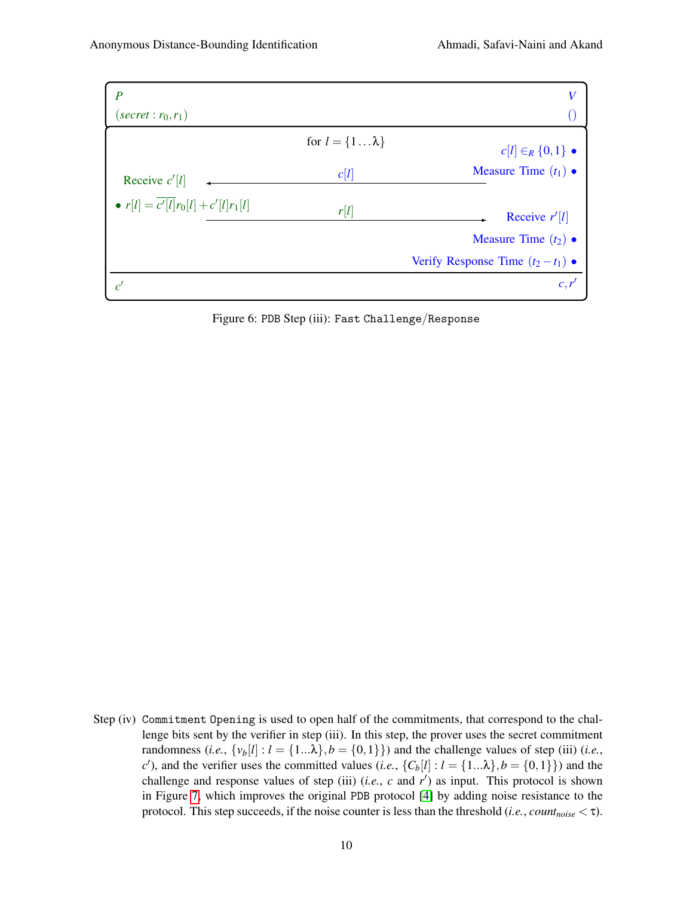| $P$ | | $V$ |
|---|---|---|
| $(secret : r_0, r_1)$ | | $()$ |
| | for $l = \{1 \dots \lambda\}$ | $c[l] \in_R \{0,1\}$ • |
| Receive $c'[l]$ | $\xleftarrow{c[l]}$ | Measure Time $(t_1)$ • |
| • $r[l] = \overline{c'[l]} r_0[l] + c'[l] r_1[l]$ | $\xrightarrow{r[l]}$ | Receive $r'[l]$ |
| | | Measure Time $(t_2)$ • |
| | | Verify Response Time $(t_2 - t_1)$ • |
| $c'$ | | $c, r'$ |

Figure 6: PDB Step (iii): `Fast Challenge/Response`

Step (iv) `Commitment Opening` is used to open half of the commitments, that correspond to the challenge bits sent by the verifier in step (iii). In this step, the prover uses the secret commitment randomness (*i.e.*, $\{v_b[l] : l = \{1...\lambda\}, b = \{0,1\}\}$) and the challenge values of step (iii) (*i.e.*, $c'$), and the verifier uses the committed values (*i.e.*, $\{C_b[l] : l = \{1...\lambda\}, b = \{0,1\}\}$) and the challenge and response values of step (iii) (*i.e.*, $c$ and $r'$) as input. This protocol is shown in Figure 7, which improves the original PDB protocol [4] by adding noise resistance to the protocol. This step succeeds, if the noise counter is less than the threshold (*i.e.*, $count_{noise} < \tau$).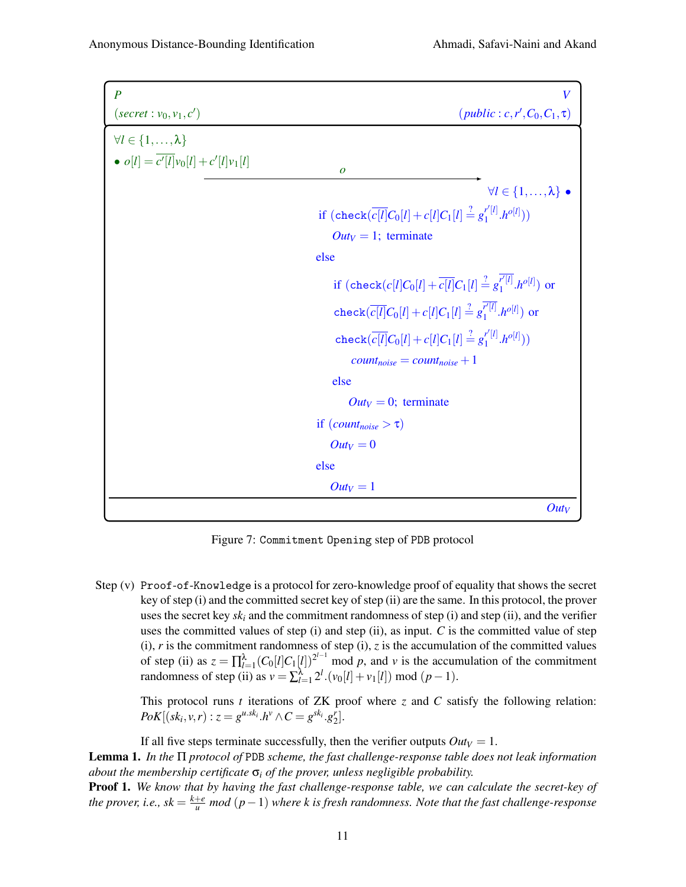| $P$ | | $V$ |
|---|---|---|
| $(secret: v_0, v_1, c')$ | | $(public: c, r', C_0, C_1, \tau)$ |
| $\forall l \in \{1,\ldots,\lambda\}$ | | |
| • $o[l] = \overline{c'[l]}v_0[l] + c'[l]v_1[l]$ | $\xrightarrow{\quad o \quad}$ | |
| | | $\forall l \in \{1,\ldots,\lambda\}$ • |
| | | if $(\mathtt{check}(\overline{c[l]}C_0[l] + c[l]C_1[l] \stackrel{?}{=} g_1^{r'[l]}.h^{o[l]}))$ |
| | | $Out_V = 1$; terminate |
| | | else |
| | | if $(\mathtt{check}(c[l]C_0[l] + \overline{c[l]}C_1[l] \stackrel{?}{=} g_1^{\overline{r'[l]}}.h^{o[l]})$ or |
| | | $\mathtt{check}(\overline{c[l]}C_0[l] + c[l]C_1[l] \stackrel{?}{=} g_1^{\overline{r'[l]}}.h^{o[l]})$ or |
| | | $\mathtt{check}(\overline{c[l]}C_0[l] + c[l]C_1[l] \stackrel{?}{=} g_1^{r'[l]}.h^{o[l]}))$ |
| | | $count_{noise} = count_{noise} + 1$ |
| | | else |
| | | $Out_V = 0$; terminate |
| | | if $(count_{noise} > \tau)$ |
| | | $Out_V = 0$ |
| | | else |
| | | $Out_V = 1$ |
| | | $Out_V$ |

Figure 7: `Commitment Opening` step of `PDB` protocol

Step (v) `Proof-of-Knowledge` is a protocol for zero-knowledge proof of equality that shows the secret key of step (i) and the committed secret key of step (ii) are the same. In this protocol, the prover uses the secret key $sk_i$ and the commitment randomness of step (i) and step (ii), and the verifier uses the committed values of step (i) and step (ii), as input. $C$ is the committed value of step (i), $r$ is the commitment randomness of step (i), $z$ is the accumulation of the committed values of step (ii) as $z = \prod_{l=1}^{\lambda}(C_0[l]C_1[l])^{2^{l-1}} \bmod p$, and $v$ is the accumulation of the commitment randomness of step (ii) as $v = \sum_{l=1}^{\lambda} 2^l.(v_0[l] + v_1[l]) \bmod (p-1)$.

This protocol runs $t$ iterations of ZK proof where $z$ and $C$ satisfy the following relation: $PoK[(sk_i, v, r) : z = g^{u.sk_i}.h^v \wedge C = g^{sk_i}.g_2^r]$.

If all five steps terminate successfully, then the verifier outputs $Out_V = 1$.

**Lemma 1.** *In the $\Pi$ protocol of* `PDB` *scheme, the fast challenge-response table does not leak information about the membership certificate $\sigma_i$ of the prover, unless negligible probability.*

**Proof 1.** *We know that by having the fast challenge-response table, we can calculate the secret-key of the prover, i.e., $sk = \frac{k+e}{u} \bmod (p-1)$ where $k$ is fresh randomness. Note that the fast challenge-response*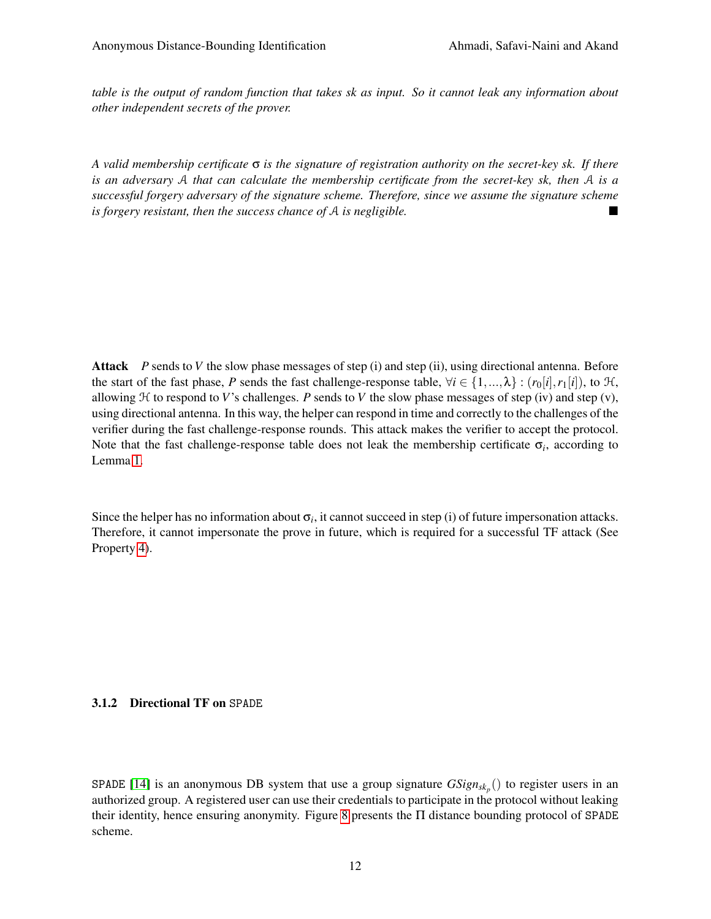*table is the output of random function that takes sk as input. So it cannot leak any information about other independent secrets of the prover.*

*A valid membership certificate σ is the signature of registration authority on the secret-key sk. If there is an adversary $\mathcal{A}$ that can calculate the membership certificate from the secret-key sk, then $\mathcal{A}$ is a successful forgery adversary of the signature scheme. Therefore, since we assume the signature scheme is forgery resistant, then the success chance of $\mathcal{A}$ is negligible.* ■

**Attack** $P$ sends to $V$ the slow phase messages of step (i) and step (ii), using directional antenna. Before the start of the fast phase, $P$ sends the fast challenge-response table, $\forall i \in \{1,...,\lambda\} : (r_0[i], r_1[i])$, to $\mathcal{H}$, allowing $\mathcal{H}$ to respond to $V$'s challenges. $P$ sends to $V$ the slow phase messages of step (iv) and step (v), using directional antenna. In this way, the helper can respond in time and correctly to the challenges of the verifier during the fast challenge-response rounds. This attack makes the verifier to accept the protocol. Note that the fast challenge-response table does not leak the membership certificate $\sigma_i$, according to Lemma 1.

Since the helper has no information about $\sigma_i$, it cannot succeed in step (i) of future impersonation attacks. Therefore, it cannot impersonate the prove in future, which is required for a successful TF attack (See Property 4).

#### 3.1.2 Directional TF on SPADE

SPADE [14] is an anonymous DB system that use a group signature $GSign_{sk_p}()$ to register users in an authorized group. A registered user can use their credentials to participate in the protocol without leaking their identity, hence ensuring anonymity. Figure 8 presents the $\Pi$ distance bounding protocol of SPADE scheme.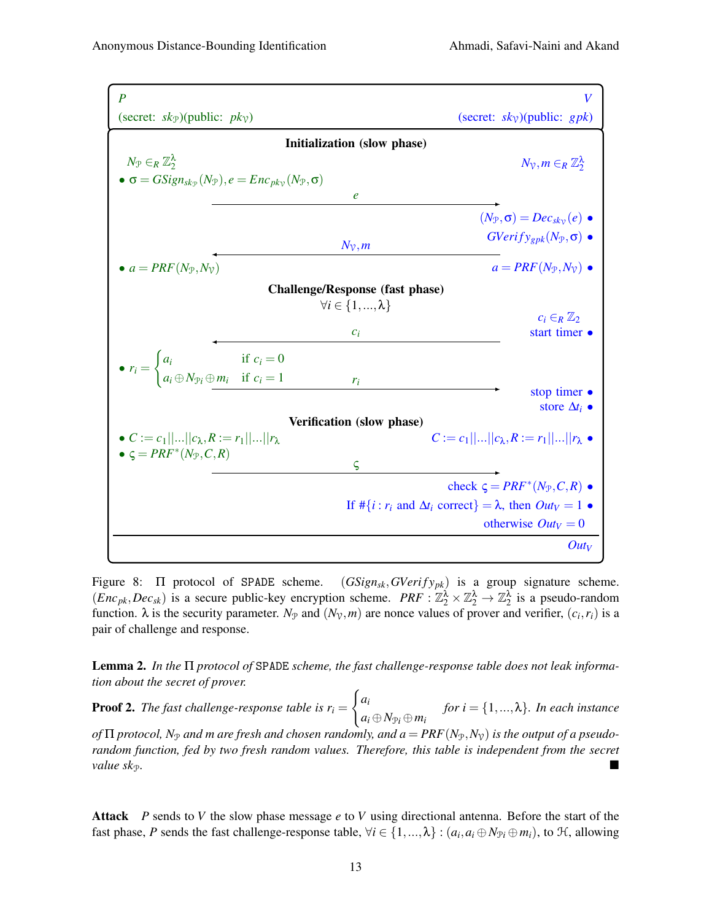| $P$ | | $V$ |
|---|---|---|
| (secret: $sk_{\mathcal{P}}$)(public: $pk_{\mathcal{V}}$) | | (secret: $sk_{\mathcal{V}}$)(public: $gpk$) |
| | **Initialization (slow phase)** | |
| $N_{\mathcal{P}} \in_R \mathbb{Z}_2^{\lambda}$ | | $N_{\mathcal{V}}, m \in_R \mathbb{Z}_2^{\lambda}$ |
| • $\sigma = GSign_{sk_{\mathcal{P}}}(N_{\mathcal{P}}), e = Enc_{pk_{\mathcal{V}}}(N_{\mathcal{P}}, \sigma)$ | | |
| | $\xrightarrow{\quad e \quad}$ | |
| | | $(N_{\mathcal{P}}, \sigma) = Dec_{sk_{\mathcal{V}}}(e)$ • |
| | | $GVerify_{gpk}(N_{\mathcal{P}}, \sigma)$ • |
| | $\xleftarrow{\quad N_{\mathcal{V}}, m \quad}$ | |
| • $a = PRF(N_{\mathcal{P}}, N_{\mathcal{V}})$ | | $a = PRF(N_{\mathcal{P}}, N_{\mathcal{V}})$ • |
| | **Challenge/Response (fast phase)** $\forall i \in \{1, ..., \lambda\}$ | |
| | | $c_i \in_R \mathbb{Z}_2$ |
| | | start timer • |
| | $\xleftarrow{\quad c_i \quad}$ | |
| • $r_i = \begin{cases} a_i & \text{if } c_i = 0 \\ a_i \oplus N_{\mathcal{P}i} \oplus m_i & \text{if } c_i = 1 \end{cases}$ | | |
| | $\xrightarrow{\quad r_i \quad}$ | |
| | | stop timer • |
| | | store $\Delta t_i$ • |
| | **Verification (slow phase)** | |
| • $C := c_1 \| ... \| c_{\lambda}, R := r_1 \| ... \| r_{\lambda}$ | | $C := c_1 \| ... \| c_{\lambda}, R := r_1 \| ... \| r_{\lambda}$ • |
| • $\varsigma = PRF^*(N_{\mathcal{P}}, C, R)$ | | |
| | $\xrightarrow{\quad \varsigma \quad}$ | |
| | | check $\varsigma = PRF^*(N_{\mathcal{P}}, C, R)$ • |
| | | If $\#\{i : r_i$ and $\Delta t_i$ correct$\} = \lambda$, then $Out_V = 1$ • |
| | | otherwise $Out_V = 0$ |
| | | $Out_V$ |

Figure 8: $\Pi$ protocol of SPADE scheme. $(GSign_{sk}, GVerify_{pk})$ is a group signature scheme. $(Enc_{pk}, Dec_{sk})$ is a secure public-key encryption scheme. $PRF : \mathbb{Z}_2^{\lambda} \times \mathbb{Z}_2^{\lambda} \rightarrow \mathbb{Z}_2^{\lambda}$ is a pseudo-random function. $\lambda$ is the security parameter. $N_{\mathcal{P}}$ and $(N_{\mathcal{V}}, m)$ are nonce values of prover and verifier, $(c_i, r_i)$ is a pair of challenge and response.

**Lemma 2.** *In the $\Pi$ protocol of SPADE scheme, the fast challenge-response table does not leak information about the secret of prover.*

**Proof 2.** *The fast challenge-response table is* $r_i = \begin{cases} a_i \\ a_i \oplus N_{\mathcal{P}i} \oplus m_i \end{cases}$ *for $i = \{1, ..., \lambda\}$. In each instance of $\Pi$ protocol, $N_{\mathcal{P}}$ and $m$ are fresh and chosen randomly, and $a = PRF(N_{\mathcal{P}}, N_{\mathcal{V}})$ is the output of a pseudo-random function, fed by two fresh random values. Therefore, this table is independent from the secret value $sk_{\mathcal{P}}$.* ■

**Attack** $P$ sends to $V$ the slow phase message $e$ to $V$ using directional antenna. Before the start of the fast phase, $P$ sends the fast challenge-response table, $\forall i \in \{1, ..., \lambda\} : (a_i, a_i \oplus N_{\mathcal{P}i} \oplus m_i)$, to $\mathcal{H}$, allowing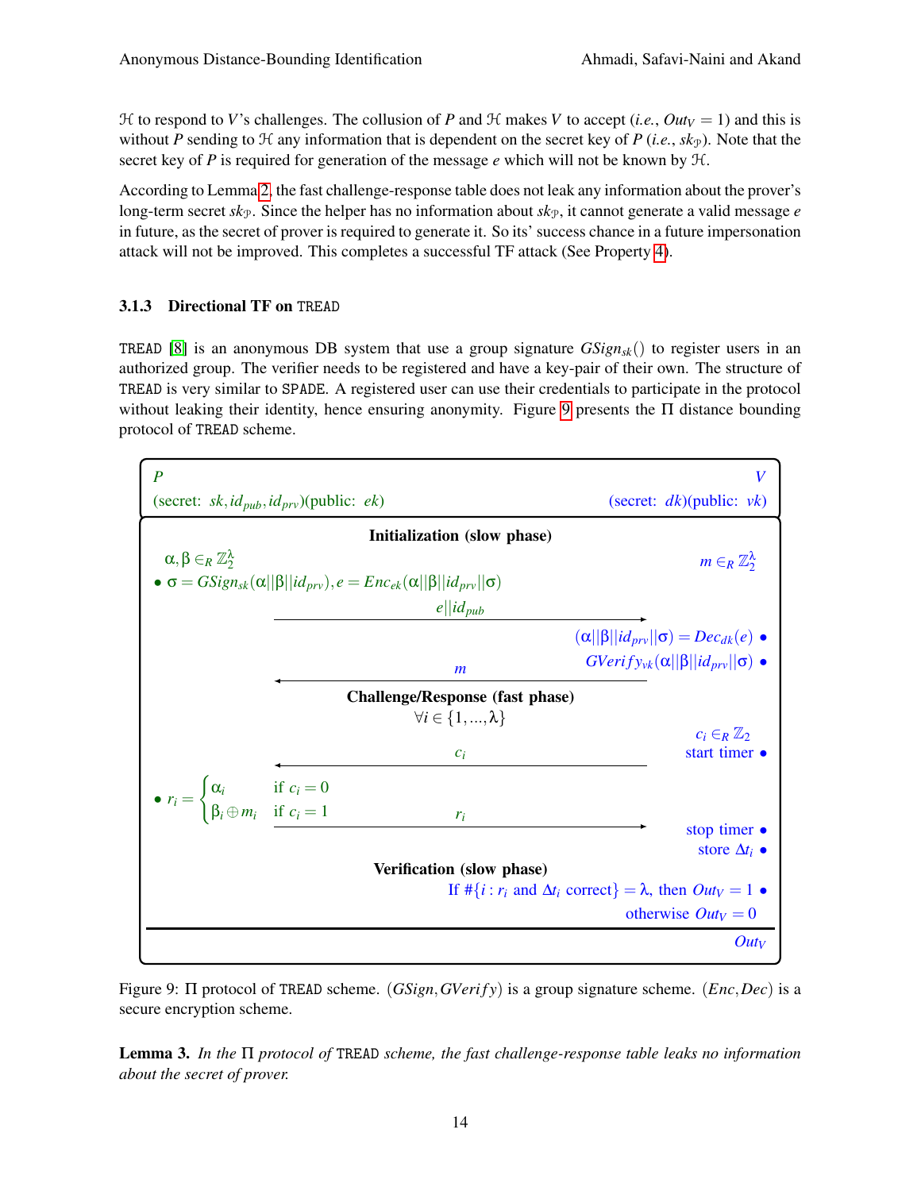$\mathcal{H}$ to respond to $V$'s challenges. The collusion of $P$ and $\mathcal{H}$ makes $V$ to accept (*i.e.*, $Out_V = 1$) and this is without $P$ sending to $\mathcal{H}$ any information that is dependent on the secret key of $P$ (*i.e.*, $sk_{\mathcal{P}}$). Note that the secret key of $P$ is required for generation of the message $e$ which will not be known by $\mathcal{H}$.

According to Lemma 2, the fast challenge-response table does not leak any information about the prover's long-term secret $sk_{\mathcal{P}}$. Since the helper has no information about $sk_{\mathcal{P}}$, it cannot generate a valid message $e$ in future, as the secret of prover is required to generate it. So its' success chance in a future impersonation attack will not be improved. This completes a successful TF attack (See Property 4).

### 3.1.3 Directional TF on TREAD

TREAD [8] is an anonymous DB system that use a group signature $GSign_{sk}()$ to register users in an authorized group. The verifier needs to be registered and have a key-pair of their own. The structure of TREAD is very similar to SPADE. A registered user can use their credentials to participate in the protocol without leaking their identity, hence ensuring anonymity. Figure 9 presents the $\Pi$ distance bounding protocol of TREAD scheme.

| $P$ (secret: $sk, id_{pub}, id_{prv}$)(public: $ek$) | | $V$ (secret: $dk$)(public: $vk$) |
|---|---|---|
| | **Initialization (slow phase)** | |
| $\alpha, \beta \in_R \mathbb{Z}_2^{\lambda}$ | | $m \in_R \mathbb{Z}_2^{\lambda}$ |
| • $\sigma = GSign_{sk}(\alpha \Vert \beta \Vert id_{prv}), e = Enc_{ek}(\alpha \Vert \beta \Vert id_{prv} \Vert \sigma)$ | | |
| | $e \Vert id_{pub}$ $\longrightarrow$ | |
| | | $(\alpha \Vert \beta \Vert id_{prv} \Vert \sigma) = Dec_{dk}(e)$ • |
| | | $GVerify_{vk}(\alpha \Vert \beta \Vert id_{prv} \Vert \sigma)$ • |
| | $\longleftarrow$ $m$ | |
| | **Challenge/Response (fast phase)** $\forall i \in \{1,\ldots,\lambda\}$ | |
| | | $c_i \in_R \mathbb{Z}_2$ |
| | | start timer • |
| | $\longleftarrow$ $c_i$ | |
| • $r_i = \begin{cases} \alpha_i & \text{if } c_i = 0 \\ \beta_i \oplus m_i & \text{if } c_i = 1 \end{cases}$ | $r_i$ $\longrightarrow$ | |
| | | stop timer • |
| | | store $\Delta t_i$ • |
| | **Verification (slow phase)** | |
| | | If $\#\{i : r_i \text{ and } \Delta t_i \text{ correct}\} = \lambda$, then $Out_V = 1$ • |
| | | otherwise $Out_V = 0$ |
| | | $Out_V$ |

Figure 9: $\Pi$ protocol of TREAD scheme. $(GSign, GVerify)$ is a group signature scheme. $(Enc, Dec)$ is a secure encryption scheme.

**Lemma 3.** *In the $\Pi$ protocol of* TREAD *scheme, the fast challenge-response table leaks no information about the secret of prover.*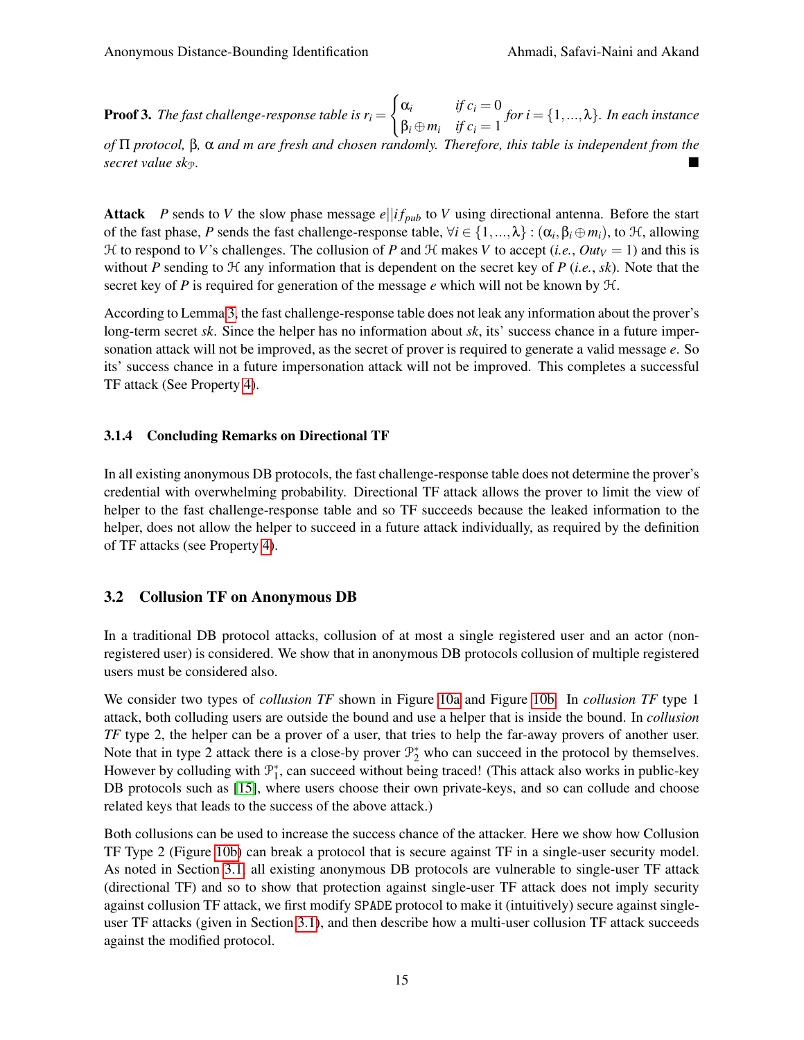**Proof 3.** *The fast challenge-response table is* $r_i = \begin{cases} \alpha_i & \text{if } c_i = 0 \\ \beta_i \oplus m_i & \text{if } c_i = 1 \end{cases}$ *for* $i = \{1, ..., \lambda\}$. *In each instance of* $\Pi$ *protocol,* $\beta$, $\alpha$ *and* $m$ *are fresh and chosen randomly. Therefore, this table is independent from the secret value* $sk_{\mathcal{P}}$. ■

**Attack** $P$ sends to $V$ the slow phase message $e||if_{pub}$ to $V$ using directional antenna. Before the start of the fast phase, $P$ sends the fast challenge-response table, $\forall i \in \{1, ..., \lambda\} : (\alpha_i, \beta_i \oplus m_i)$, to $\mathcal{H}$, allowing $\mathcal{H}$ to respond to $V$'s challenges. The collusion of $P$ and $\mathcal{H}$ makes $V$ to accept (*i.e.*, $Out_V = 1$) and this is without $P$ sending to $\mathcal{H}$ any information that is dependent on the secret key of $P$ (*i.e.*, $sk$). Note that the secret key of $P$ is required for generation of the message $e$ which will not be known by $\mathcal{H}$.

According to Lemma 3, the fast challenge-response table does not leak any information about the prover's long-term secret $sk$. Since the helper has no information about $sk$, its' success chance in a future impersonation attack will not be improved, as the secret of prover is required to generate a valid message $e$. So its' success chance in a future impersonation attack will not be improved. This completes a successful TF attack (See Property 4).

#### 3.1.4 Concluding Remarks on Directional TF

In all existing anonymous DB protocols, the fast challenge-response table does not determine the prover's credential with overwhelming probability. Directional TF attack allows the prover to limit the view of helper to the fast challenge-response table and so TF succeeds because the leaked information to the helper, does not allow the helper to succeed in a future attack individually, as required by the definition of TF attacks (see Property 4).

### 3.2 Collusion TF on Anonymous DB

In a traditional DB protocol attacks, collusion of at most a single registered user and an actor (non-registered user) is considered. We show that in anonymous DB protocols collusion of multiple registered users must be considered also.

We consider two types of *collusion TF* shown in Figure 10a and Figure 10b. In *collusion TF* type 1 attack, both colluding users are outside the bound and use a helper that is inside the bound. In *collusion TF* type 2, the helper can be a prover of a user, that tries to help the far-away provers of another user. Note that in type 2 attack there is a close-by prover $\mathcal{P}_2^*$ who can succeed in the protocol by themselves. However by colluding with $\mathcal{P}_1^*$, can succeed without being traced! (This attack also works in public-key DB protocols such as [15], where users choose their own private-keys, and so can collude and choose related keys that leads to the success of the above attack.)

Both collusions can be used to increase the success chance of the attacker. Here we show how Collusion TF Type 2 (Figure 10b) can break a protocol that is secure against TF in a single-user security model. As noted in Section 3.1, all existing anonymous DB protocols are vulnerable to single-user TF attack (directional TF) and so to show that protection against single-user TF attack does not imply security against collusion TF attack, we first modify SPADE protocol to make it (intuitively) secure against single-user TF attacks (given in Section 3.1), and then describe how a multi-user collusion TF attack succeeds against the modified protocol.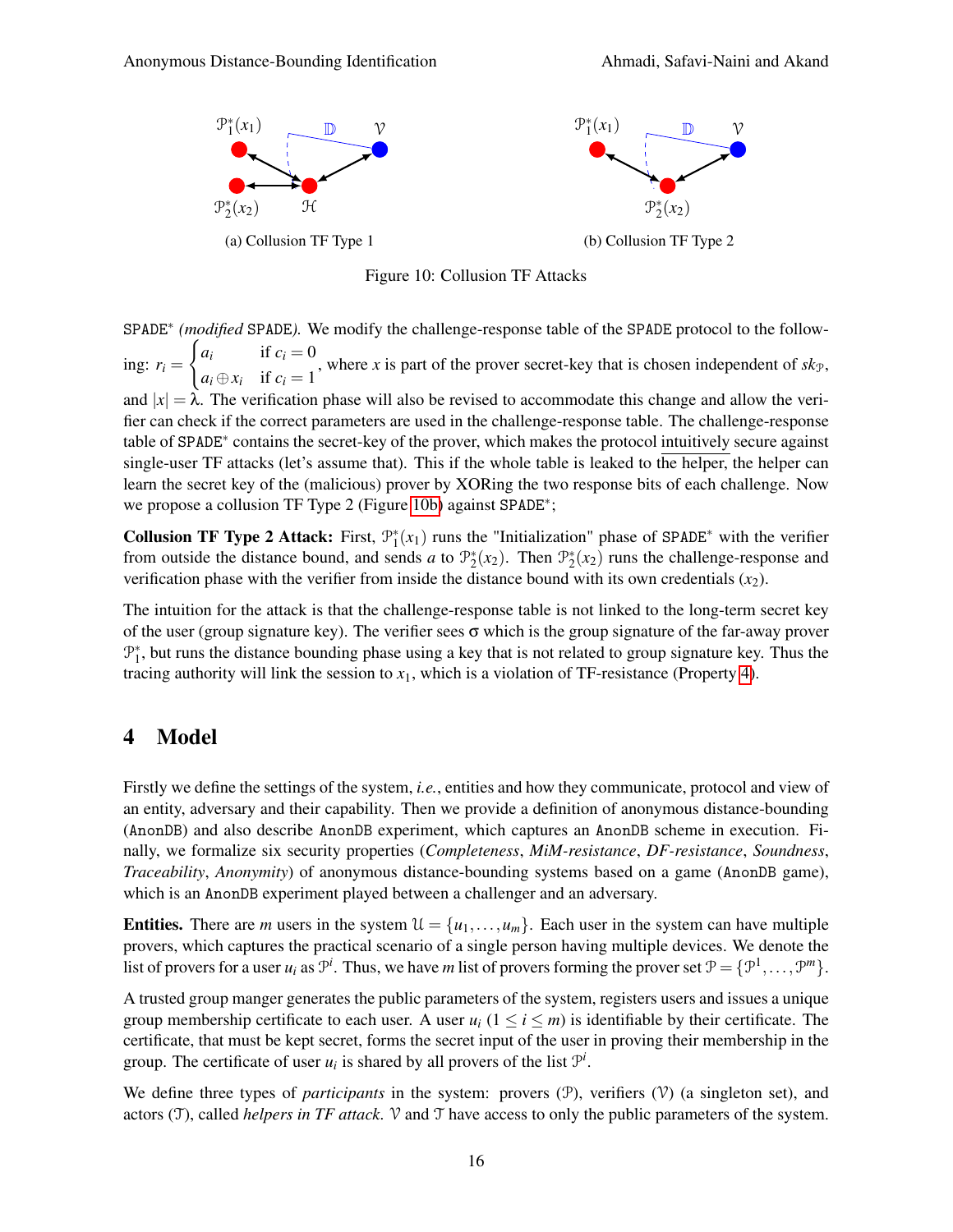(a) Collusion TF Type 1

(b) Collusion TF Type 2

Figure 10: Collusion TF Attacks

SPADE$^*$ *(modified* SPADE*).* We modify the challenge-response table of the SPADE protocol to the following: $r_i = \begin{cases} a_i & \text{if } c_i = 0 \\ a_i \oplus x_i & \text{if } c_i = 1 \end{cases}$, where $x$ is part of the prover secret-key that is chosen independent of $sk_{\mathcal{P}}$, and $|x| = \lambda$. The verification phase will also be revised to accommodate this change and allow the verifier can check if the correct parameters are used in the challenge-response table. The challenge-response table of SPADE$^*$ contains the secret-key of the prover, which makes the protocol intuitively secure against single-user TF attacks (let's assume that). This if the whole table is leaked to the helper, the helper can learn the secret key of the (malicious) prover by XORing the two response bits of each challenge. Now we propose a collusion TF Type 2 (Figure 10b) against SPADE$^*$;

**Collusion TF Type 2 Attack:** First, $\mathcal{P}_1^*(x_1)$ runs the "Initialization" phase of SPADE$^*$ with the verifier from outside the distance bound, and sends $a$ to $\mathcal{P}_2^*(x_2)$. Then $\mathcal{P}_2^*(x_2)$ runs the challenge-response and verification phase with the verifier from inside the distance bound with its own credentials ($x_2$).

The intuition for the attack is that the challenge-response table is not linked to the long-term secret key of the user (group signature key). The verifier sees $\sigma$ which is the group signature of the far-away prover $\mathcal{P}_1^*$, but runs the distance bounding phase using a key that is not related to group signature key. Thus the tracing authority will link the session to $x_1$, which is a violation of TF-resistance (Property 4).

# 4 Model

Firstly we define the settings of the system, *i.e.*, entities and how they communicate, protocol and view of an entity, adversary and their capability. Then we provide a definition of anonymous distance-bounding (AnonDB) and also describe AnonDB experiment, which captures an AnonDB scheme in execution. Finally, we formalize six security properties (*Completeness*, *MiM-resistance*, *DF-resistance*, *Soundness*, *Traceability*, *Anonymity*) of anonymous distance-bounding systems based on a game (AnonDB game), which is an AnonDB experiment played between a challenger and an adversary.

**Entities.** There are $m$ users in the system $\mathcal{U} = \{u_1, \dots, u_m\}$. Each user in the system can have multiple provers, which captures the practical scenario of a single person having multiple devices. We denote the list of provers for a user $u_i$ as $\mathcal{P}^i$. Thus, we have $m$ list of provers forming the prover set $\mathcal{P} = \{\mathcal{P}^1, \dots, \mathcal{P}^m\}$.

A trusted group manger generates the public parameters of the system, registers users and issues a unique group membership certificate to each user. A user $u_i$ ($1 \le i \le m$) is identifiable by their certificate. The certificate, that must be kept secret, forms the secret input of the user in proving their membership in the group. The certificate of user $u_i$ is shared by all provers of the list $\mathcal{P}^i$.

We define three types of *participants* in the system: provers ($\mathcal{P}$), verifiers ($\mathcal{V}$) (a singleton set), and actors ($\mathcal{T}$), called *helpers in TF attack*. $\mathcal{V}$ and $\mathcal{T}$ have access to only the public parameters of the system.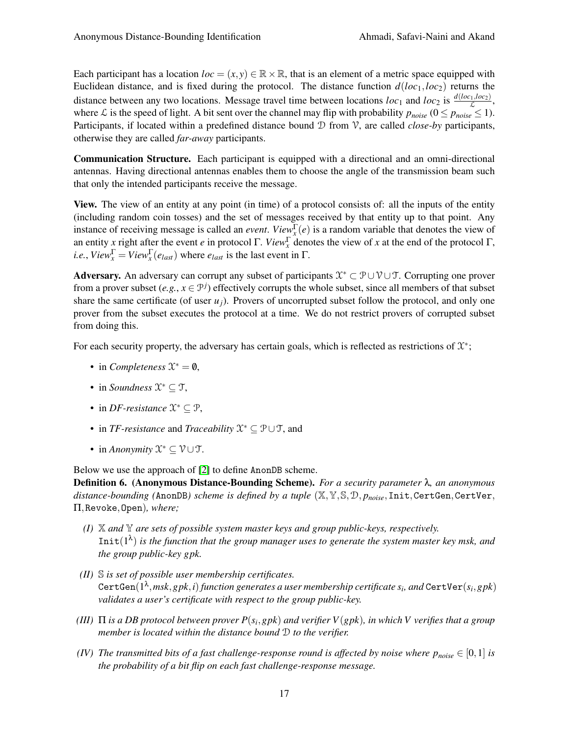Each participant has a location $loc = (x, y) \in \mathbb{R} \times \mathbb{R}$, that is an element of a metric space equipped with Euclidean distance, and is fixed during the protocol. The distance function $d(loc_1, loc_2)$ returns the distance between any two locations. Message travel time between locations $loc_1$ and $loc_2$ is $\frac{d(loc_1, loc_2)}{\mathcal{L}}$, where $\mathcal{L}$ is the speed of light. A bit sent over the channel may flip with probability $p_{noise}$ ($0 \leq p_{noise} \leq 1$). Participants, if located within a predefined distance bound $\mathcal{D}$ from $\mathcal{V}$, are called *close-by* participants, otherwise they are called *far-away* participants.

**Communication Structure.** Each participant is equipped with a directional and an omni-directional antennas. Having directional antennas enables them to choose the angle of the transmission beam such that only the intended participants receive the message.

**View.** The view of an entity at any point (in time) of a protocol consists of: all the inputs of the entity (including random coin tosses) and the set of messages received by that entity up to that point. Any instance of receiving message is called an *event*. $View_x^{\Gamma}(e)$ is a random variable that denotes the view of an entity $x$ right after the event $e$ in protocol $\Gamma$. $View_x^{\Gamma}$ denotes the view of $x$ at the end of the protocol $\Gamma$, *i.e.*, $View_x^{\Gamma} = View_x^{\Gamma}(e_{last})$ where $e_{last}$ is the last event in $\Gamma$.

**Adversary.** An adversary can corrupt any subset of participants $\mathcal{X}^* \subset \mathcal{P} \cup \mathcal{V} \cup \mathcal{T}$. Corrupting one prover from a prover subset (*e.g.*, $x \in \mathcal{P}^j$) effectively corrupts the whole subset, since all members of that subset share the same certificate (of user $u_j$). Provers of uncorrupted subset follow the protocol, and only one prover from the subset executes the protocol at a time. We do not restrict provers of corrupted subset from doing this.

For each security property, the adversary has certain goals, which is reflected as restrictions of $\mathcal{X}^*$;

- in *Completeness* $\mathcal{X}^* = \emptyset$,
- in *Soundness* $\mathcal{X}^* \subseteq \mathcal{T}$,
- in *DF-resistance* $\mathcal{X}^* \subseteq \mathcal{P}$,
- in *TF-resistance* and *Traceability* $\mathcal{X}^* \subseteq \mathcal{P} \cup \mathcal{T}$, and
- in *Anonymity* $\mathcal{X}^* \subseteq \mathcal{V} \cup \mathcal{T}$.

Below we use the approach of [2] to define `AnonDB` scheme.

**Definition 6. (Anonymous Distance-Bounding Scheme).** *For a security parameter $\lambda$, an anonymous distance-bounding (*`AnonDB`*) scheme is defined by a tuple $(\mathbb{X}, \mathbb{Y}, \mathbb{S}, \mathcal{D}, p_{noise}, \texttt{Init}, \texttt{CertGen}, \texttt{CertVer}, \Pi, \texttt{Revoke}, \texttt{Open})$, where;*

*(I)* *$\mathbb{X}$ and $\mathbb{Y}$ are sets of possible system master keys and group public-keys, respectively.* $\texttt{Init}(1^{\lambda})$ *is the function that the group manager uses to generate the system master key msk, and the group public-key gpk.*

*(II)* *$\mathbb{S}$ is set of possible user membership certificates.* $\texttt{CertGen}(1^{\lambda}, msk, gpk, i)$ *function generates a user membership certificate $s_i$, and* $\texttt{CertVer}(s_i, gpk)$ *validates a user's certificate with respect to the group public-key.*

*(III)* *$\Pi$ is a DB protocol between prover $P(s_i, gpk)$ and verifier $V(gpk)$, in which $V$ verifies that a group member is located within the distance bound $\mathcal{D}$ to the verifier.*

*(IV)* *The transmitted bits of a fast challenge-response round is affected by noise where $p_{noise} \in [0, 1]$ is the probability of a bit flip on each fast challenge-response message.*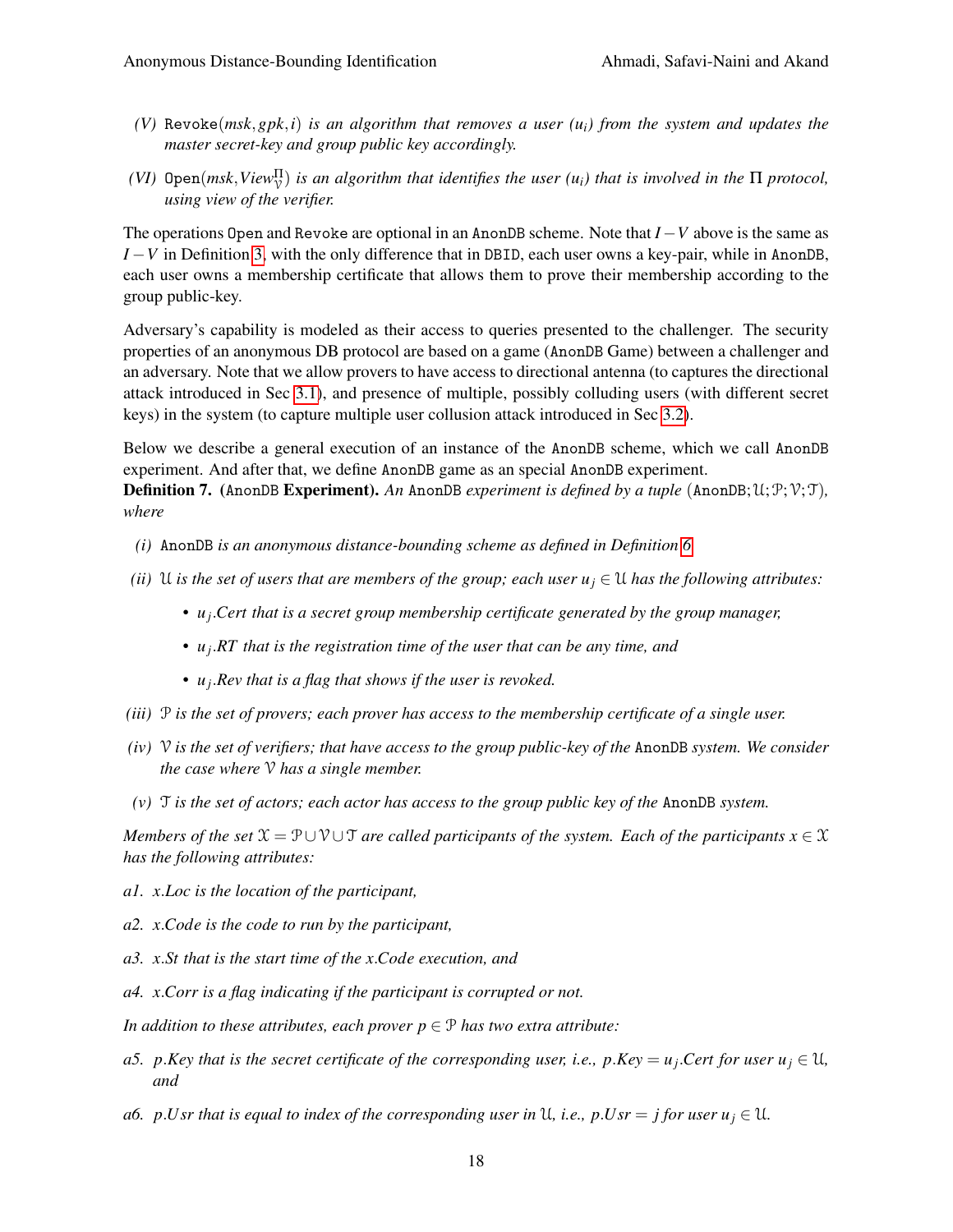*(V)* Revoke$(msk, gpk, i)$ *is an algorithm that removes a user* $(u_i)$ *from the system and updates the master secret-key and group public key accordingly.*

*(VI)* Open$(msk, View_{\mathcal{V}}^{\Pi})$ *is an algorithm that identifies the user* $(u_i)$ *that is involved in the* $\Pi$ *protocol, using view of the verifier.*

The operations Open and Revoke are optional in an AnonDB scheme. Note that $I-V$ above is the same as $I-V$ in Definition 3, with the only difference that in DBID, each user owns a key-pair, while in AnonDB, each user owns a membership certificate that allows them to prove their membership according to the group public-key.

Adversary's capability is modeled as their access to queries presented to the challenger. The security properties of an anonymous DB protocol are based on a game (AnonDB Game) between a challenger and an adversary. Note that we allow provers to have access to directional antenna (to captures the directional attack introduced in Sec 3.1), and presence of multiple, possibly colluding users (with different secret keys) in the system (to capture multiple user collusion attack introduced in Sec 3.2).

Below we describe a general execution of an instance of the AnonDB scheme, which we call AnonDB experiment. And after that, we define AnonDB game as an special AnonDB experiment.

**Definition 7. (AnonDB Experiment).** *An* AnonDB *experiment is defined by a tuple* (AnonDB; $\mathcal{U}$; $\mathcal{P}$; $\mathcal{V}$; $\mathcal{T}$), *where*

*(i)* AnonDB *is an anonymous distance-bounding scheme as defined in Definition 6*

*(ii)* $\mathcal{U}$ *is the set of users that are members of the group; each user* $u_j \in \mathcal{U}$ *has the following attributes:*

- $u_j$*.Cert that is a secret group membership certificate generated by the group manager,*
- $u_j$*.RT that is the registration time of the user that can be any time, and*
- $u_j$*.Rev that is a flag that shows if the user is revoked.*

*(iii)* $\mathcal{P}$ *is the set of provers; each prover has access to the membership certificate of a single user.*

*(iv)* $\mathcal{V}$ *is the set of verifiers; that have access to the group public-key of the* AnonDB *system. We consider the case where* $\mathcal{V}$ *has a single member.*

*(v)* $\mathcal{T}$ *is the set of actors; each actor has access to the group public key of the* AnonDB *system.*

*Members of the set* $\mathcal{X} = \mathcal{P} \cup \mathcal{V} \cup \mathcal{T}$ *are called participants of the system. Each of the participants* $x \in \mathcal{X}$ *has the following attributes:*

*a1.* $x$*.Loc is the location of the participant,*

*a2.* $x$*.Code is the code to run by the participant,*

*a3.* $x$*.St that is the start time of the* $x$*.Code execution, and*

*a4.* $x$*.Corr is a flag indicating if the participant is corrupted or not.*

*In addition to these attributes, each prover* $p \in \mathcal{P}$ *has two extra attribute:*

*a5.* $p$*.Key that is the secret certificate of the corresponding user, i.e.,* $p.Key = u_j.Cert$ *for user* $u_j \in \mathcal{U}$*, and*

*a6.* $p$*.Usr that is equal to index of the corresponding user in* $\mathcal{U}$*, i.e.,* $p.Usr = j$ *for user* $u_j \in \mathcal{U}$*.*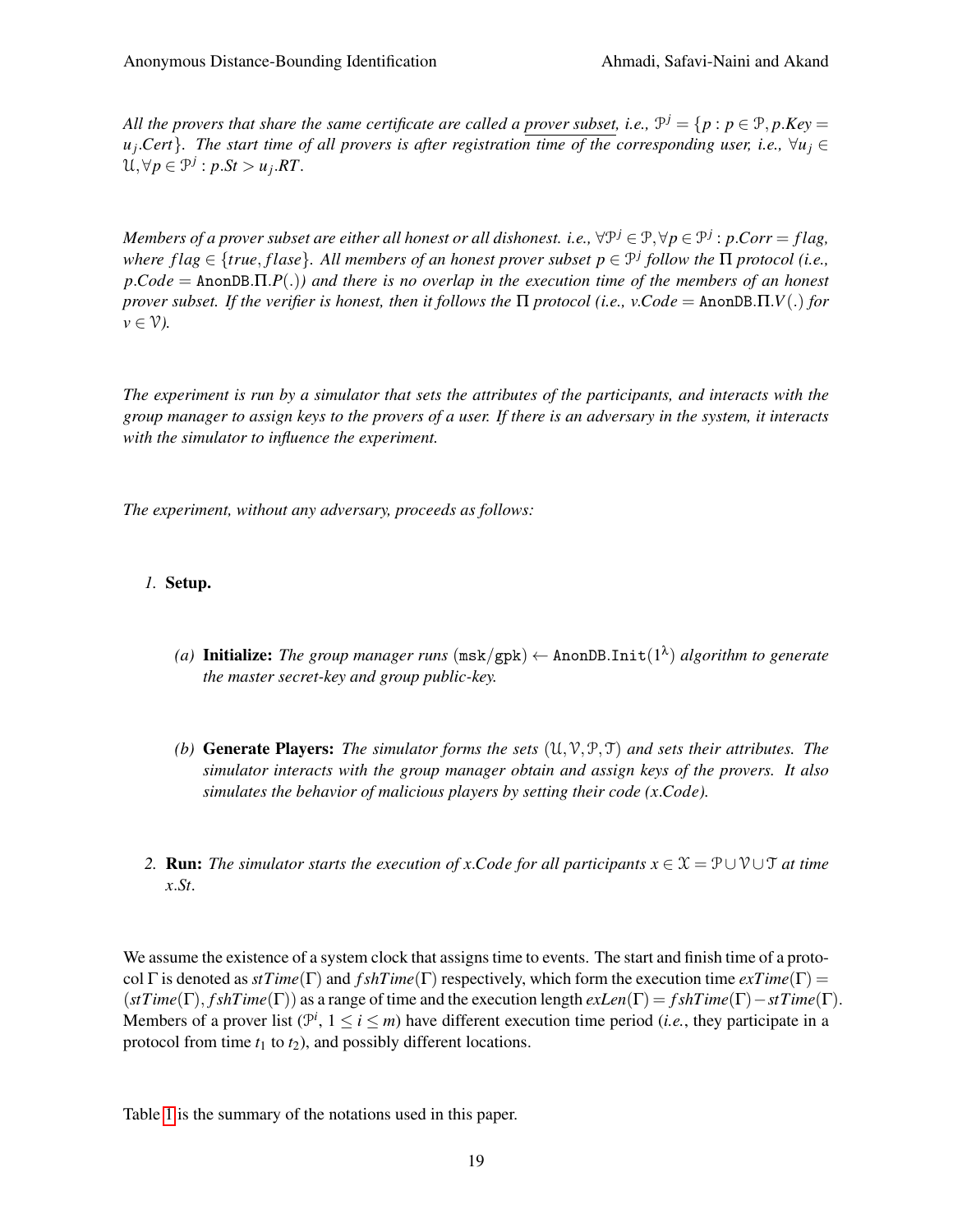*All the provers that share the same certificate are called a* <u>*prover subset*</u>*, i.e.,* $\mathcal{P}^j = \{p : p \in \mathcal{P}, p.Key = u_j.Cert\}$*. The start time of all provers is after registration time of the corresponding user, i.e.,* $\forall u_j \in \mathcal{U}, \forall p \in \mathcal{P}^j : p.St > u_j.RT$*.*

*Members of a prover subset are either all honest or all dishonest. i.e.,* $\forall \mathcal{P}^j \in \mathcal{P}, \forall p \in \mathcal{P}^j : p.Corr = flag$*, where* $flag \in \{true, flase\}$*. All members of an honest prover subset* $p \in \mathcal{P}^j$ *follow the* $\Pi$ *protocol (i.e.,* $p.Code = \texttt{AnonDB}.\Pi.P(.)$*) and there is no overlap in the execution time of the members of an honest prover subset. If the verifier is honest, then it follows the* $\Pi$ *protocol (i.e.,* $v.Code = \texttt{AnonDB}.\Pi.V(.)$ *for* $v \in \mathcal{V}$*).*

*The experiment is run by a simulator that sets the attributes of the participants, and interacts with the group manager to assign keys to the provers of a user. If there is an adversary in the system, it interacts with the simulator to influence the experiment.*

*The experiment, without any adversary, proceeds as follows:*

1. **Setup.**

   (a) **Initialize:** *The group manager runs* $(\texttt{msk}/\texttt{gpk}) \leftarrow \texttt{AnonDB.Init}(1^\lambda)$ *algorithm to generate the master secret-key and group public-key.*

   (b) **Generate Players:** *The simulator forms the sets* $(\mathcal{U}, \mathcal{V}, \mathcal{P}, \mathcal{T})$ *and sets their attributes. The simulator interacts with the group manager obtain and assign keys of the provers. It also simulates the behavior of malicious players by setting their code (x.Code).*

2. **Run:** *The simulator starts the execution of x.Code for all participants* $x \in \mathcal{X} = \mathcal{P} \cup \mathcal{V} \cup \mathcal{T}$ *at time* $x.St$*.*

We assume the existence of a system clock that assigns time to events. The start and finish time of a protocol $\Gamma$ is denoted as $stTime(\Gamma)$ and $fshTime(\Gamma)$ respectively, which form the execution time $exTime(\Gamma) = (stTime(\Gamma), fshTime(\Gamma))$ as a range of time and the execution length $exLen(\Gamma) = fshTime(\Gamma) - stTime(\Gamma)$. Members of a prover list ($\mathcal{P}^i$, $1 \leq i \leq m$) have different execution time period (*i.e.*, they participate in a protocol from time $t_1$ to $t_2$), and possibly different locations.

Table 1 is the summary of the notations used in this paper.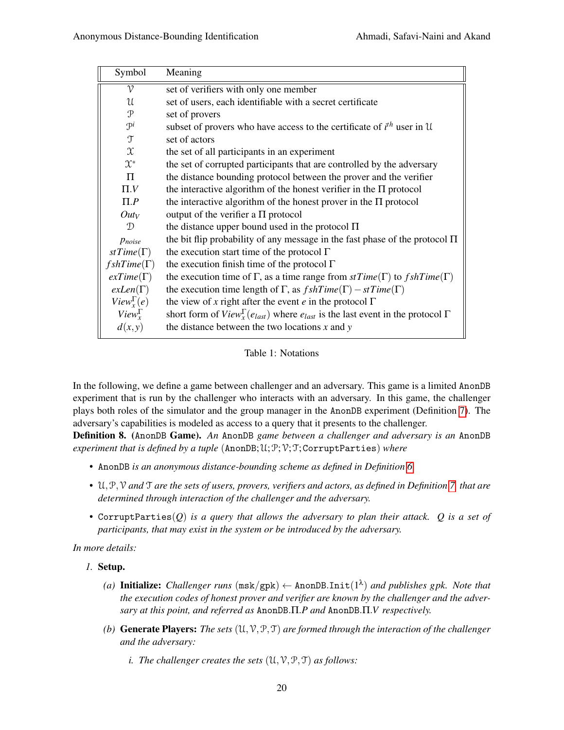| Symbol | Meaning |
|---|---|
| $\mathcal{V}$ | set of verifiers with only one member |
| $\mathcal{U}$ | set of users, each identifiable with a secret certificate |
| $\mathcal{P}$ | set of provers |
| $\mathcal{P}^i$ | subset of provers who have access to the certificate of $i^{th}$ user in $\mathcal{U}$ |
| $\mathcal{T}$ | set of actors |
| $\mathcal{X}$ | the set of all participants in an experiment |
| $\mathcal{X}^*$ | the set of corrupted participants that are controlled by the adversary |
| $\Pi$ | the distance bounding protocol between the prover and the verifier |
| $\Pi.V$ | the interactive algorithm of the honest verifier in the $\Pi$ protocol |
| $\Pi.P$ | the interactive algorithm of the honest prover in the $\Pi$ protocol |
| $Out_V$ | output of the verifier a $\Pi$ protocol |
| $\mathcal{D}$ | the distance upper bound used in the protocol $\Pi$ |
| $p_{noise}$ | the bit flip probability of any message in the fast phase of the protocol $\Pi$ |
| $stTime(\Gamma)$ | the execution start time of the protocol $\Gamma$ |
| $fshTime(\Gamma)$ | the execution finish time of the protocol $\Gamma$ |
| $exTime(\Gamma)$ | the execution time of $\Gamma$, as a time range from $stTime(\Gamma)$ to $fshTime(\Gamma)$ |
| $exLen(\Gamma)$ | the execution time length of $\Gamma$, as $fshTime(\Gamma) - stTime(\Gamma)$ |
| $View_x^\Gamma(e)$ | the view of $x$ right after the event $e$ in the protocol $\Gamma$ |
| $View_x^\Gamma$ | short form of $View_x^\Gamma(e_{last})$ where $e_{last}$ is the last event in the protocol $\Gamma$ |
| $d(x,y)$ | the distance between the two locations $x$ and $y$ |

Table 1: Notations

In the following, we define a game between challenger and an adversary. This game is a limited `AnonDB` experiment that is run by the challenger who interacts with an adversary. In this game, the challenger plays both roles of the simulator and the group manager in the `AnonDB` experiment (Definition 7). The adversary's capabilities is modeled as access to a query that it presents to the challenger.

**Definition 8. (`AnonDB` Game).** *An `AnonDB` game between a challenger and adversary is an `AnonDB` experiment that is defined by a tuple* (`AnonDB`; $\mathcal{U}$; $\mathcal{P}$; $\mathcal{V}$; $\mathcal{T}$; `CorruptParties`) *where*

- `AnonDB` *is an anonymous distance-bounding scheme as defined in Definition 6*
- $\mathcal{U}, \mathcal{P}, \mathcal{V}$ *and* $\mathcal{T}$ *are the sets of users, provers, verifiers and actors, as defined in Definition 7 that are determined through interaction of the challenger and the adversary.*
- `CorruptParties`$(Q)$ *is a query that allows the adversary to plan their attack.* $Q$ *is a set of participants, that may exist in the system or be introduced by the adversary.*

*In more details:*

1. **Setup.**
   (a) **Initialize:** *Challenger runs* (`msk`/`gpk`) $\leftarrow$ `AnonDB.Init`$(1^\lambda)$ *and publishes gpk. Note that the execution codes of honest prover and verifier are known by the challenger and the adversary at this point, and referred as* `AnonDB.`$\Pi.P$ *and* `AnonDB.`$\Pi.V$ *respectively.*
   (b) **Generate Players:** *The sets* $(\mathcal{U}, \mathcal{V}, \mathcal{P}, \mathcal{T})$ *are formed through the interaction of the challenger and the adversary:*
      i. *The challenger creates the sets* $(\mathcal{U}, \mathcal{V}, \mathcal{P}, \mathcal{T})$ *as follows:*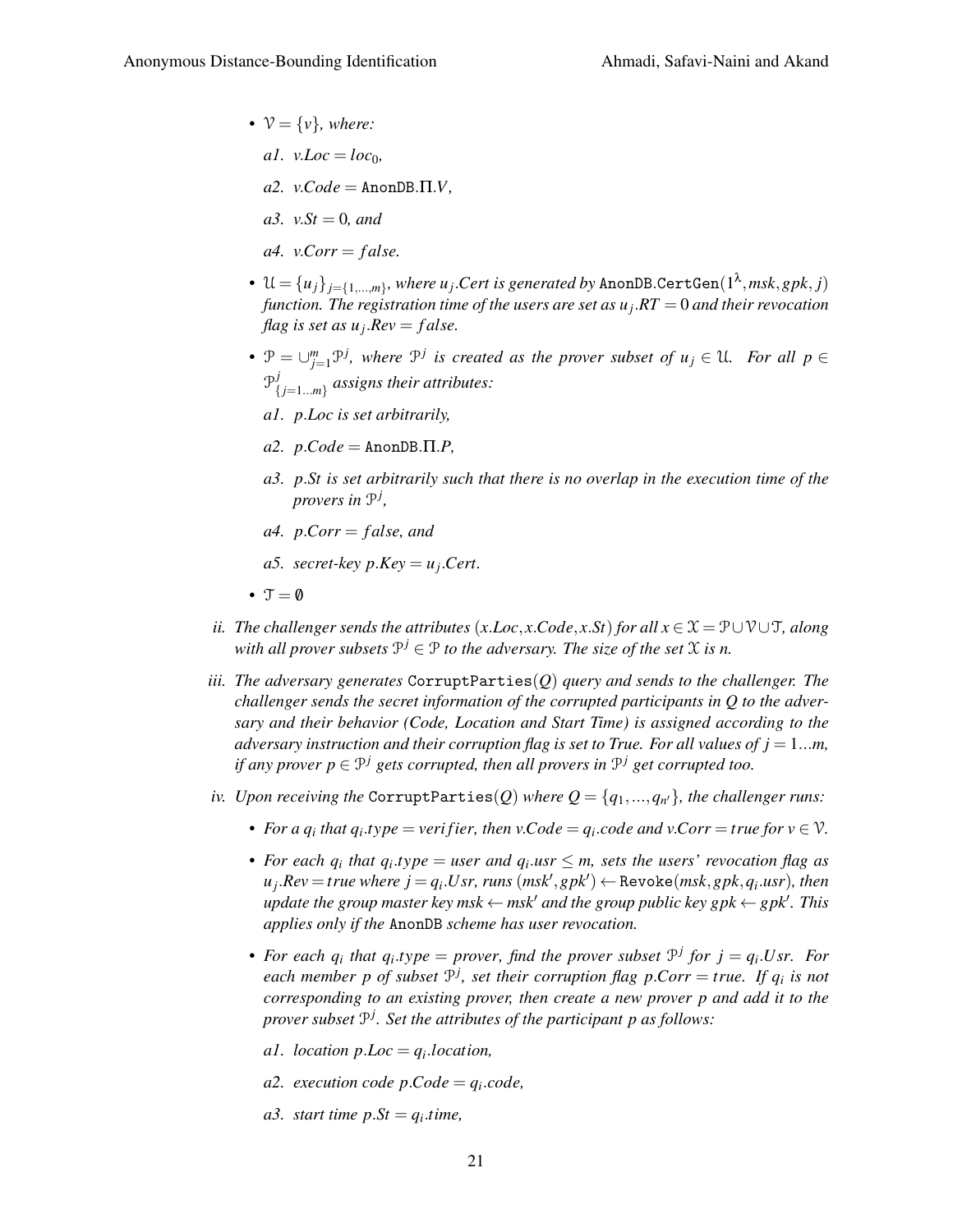- $\mathcal{V} = \{v\}$, *where:*

  *a1.* $v.Loc = loc_0$,

  *a2.* $v.Code = \texttt{AnonDB}.\Pi.V$,

  *a3.* $v.St = 0$, *and*

  *a4.* $v.Corr = false$.

- $\mathcal{U} = \{u_j\}_{j=\{1,...,m\}}$, *where* $u_j.Cert$ *is generated by* $\texttt{AnonDB.CertGen}(1^\lambda, msk, gpk, j)$ *function. The registration time of the users are set as* $u_j.RT = 0$ *and their revocation flag is set as* $u_j.Rev = false$.

- $\mathcal{P} = \cup_{j=1}^{m} \mathcal{P}^j$, *where* $\mathcal{P}^j$ *is created as the prover subset of* $u_j \in \mathcal{U}$. *For all* $p \in \mathcal{P}^j_{\{j=1...m\}}$ *assigns their attributes:*

  *a1.* $p.Loc$ *is set arbitrarily,*

  *a2.* $p.Code = \texttt{AnonDB}.\Pi.P$,

  *a3.* $p.St$ *is set arbitrarily such that there is no overlap in the execution time of the provers in* $\mathcal{P}^j$,

  *a4.* $p.Corr = false$, *and*

  *a5. secret-key* $p.Key = u_j.Cert$.

- $\mathcal{T} = \emptyset$

*ii. The challenger sends the attributes* $(x.Loc, x.Code, x.St)$ *for all* $x \in \mathcal{X} = \mathcal{P} \cup \mathcal{V} \cup \mathcal{T}$, *along with all prover subsets* $\mathcal{P}^j \in \mathcal{P}$ *to the adversary. The size of the set* $\mathcal{X}$ *is* $n$.

*iii. The adversary generates* $\texttt{CorruptParties}(Q)$ *query and sends to the challenger. The challenger sends the secret information of the corrupted participants in* $Q$ *to the adversary and their behavior (Code, Location and Start Time) is assigned according to the adversary instruction and their corruption flag is set to True. For all values of* $j = 1...m$, *if any prover* $p \in \mathcal{P}^j$ *gets corrupted, then all provers in* $\mathcal{P}^j$ *get corrupted too.*

*iv. Upon receiving the* $\texttt{CorruptParties}(Q)$ *where* $Q = \{q_1, ..., q_{n'}\}$, *the challenger runs:*

- *For a* $q_i$ *that* $q_i.type = verifier$, *then* $v.Code = q_i.code$ *and* $v.Corr = true$ *for* $v \in \mathcal{V}$.

- *For each* $q_i$ *that* $q_i.type = user$ *and* $q_i.usr \leq m$, *sets the users' revocation flag as* $u_j.Rev = true$ *where* $j = q_i.Usr$, *runs* $(msk', gpk') \leftarrow \texttt{Revoke}(msk, gpk, q_i.usr)$, *then update the group master key* $msk \leftarrow msk'$ *and the group public key* $gpk \leftarrow gpk'$. *This applies only if the* $\texttt{AnonDB}$ *scheme has user revocation.*

- *For each* $q_i$ *that* $q_i.type = prover$, *find the prover subset* $\mathcal{P}^j$ *for* $j = q_i.Usr$. *For each member* $p$ *of subset* $\mathcal{P}^j$, *set their corruption flag* $p.Corr = true$. *If* $q_i$ *is not corresponding to an existing prover, then create a new prover* $p$ *and add it to the prover subset* $\mathcal{P}^j$. *Set the attributes of the participant* $p$ *as follows:*

  *a1. location* $p.Loc = q_i.location$,

  *a2. execution code* $p.Code = q_i.code$,

  *a3. start time* $p.St = q_i.time$,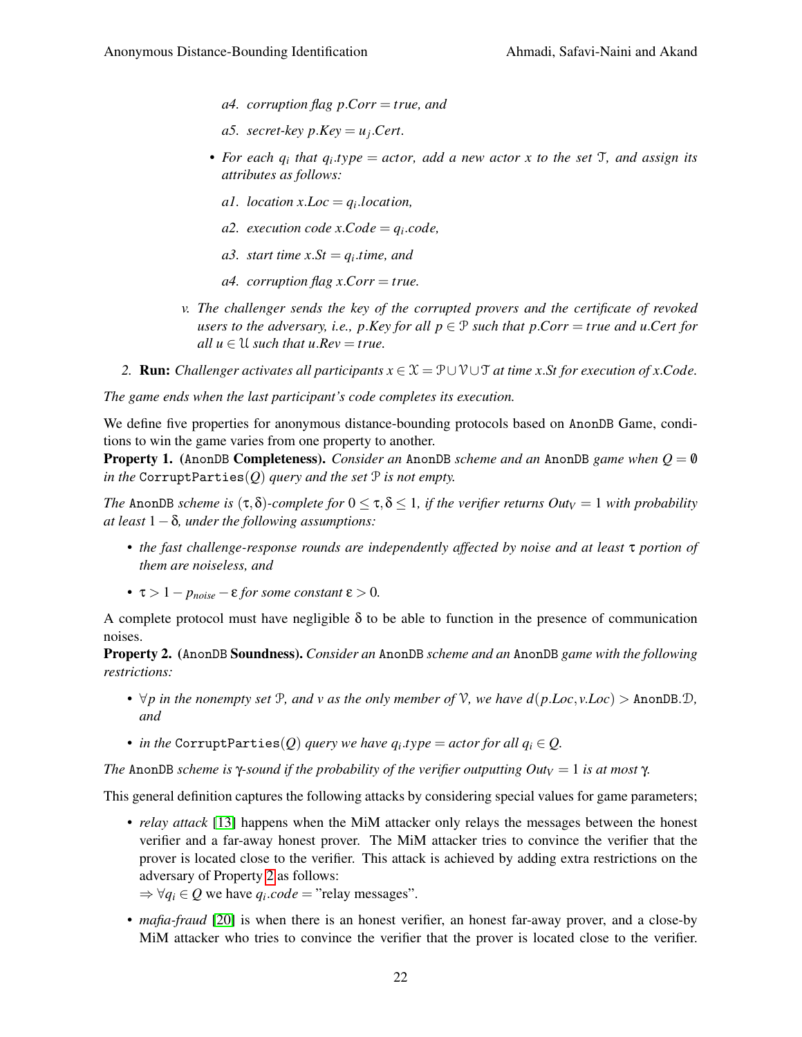*a4. corruption flag $p.Corr = true$, and*

*a5. secret-key $p.Key = u_j.Cert$.*

- *For each $q_i$ that $q_i.type = actor$, add a new actor $x$ to the set $\mathcal{T}$, and assign its attributes as follows:*

  *a1. location $x.Loc = q_i.location$,*

  *a2. execution code $x.Code = q_i.code$,*

  *a3. start time $x.St = q_i.time$, and*

  *a4. corruption flag $x.Corr = true$.*

*v. The challenger sends the key of the corrupted provers and the certificate of revoked users to the adversary, i.e., $p.Key$ for all $p \in \mathcal{P}$ such that $p.Corr = true$ and $u.Cert$ for all $u \in \mathcal{U}$ such that $u.Rev = true$.*

2. **Run:** *Challenger activates all participants $x \in \mathcal{X} = \mathcal{P} \cup \mathcal{V} \cup \mathcal{T}$ at time $x.St$ for execution of $x.Code$.*

*The game ends when the last participant's code completes its execution.*

We define five properties for anonymous distance-bounding protocols based on AnonDB Game, conditions to win the game varies from one property to another.

**Property 1.** (AnonDB **Completeness).** *Consider an* AnonDB *scheme and an* AnonDB *game when $Q = \emptyset$ in the* CorruptParties$(Q)$ *query and the set $\mathcal{P}$ is not empty.*

*The* AnonDB *scheme is $(\tau, \delta)$-complete for $0 \leq \tau, \delta \leq 1$, if the verifier returns $Out_V = 1$ with probability at least $1 - \delta$, under the following assumptions:*

- *the fast challenge-response rounds are independently affected by noise and at least $\tau$ portion of them are noiseless, and*
- *$\tau > 1 - p_{noise} - \varepsilon$ for some constant $\varepsilon > 0$.*

A complete protocol must have negligible $\delta$ to be able to function in the presence of communication noises.

**Property 2.** (AnonDB **Soundness).** *Consider an* AnonDB *scheme and an* AnonDB *game with the following restrictions:*

- *$\forall p$ in the nonempty set $\mathcal{P}$, and $v$ as the only member of $\mathcal{V}$, we have $d(p.Loc, v.Loc) >$ AnonDB.$\mathcal{D}$, and*
- *in the* CorruptParties$(Q)$ *query we have $q_i.type = actor$ for all $q_i \in Q$.*

*The* AnonDB *scheme is $\gamma$-sound if the probability of the verifier outputting $Out_V = 1$ is at most $\gamma$.*

This general definition captures the following attacks by considering special values for game parameters;

- *relay attack* [13] happens when the MiM attacker only relays the messages between the honest verifier and a far-away honest prover. The MiM attacker tries to convince the verifier that the prover is located close to the verifier. This attack is achieved by adding extra restrictions on the adversary of Property 2 as follows:
  $\Rightarrow \forall q_i \in Q$ we have $q_i.code =$ "relay messages".
- *mafia-fraud* [20] is when there is an honest verifier, an honest far-away prover, and a close-by MiM attacker who tries to convince the verifier that the prover is located close to the verifier.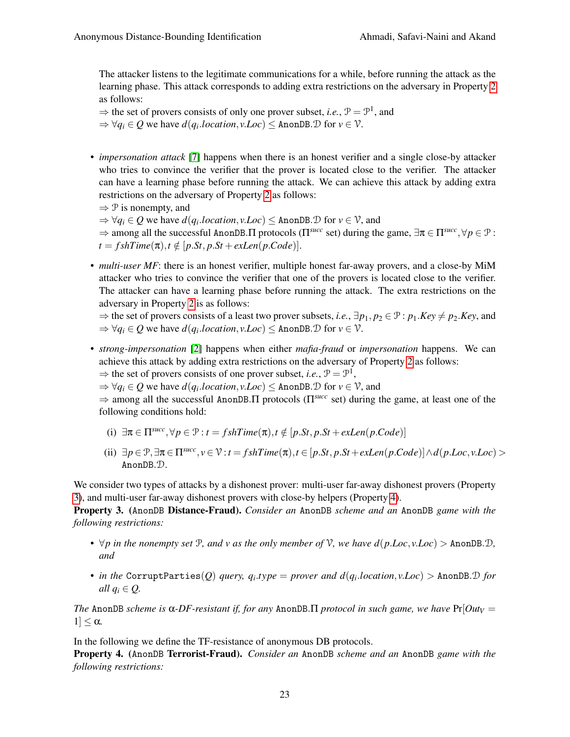The attacker listens to the legitimate communications for a while, before running the attack as the learning phase. This attack corresponds to adding extra restrictions on the adversary in Property 2 as follows:
$\Rightarrow$ the set of provers consists of only one prover subset, *i.e.*, $\mathcal{P} = \mathcal{P}^1$, and
$\Rightarrow \forall q_i \in Q$ we have $d(q_i.location, v.Loc) \leq$ AnonDB.$\mathcal{D}$ for $v \in \mathcal{V}$.

- *impersonation attack* [7] happens when there is an honest verifier and a single close-by attacker who tries to convince the verifier that the prover is located close to the verifier. The attacker can have a learning phase before running the attack. We can achieve this attack by adding extra restrictions on the adversary of Property 2 as follows:
$\Rightarrow \mathcal{P}$ is nonempty, and
$\Rightarrow \forall q_i \in Q$ we have $d(q_i.location, v.Loc) \leq$ AnonDB.$\mathcal{D}$ for $v \in \mathcal{V}$, and
$\Rightarrow$ among all the successful AnonDB.$\Pi$ protocols ($\Pi^{succ}$ set) during the game, $\exists \pi \in \Pi^{succ}, \forall p \in \mathcal{P}$ : $t = fshTime(\pi), t \notin [p.St, p.St + exLen(p.Code)]$.

- *multi-user MF*: there is an honest verifier, multiple honest far-away provers, and a close-by MiM attacker who tries to convince the verifier that one of the provers is located close to the verifier. The attacker can have a learning phase before running the attack. The extra restrictions on the adversary in Property 2 is as follows:
$\Rightarrow$ the set of provers consists of a least two prover subsets, *i.e.*, $\exists p_1, p_2 \in \mathcal{P} : p_1.Key \neq p_2.Key$, and
$\Rightarrow \forall q_i \in Q$ we have $d(q_i.location, v.Loc) \leq$ AnonDB.$\mathcal{D}$ for $v \in \mathcal{V}$.

- *strong-impersonation* [2] happens when either *mafia-fraud* or *impersonation* happens. We can achieve this attack by adding extra restrictions on the adversary of Property 2 as follows:
$\Rightarrow$ the set of provers consists of one prover subset, *i.e.*, $\mathcal{P} = \mathcal{P}^1$,
$\Rightarrow \forall q_i \in Q$ we have $d(q_i.location, v.Loc) \leq$ AnonDB.$\mathcal{D}$ for $v \in \mathcal{V}$, and
$\Rightarrow$ among all the successful AnonDB.$\Pi$ protocols ($\Pi^{succ}$ set) during the game, at least one of the following conditions hold:

  (i) $\exists \pi \in \Pi^{succ}, \forall p \in \mathcal{P} : t = fshTime(\pi), t \notin [p.St, p.St + exLen(p.Code)]$

  (ii) $\exists p \in \mathcal{P}, \exists \pi \in \Pi^{succ}, v \in \mathcal{V} : t = fshTime(\pi), t \in [p.St, p.St + exLen(p.Code)] \wedge d(p.Loc, v.Loc) >$ AnonDB.$\mathcal{D}$.

We consider two types of attacks by a dishonest prover: multi-user far-away dishonest provers (Property 3), and multi-user far-away dishonest provers with close-by helpers (Property 4).

**Property 3.** **(AnonDB Distance-Fraud).** *Consider an* AnonDB *scheme and an* AnonDB *game with the following restrictions:*

- *$\forall p$ in the nonempty set $\mathcal{P}$, and $v$ as the only member of $\mathcal{V}$, we have $d(p.Loc, v.Loc) >$ AnonDB.$\mathcal{D}$, and*
- *in the* CorruptParties($Q$) *query, $q_i.type = prover$ and $d(q_i.location, v.Loc) >$ AnonDB.$\mathcal{D}$ for all $q_i \in Q$.*

*The* AnonDB *scheme is $\alpha$-DF-resistant if, for any* AnonDB.$\Pi$ *protocol in such game, we have* $\Pr[Out_V = 1] \leq \alpha$.

In the following we define the TF-resistance of anonymous DB protocols.

**Property 4.** **(AnonDB Terrorist-Fraud).** *Consider an* AnonDB *scheme and an* AnonDB *game with the following restrictions:*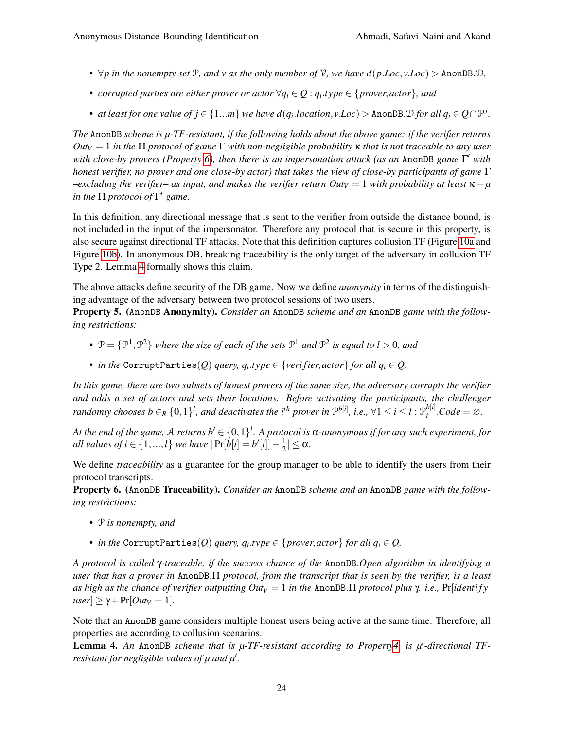- $\forall p$ *in the nonempty set* $\mathcal{P}$*, and* $v$ *as the only member of* $\mathcal{V}$*, we have* $d(p.Loc, v.Loc) > \texttt{AnonDB}.\mathcal{D}$*,*
- *corrupted parties are either prover or actor* $\forall q_i \in Q : q_i.type \in \{prover, actor\}$*, and*
- *at least for one value of* $j \in \{1...m\}$ *we have* $d(q_i.location, v.Loc) > \texttt{AnonDB}.\mathcal{D}$ *for all* $q_i \in Q \cap \mathcal{P}^j$*.*

*The* AnonDB *scheme is* $\mu$*-TF-resistant, if the following holds about the above game: if the verifier returns* $Out_V = 1$ *in the* $\Pi$ *protocol of game* $\Gamma$ *with non-negligible probability* $\kappa$ *that is not traceable to any user with close-by provers (Property 6), then there is an impersonation attack (as an* AnonDB *game* $\Gamma'$ *with honest verifier, no prover and one close-by actor) that takes the view of close-by participants of game* $\Gamma$ *–excluding the verifier– as input, and makes the verifier return* $Out_V = 1$ *with probability at least* $\kappa - \mu$ *in the* $\Pi$ *protocol of* $\Gamma'$ *game.*

In this definition, any directional message that is sent to the verifier from outside the distance bound, is not included in the input of the impersonator. Therefore any protocol that is secure in this property, is also secure against directional TF attacks. Note that this definition captures collusion TF (Figure 10a and Figure 10b). In anonymous DB, breaking traceability is the only target of the adversary in collusion TF Type 2. Lemma 4 formally shows this claim.

The above attacks define security of the DB game. Now we define *anonymity* in terms of the distinguishing advantage of the adversary between two protocol sessions of two users.

**Property 5. (AnonDB Anonymity).** *Consider an* AnonDB *scheme and an* AnonDB *game with the following restrictions:*

- $\mathcal{P} = \{\mathcal{P}^1, \mathcal{P}^2\}$ *where the size of each of the sets* $\mathcal{P}^1$ *and* $\mathcal{P}^2$ *is equal to* $l > 0$*, and*
- *in the* CorruptParties$(Q)$ *query,* $q_i.type \in \{verifier, actor\}$ *for all* $q_i \in Q$*.*

*In this game, there are two subsets of honest provers of the same size, the adversary corrupts the verifier and adds a set of actors and sets their locations. Before activating the participants, the challenger randomly chooses* $b \in_R \{0,1\}^l$*, and deactivates the* $i^{th}$ *prover in* $\mathcal{P}^{b[i]}$*, i.e.,* $\forall 1 \leq i \leq l : \mathcal{P}_i^{b[i]}.Code = \varnothing$*.*

*At the end of the game,* $\mathcal{A}$ *returns* $b' \in \{0,1\}^l$*. A protocol is* $\alpha$*-anonymous if for any such experiment, for all values of* $i \in \{1,...,l\}$ *we have* $|\Pr[b[i] = b'[i]] - \frac{1}{2}| \leq \alpha$*.*

We define *traceability* as a guarantee for the group manager to be able to identify the users from their protocol transcripts.

**Property 6. (AnonDB Traceability).** *Consider an* AnonDB *scheme and an* AnonDB *game with the following restrictions:*

- $\mathcal{P}$ *is nonempty, and*
- *in the* CorruptParties$(Q)$ *query,* $q_i.type \in \{prover, actor\}$ *for all* $q_i \in Q$*.*

*A protocol is called* $\gamma$*-traceable, if the success chance of the* AnonDB*.Open algorithm in identifying a user that has a prover in* AnonDB*.*$\Pi$ *protocol, from the transcript that is seen by the verifier, is a least as high as the chance of verifier outputting* $Out_V = 1$ *in the* AnonDB*.*$\Pi$ *protocol plus* $\gamma$*. i.e.,* $\Pr[identify\ user] \geq \gamma + \Pr[Out_V = 1]$*.*

Note that an AnonDB game considers multiple honest users being active at the same time. Therefore, all properties are according to collusion scenarios.

**Lemma 4.** *An* AnonDB *scheme that is* $\mu$*-TF-resistant according to Property 4, is* $\mu'$*-directional TF-resistant for negligible values of* $\mu$ *and* $\mu'$*.*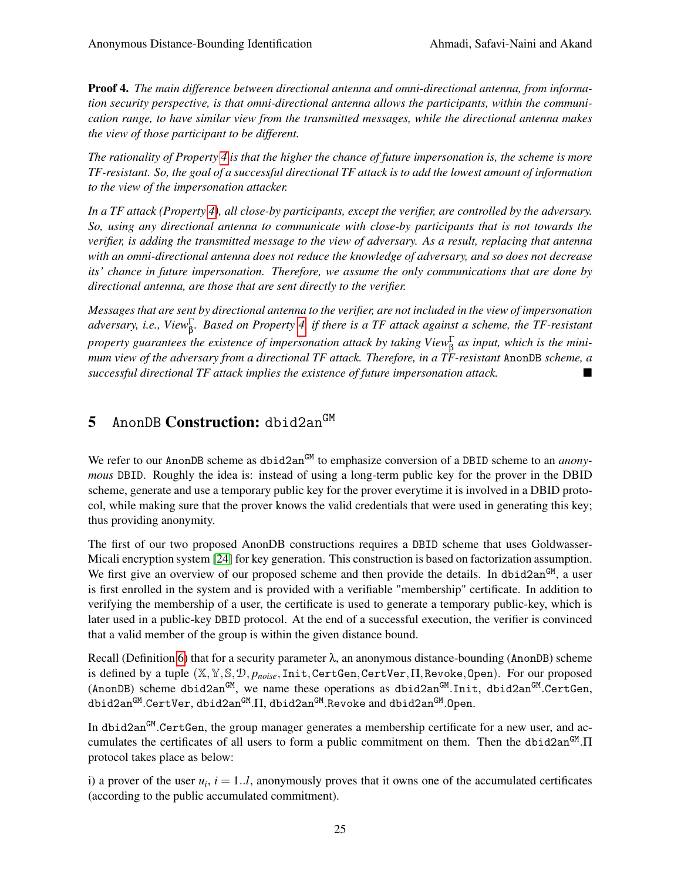**Proof 4.** *The main difference between directional antenna and omni-directional antenna, from information security perspective, is that omni-directional antenna allows the participants, within the communication range, to have similar view from the transmitted messages, while the directional antenna makes the view of those participant to be different.*

*The rationality of Property 4 is that the higher the chance of future impersonation is, the scheme is more TF-resistant. So, the goal of a successful directional TF attack is to add the lowest amount of information to the view of the impersonation attacker.*

*In a TF attack (Property 4), all close-by participants, except the verifier, are controlled by the adversary. So, using any directional antenna to communicate with close-by participants that is not towards the verifier, is adding the transmitted message to the view of adversary. As a result, replacing that antenna with an omni-directional antenna does not reduce the knowledge of adversary, and so does not decrease its' chance in future impersonation. Therefore, we assume the only communications that are done by directional antenna, are those that are sent directly to the verifier.*

*Messages that are sent by directional antenna to the verifier, are not included in the view of impersonation adversary, i.e.,* $View^{\Gamma}_{\beta}$*. Based on Property 4, if there is a TF attack against a scheme, the TF-resistant property guarantees the existence of impersonation attack by taking* $View^{\Gamma}_{\beta}$ *as input, which is the minimum view of the adversary from a directional TF attack. Therefore, in a TF-resistant* AnonDB *scheme, a successful directional TF attack implies the existence of future impersonation attack.* ■

# 5 AnonDB Construction: dbid2an$^{\texttt{GM}}$

We refer to our AnonDB scheme as dbid2an$^{\texttt{GM}}$ to emphasize conversion of a DBID scheme to an *anonymous* DBID. Roughly the idea is: instead of using a long-term public key for the prover in the DBID scheme, generate and use a temporary public key for the prover everytime it is involved in a DBID protocol, while making sure that the prover knows the valid credentials that were used in generating this key; thus providing anonymity.

The first of our two proposed AnonDB constructions requires a DBID scheme that uses Goldwasser-Micali encryption system [24] for key generation. This construction is based on factorization assumption. We first give an overview of our proposed scheme and then provide the details. In dbid2an$^{\texttt{GM}}$, a user is first enrolled in the system and is provided with a verifiable "membership" certificate. In addition to verifying the membership of a user, the certificate is used to generate a temporary public-key, which is later used in a public-key DBID protocol. At the end of a successful execution, the verifier is convinced that a valid member of the group is within the given distance bound.

Recall (Definition 6) that for a security parameter $\lambda$, an anonymous distance-bounding (AnonDB) scheme is defined by a tuple $(\mathbb{X}, \mathbb{Y}, \mathbb{S}, \mathcal{D}, p_{noise}, \texttt{Init}, \texttt{CertGen}, \texttt{CertVer}, \Pi, \texttt{Revoke}, \texttt{Open})$. For our proposed (AnonDB) scheme dbid2an$^{\texttt{GM}}$, we name these operations as dbid2an$^{\texttt{GM}}$.Init, dbid2an$^{\texttt{GM}}$.CertGen, dbid2an$^{\texttt{GM}}$.CertVer, dbid2an$^{\texttt{GM}}$.$\Pi$, dbid2an$^{\texttt{GM}}$.Revoke and dbid2an$^{\texttt{GM}}$.Open.

In dbid2an$^{\texttt{GM}}$.CertGen, the group manager generates a membership certificate for a new user, and accumulates the certificates of all users to form a public commitment on them. Then the dbid2an$^{\texttt{GM}}$.$\Pi$ protocol takes place as below:

i) a prover of the user $u_i$, $i = 1..l$, anonymously proves that it owns one of the accumulated certificates (according to the public accumulated commitment).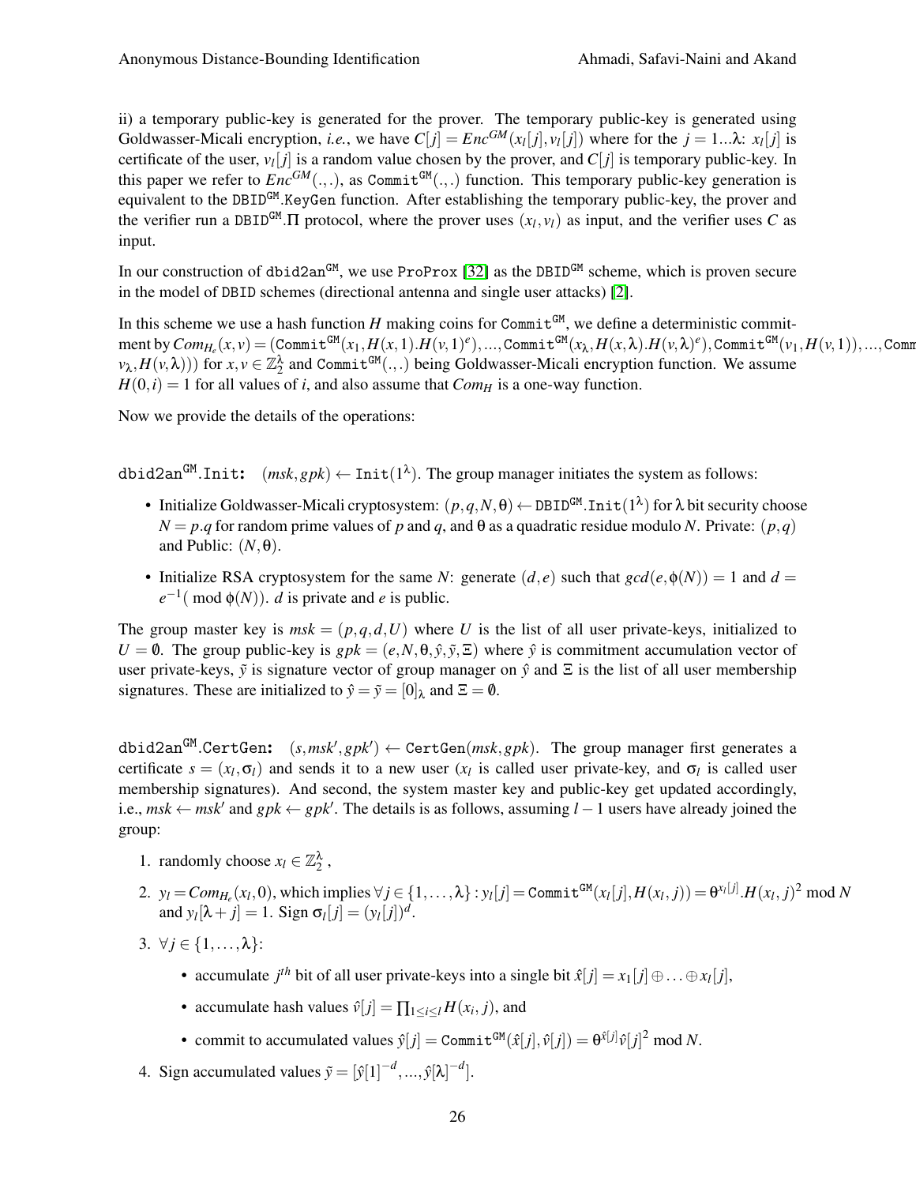ii) a temporary public-key is generated for the prover. The temporary public-key is generated using Goldwasser-Micali encryption, *i.e.*, we have $C[j] = Enc^{GM}(x_l[j], v_l[j])$ where for the $j = 1...\lambda$: $x_l[j]$ is certificate of the user, $v_l[j]$ is a random value chosen by the prover, and $C[j]$ is temporary public-key. In this paper we refer to $Enc^{GM}(.,.)$, as $\texttt{Commit}^{\texttt{GM}}(.,.)$ function. This temporary public-key generation is equivalent to the $\texttt{DBID}^{\texttt{GM}}.\texttt{KeyGen}$ function. After establishing the temporary public-key, the prover and the verifier run a $\texttt{DBID}^{\texttt{GM}}.\Pi$ protocol, where the prover uses $(x_l, v_l)$ as input, and the verifier uses $C$ as input.

In our construction of $\texttt{dbid2an}^{\texttt{GM}}$, we use $\texttt{ProProx}$ [32] as the $\texttt{DBID}^{\texttt{GM}}$ scheme, which is proven secure in the model of $\texttt{DBID}$ schemes (directional antenna and single user attacks) [2].

In this scheme we use a hash function $H$ making coins for $\texttt{Commit}^{\texttt{GM}}$, we define a deterministic commitment by $Com_{H_e}(x, v) = (\texttt{Commit}^{\texttt{GM}}(x_1, H(x,1).H(v,1)^e), ..., \texttt{Commit}^{\texttt{GM}}(x_\lambda, H(x,\lambda).H(v,\lambda)^e), \texttt{Commit}^{\texttt{GM}}(v_1, H(v,1)), ..., \texttt{Commit}^{\texttt{GM}}(v_\lambda, H(v,\lambda)))$ for $x, v \in \mathbb{Z}_2^\lambda$ and $\texttt{Commit}^{\texttt{GM}}(.,.)$ being Goldwasser-Micali encryption function. We assume $H(0,i) = 1$ for all values of $i$, and also assume that $Com_H$ is a one-way function.

Now we provide the details of the operations:

$\texttt{dbid2an}^{\texttt{GM}}.\texttt{Init}$: $(msk, gpk) \leftarrow \texttt{Init}(1^\lambda)$. The group manager initiates the system as follows:

- Initialize Goldwasser-Micali cryptosystem: $(p, q, N, \theta) \leftarrow \texttt{DBID}^{\texttt{GM}}.\texttt{Init}(1^\lambda)$ for $\lambda$ bit security choose $N = p.q$ for random prime values of $p$ and $q$, and $\theta$ as a quadratic residue modulo $N$. Private: $(p,q)$ and Public: $(N, \theta)$.
- Initialize RSA cryptosystem for the same $N$: generate $(d, e)$ such that $gcd(e, \phi(N)) = 1$ and $d = e^{-1}(\bmod\ \phi(N))$. $d$ is private and $e$ is public.

The group master key is $msk = (p, q, d, U)$ where $U$ is the list of all user private-keys, initialized to $U = \emptyset$. The group public-key is $gpk = (e, N, \theta, \hat{y}, \tilde{y}, \Xi)$ where $\hat{y}$ is commitment accumulation vector of user private-keys, $\tilde{y}$ is signature vector of group manager on $\hat{y}$ and $\Xi$ is the list of all user membership signatures. These are initialized to $\hat{y} = \tilde{y} = [0]_\lambda$ and $\Xi = \emptyset$.

$\texttt{dbid2an}^{\texttt{GM}}.\texttt{CertGen}$: $(s, msk', gpk') \leftarrow \texttt{CertGen}(msk, gpk)$. The group manager first generates a certificate $s = (x_l, \sigma_l)$ and sends it to a new user ($x_l$ is called user private-key, and $\sigma_l$ is called user membership signatures). And second, the system master key and public-key get updated accordingly, i.e., $msk \leftarrow msk'$ and $gpk \leftarrow gpk'$. The details is as follows, assuming $l-1$ users have already joined the group:

1. randomly choose $x_l \in \mathbb{Z}_2^\lambda$ ,
2. $y_l = Com_{H_e}(x_l, 0)$, which implies $\forall j \in \{1, \ldots, \lambda\} : y_l[j] = \texttt{Commit}^{\texttt{GM}}(x_l[j], H(x_l, j)) = \theta^{x_l[j]}.H(x_l, j)^2 \bmod N$ and $y_l[\lambda + j] = 1$. Sign $\sigma_l[j] = (y_l[j])^d$.
3. $\forall j \in \{1, \ldots, \lambda\}$:
   - accumulate $j^{th}$ bit of all user private-keys into a single bit $\hat{x}[j] = x_1[j] \oplus \ldots \oplus x_l[j]$,
   - accumulate hash values $\hat{v}[j] = \prod_{1 \le i \le l} H(x_i, j)$, and
   - commit to accumulated values $\hat{y}[j] = \texttt{Commit}^{\texttt{GM}}(\hat{x}[j], \hat{v}[j]) = \theta^{\hat{x}[j]} \hat{v}[j]^2 \bmod N$.
4. Sign accumulated values $\tilde{y} = [\hat{y}[1]^{-d}, ..., \hat{y}[\lambda]^{-d}]$.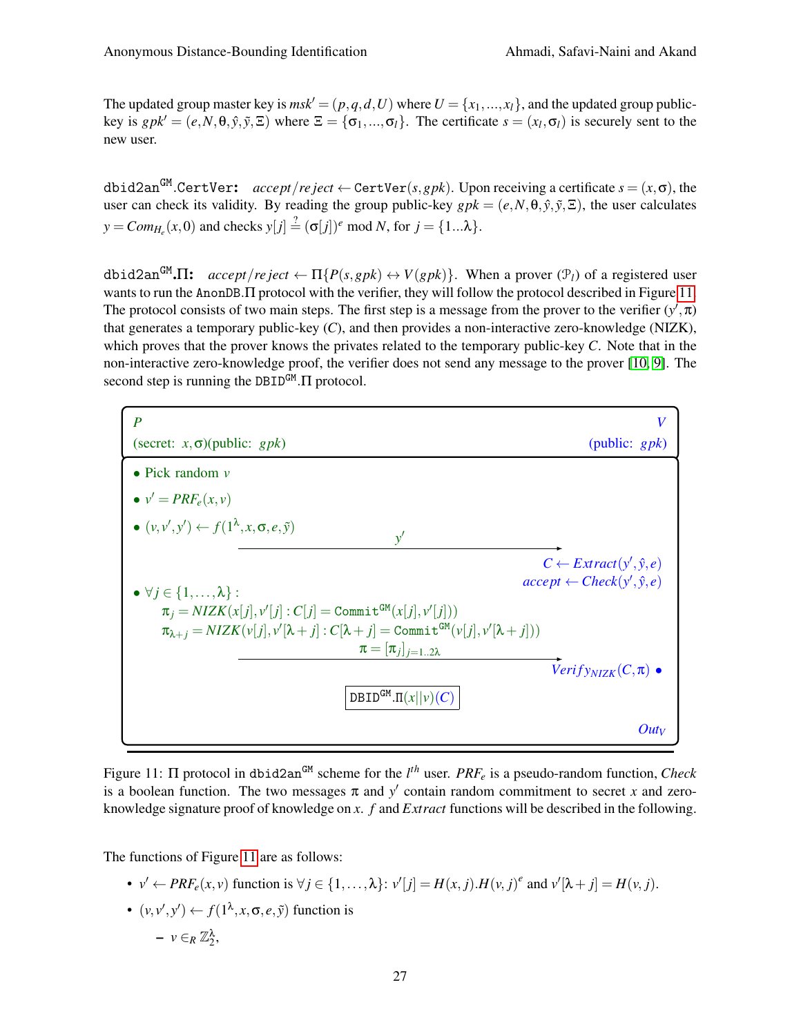The updated group master key is $msk' = (p,q,d,U)$ where $U = \{x_1,...,x_l\}$, and the updated group public-key is $gpk' = (e,N,\theta,\hat{y},\tilde{y},\Xi)$ where $\Xi = \{\sigma_1,...,\sigma_l\}$. The certificate $s = (x_l,\sigma_l)$ is securely sent to the new user.

$\texttt{dbid2an}^{\texttt{GM}}$.**CertVer:** $accept/reject \leftarrow \texttt{CertVer}(s,gpk)$. Upon receiving a certificate $s = (x,\sigma)$, the user can check its validity. By reading the group public-key $gpk = (e,N,\theta,\hat{y},\tilde{y},\Xi)$, the user calculates $y = Com_{H_e}(x,0)$ and checks $y[j] \stackrel{?}{=} (\sigma[j])^e \bmod N$, for $j = \{1...\lambda\}$.

$\texttt{dbid2an}^{\texttt{GM}}$.**$\Pi$:** $accept/reject \leftarrow \Pi\{P(s,gpk) \leftrightarrow V(gpk)\}$. When a prover ($\mathcal{P}_l$) of a registered user wants to run the AnonDB.$\Pi$ protocol with the verifier, they will follow the protocol described in Figure 11. The protocol consists of two main steps. The first step is a message from the prover to the verifier $(y',\pi)$ that generates a temporary public-key ($C$), and then provides a non-interactive zero-knowledge (NIZK), which proves that the prover knows the privates related to the temporary public-key $C$. Note that in the non-interactive zero-knowledge proof, the verifier does not send any message to the prover [10, 9]. The second step is running the $\texttt{DBID}^{\texttt{GM}}.\Pi$ protocol.

| $P$ (secret: $x,\sigma$)(public: $gpk$) | | $V$ (public: $gpk$) |
|---|---|---|
| • Pick random $v$ | | |
| • $v' = PRF_e(x,v)$ | | |
| • $(v,v',y') \leftarrow f(1^\lambda,x,\sigma,e,\tilde{y})$ | $\xrightarrow{\quad y' \quad}$ | |
| | | $C \leftarrow Extract(y',\hat{y},e)$ |
| | | $accept \leftarrow Check(y',\hat{y},e)$ |
| • $\forall j \in \{1,\ldots,\lambda\}$: $\pi_j = NIZK(x[j],v'[j] : C[j] = \texttt{Commit}^{\texttt{GM}}(x[j],v'[j]))$; $\pi_{\lambda+j} = NIZK(v[j],v'[\lambda+j] : C[\lambda+j] = \texttt{Commit}^{\texttt{GM}}(v[j],v'[\lambda+j]))$ | $\xrightarrow{\quad \pi = [\pi_j]_{j=1..2\lambda} \quad}$ | |
| | | $Verify_{NIZK}(C,\pi)$ • |
| | $\texttt{DBID}^{\texttt{GM}}.\Pi(x\|\|v)(C)$ | |
| | | $Out_V$ |

Figure 11: $\Pi$ protocol in $\texttt{dbid2an}^{\texttt{GM}}$ scheme for the $l^{th}$ user. $PRF_e$ is a pseudo-random function, $Check$ is a boolean function. The two messages $\pi$ and $y'$ contain random commitment to secret $x$ and zero-knowledge signature proof of knowledge on $x$. $f$ and $Extract$ functions will be described in the following.

The functions of Figure 11 are as follows:

- $v' \leftarrow PRF_e(x,v)$ function is $\forall j \in \{1,\ldots,\lambda\}$: $v'[j] = H(x,j).H(v,j)^e$ and $v'[\lambda+j] = H(v,j)$.
- $(v,v',y') \leftarrow f(1^\lambda,x,\sigma,e,\tilde{y})$ function is
  - $v \in_R \mathbb{Z}_2^\lambda$,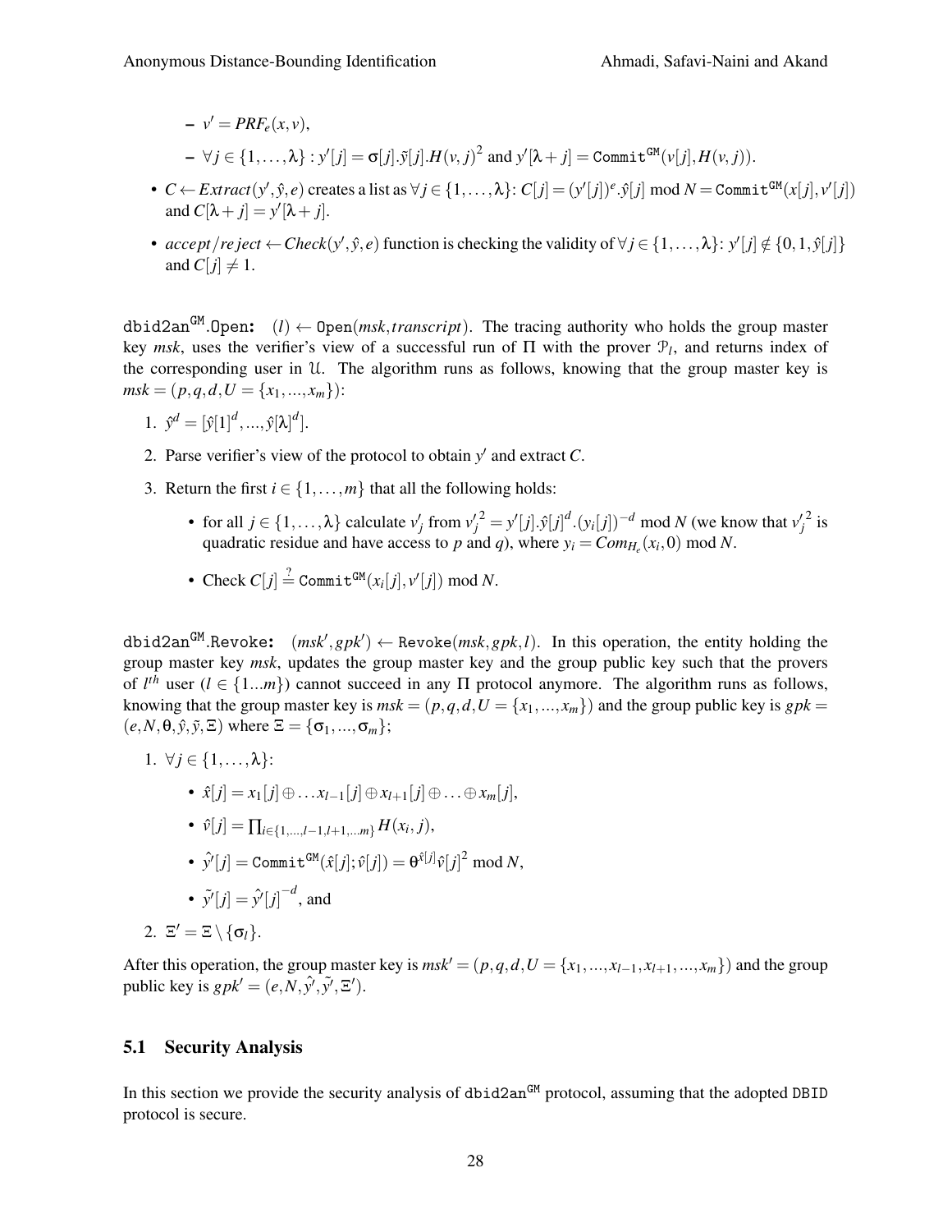- $v' = PRF_e(x, v)$,
  - $\forall j \in \{1, \ldots, \lambda\} : y'[j] = \sigma[j].\tilde{y}[j].H(v, j)^2$ and $y'[\lambda + j] = \texttt{Commit}^{\texttt{GM}}(v[j], H(v, j))$.

- $C \leftarrow Extract(y', \hat{y}, e)$ creates a list as $\forall j \in \{1, \ldots, \lambda\}$: $C[j] = (y'[j])^e.\hat{y}[j] \bmod N = \texttt{Commit}^{\texttt{GM}}(x[j], v'[j])$ and $C[\lambda + j] = y'[\lambda + j]$.
- $accept/reject \leftarrow Check(y', \hat{y}, e)$ function is checking the validity of $\forall j \in \{1, \ldots, \lambda\}$: $y'[j] \notin \{0, 1, \hat{y}[j]\}$ and $C[j] \neq 1$.

$\texttt{dbid2an}^{\texttt{GM}}$**.**$\texttt{Open}$**:** $(l) \leftarrow \texttt{Open}(msk, transcript)$. The tracing authority who holds the group master key *msk*, uses the verifier's view of a successful run of $\Pi$ with the prover $\mathcal{P}_l$, and returns index of the corresponding user in $\mathcal{U}$. The algorithm runs as follows, knowing that the group master key is $msk = (p, q, d, U = \{x_1, ..., x_m\})$:

1. $\hat{y}^d = [\hat{y}[1]^d, ..., \hat{y}[\lambda]^d]$.
2. Parse verifier's view of the protocol to obtain $y'$ and extract $C$.
3. Return the first $i \in \{1, \ldots, m\}$ that all the following holds:
   - for all $j \in \{1, \ldots, \lambda\}$ calculate $v'_j$ from ${v'_j}^2 = y'[j].\hat{y}[j]^d.(y_i[j])^{-d} \bmod N$ (we know that ${v'_j}^2$ is quadratic residue and have access to $p$ and $q$), where $y_i = Com_{H_e}(x_i, 0) \bmod N$.
   - Check $C[j] \stackrel{?}{=} \texttt{Commit}^{\texttt{GM}}(x_i[j], v'[j]) \bmod N$.

$\texttt{dbid2an}^{\texttt{GM}}$**.**$\texttt{Revoke}$**:** $(msk', gpk') \leftarrow \texttt{Revoke}(msk, gpk, l)$. In this operation, the entity holding the group master key *msk*, updates the group master key and the group public key such that the provers of $l^{th}$ user ($l \in \{1...m\}$) cannot succeed in any $\Pi$ protocol anymore. The algorithm runs as follows, knowing that the group master key is $msk = (p, q, d, U = \{x_1, ..., x_m\})$ and the group public key is $gpk = (e, N, \theta, \hat{y}, \tilde{y}, \Xi)$ where $\Xi = \{\sigma_1, ..., \sigma_m\}$;

1. $\forall j \in \{1, \ldots, \lambda\}$:
   - $\hat{x}[j] = x_1[j] \oplus \ldots x_{l-1}[j] \oplus x_{l+1}[j] \oplus \ldots \oplus x_m[j]$,
   - $\hat{v}[j] = \prod_{i \in \{1, \ldots, l-1, l+1, \ldots m\}} H(x_i, j)$,
   - $\hat{y'}[j] = \texttt{Commit}^{\texttt{GM}}(\hat{x}[j]; \hat{v}[j]) = \theta^{\hat{x}[j]} \hat{v}[j]^2 \bmod N$,
   - $\tilde{y'}[j] = \hat{y'}[j]^{-d}$, and
2. $\Xi' = \Xi \setminus \{\sigma_l\}$.

After this operation, the group master key is $msk' = (p, q, d, U = \{x_1, ..., x_{l-1}, x_{l+1}, ..., x_m\})$ and the group public key is $gpk' = (e, N, \hat{y'}, \tilde{y'}, \Xi')$.

## 5.1 Security Analysis

In this section we provide the security analysis of $\texttt{dbid2an}^{\texttt{GM}}$ protocol, assuming that the adopted $\texttt{DBID}$ protocol is secure.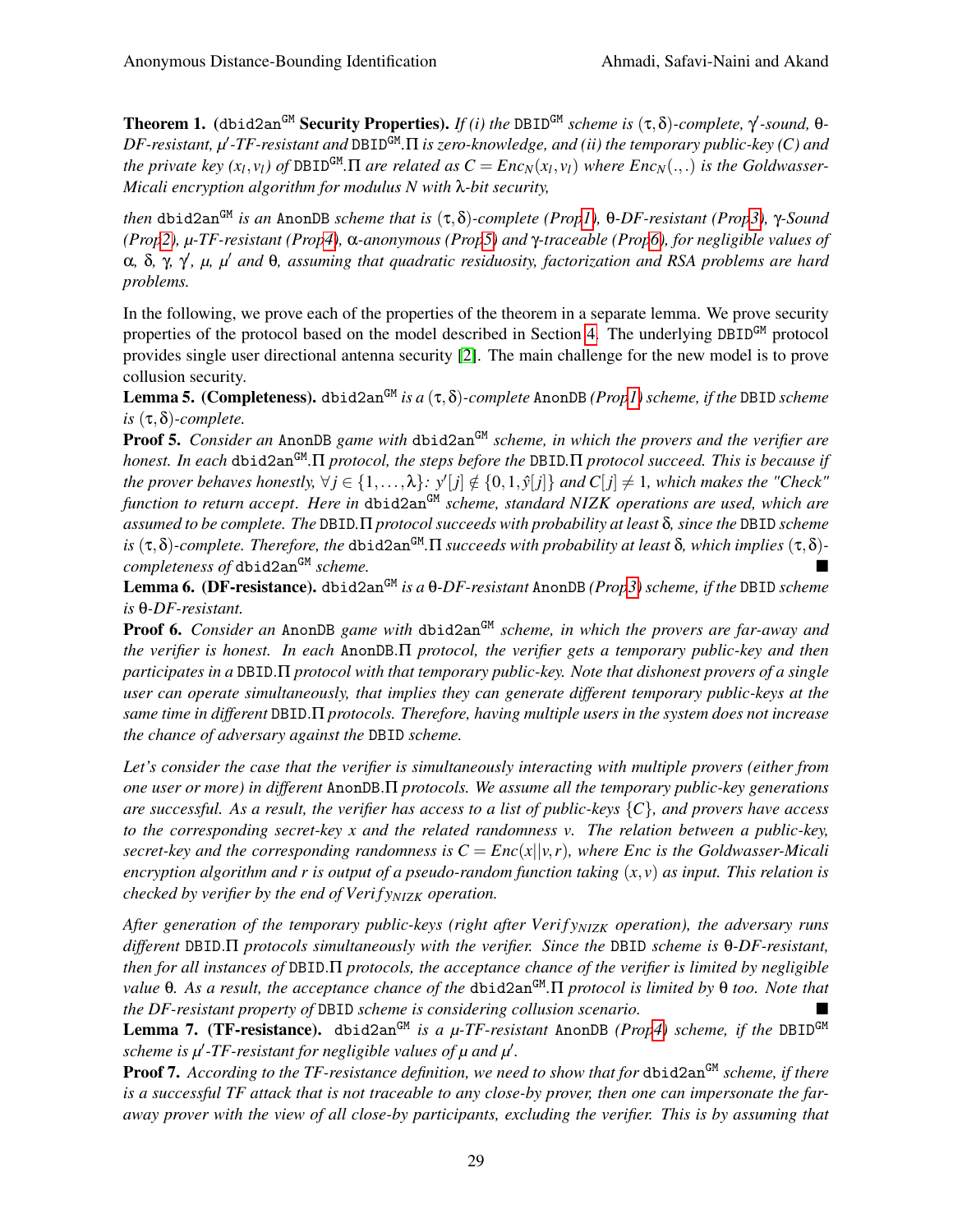**Theorem 1.** **(dbid2an$^{\texttt{GM}}$ Security Properties).** *If (i) the* DBID$^{\texttt{GM}}$ *scheme is* $(\tau,\delta)$*-complete,* $\gamma'$*-sound,* $\theta$*-DF-resistant,* $\mu'$*-TF-resistant and* DBID$^{\texttt{GM}}$.$\Pi$ *is zero-knowledge, and (ii) the temporary public-key (C) and the private key* $(x_l, v_l)$ *of* DBID$^{\texttt{GM}}$.$\Pi$ *are related as* $C = Enc_N(x_l, v_l)$ *where* $Enc_N(.,.)$ *is the Goldwasser-Micali encryption algorithm for modulus N with* $\lambda$*-bit security,*

*then* dbid2an$^{\texttt{GM}}$ *is an* AnonDB *scheme that is* $(\tau,\delta)$*-complete (Prop1),* $\theta$*-DF-resistant (Prop3),* $\gamma$*-Sound (Prop2),* $\mu$*-TF-resistant (Prop4),* $\alpha$*-anonymous (Prop5) and* $\gamma$*-traceable (Prop6), for negligible values of* $\alpha$*,* $\delta$*,* $\gamma$*,* $\gamma'$*,* $\mu$*,* $\mu'$ *and* $\theta$*, assuming that quadratic residuosity, factorization and RSA problems are hard problems.*

In the following, we prove each of the properties of the theorem in a separate lemma. We prove security properties of the protocol based on the model described in Section 4. The underlying DBID$^{\texttt{GM}}$ protocol provides single user directional antenna security [2]. The main challenge for the new model is to prove collusion security.

**Lemma 5.** **(Completeness).** dbid2an$^{\texttt{GM}}$ *is a* $(\tau,\delta)$*-complete* AnonDB *(Prop1) scheme, if the* DBID *scheme is* $(\tau,\delta)$*-complete.*

**Proof 5.** *Consider an* AnonDB *game with* dbid2an$^{\texttt{GM}}$ *scheme, in which the provers and the verifier are honest. In each* dbid2an$^{\texttt{GM}}$.$\Pi$ *protocol, the steps before the* DBID.$\Pi$ *protocol succeed. This is because if the prover behaves honestly,* $\forall j \in \{1,\ldots,\lambda\}$*:* $y'[j] \notin \{0,1,\hat{y}[j]\}$ *and* $C[j] \neq 1$*, which makes the "Check" function to return accept. Here in* dbid2an$^{\texttt{GM}}$ *scheme, standard NIZK operations are used, which are assumed to be complete. The* DBID.$\Pi$ *protocol succeeds with probability at least* $\delta$*, since the* DBID *scheme is* $(\tau,\delta)$*-complete. Therefore, the* dbid2an$^{\texttt{GM}}$.$\Pi$ *succeeds with probability at least* $\delta$*, which implies* $(\tau,\delta)$*-completeness of* dbid2an$^{\texttt{GM}}$ *scheme.* ■

**Lemma 6.** **(DF-resistance).** dbid2an$^{\texttt{GM}}$ *is a* $\theta$*-DF-resistant* AnonDB *(Prop3) scheme, if the* DBID *scheme is* $\theta$*-DF-resistant.*

**Proof 6.** *Consider an* AnonDB *game with* dbid2an$^{\texttt{GM}}$ *scheme, in which the provers are far-away and the verifier is honest. In each* AnonDB.$\Pi$ *protocol, the verifier gets a temporary public-key and then participates in a* DBID.$\Pi$ *protocol with that temporary public-key. Note that dishonest provers of a single user can operate simultaneously, that implies they can generate different temporary public-keys at the same time in different* DBID.$\Pi$ *protocols. Therefore, having multiple users in the system does not increase the chance of adversary against the* DBID *scheme.*

*Let's consider the case that the verifier is simultaneously interacting with multiple provers (either from one user or more) in different* AnonDB.$\Pi$ *protocols. We assume all the temporary public-key generations are successful. As a result, the verifier has access to a list of public-keys* $\{C\}$*, and provers have access to the corresponding secret-key x and the related randomness v. The relation between a public-key, secret-key and the corresponding randomness is* $C = Enc(x||v,r)$*, where Enc is the Goldwasser-Micali encryption algorithm and r is output of a pseudo-random function taking* $(x,v)$ *as input. This relation is checked by verifier by the end of* $Verify_{NIZK}$ *operation.*

*After generation of the temporary public-keys (right after* $Verify_{NIZK}$ *operation), the adversary runs different* DBID.$\Pi$ *protocols simultaneously with the verifier. Since the* DBID *scheme is* $\theta$*-DF-resistant, then for all instances of* DBID.$\Pi$ *protocols, the acceptance chance of the verifier is limited by negligible value* $\theta$*. As a result, the acceptance chance of the* dbid2an$^{\texttt{GM}}$.$\Pi$ *protocol is limited by* $\theta$ *too. Note that the DF-resistant property of* DBID *scheme is considering collusion scenario.* ■

**Lemma 7.** **(TF-resistance).** dbid2an$^{\texttt{GM}}$ *is a* $\mu$*-TF-resistant* AnonDB *(Prop4) scheme, if the* DBID$^{\texttt{GM}}$ *scheme is* $\mu'$*-TF-resistant for negligible values of* $\mu$ *and* $\mu'$*.*

**Proof 7.** *According to the TF-resistance definition, we need to show that for* dbid2an$^{\texttt{GM}}$ *scheme, if there is a successful TF attack that is not traceable to any close-by prover, then one can impersonate the far-away prover with the view of all close-by participants, excluding the verifier. This is by assuming that*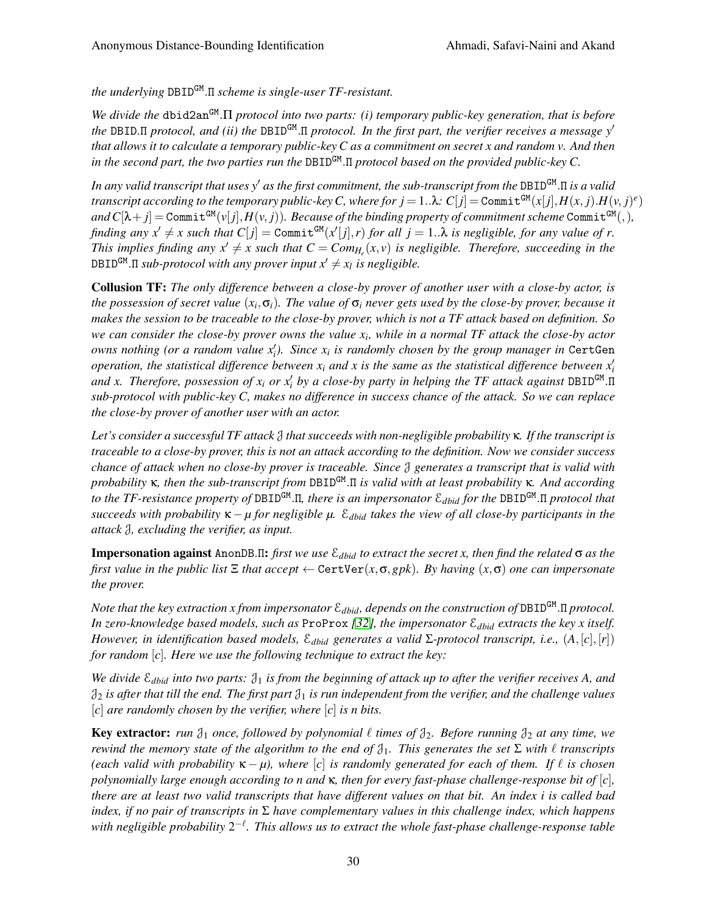*the underlying* $\mathtt{DBID}^{\mathtt{GM}}.\Pi$ *scheme is single-user TF-resistant.*

*We divide the* $\mathtt{dbid2an}^{\mathtt{GM}}.\Pi$ *protocol into two parts: (i) temporary public-key generation, that is before the* $\mathtt{DBID}.\Pi$ *protocol, and (ii) the* $\mathtt{DBID}^{\mathtt{GM}}.\Pi$ *protocol. In the first part, the verifier receives a message* $y'$ *that allows it to calculate a temporary public-key* $C$ *as a commitment on secret* $x$ *and random* $v$*. And then in the second part, the two parties run the* $\mathtt{DBID}^{\mathtt{GM}}.\Pi$ *protocol based on the provided public-key* $C$*.*

*In any valid transcript that uses* $y'$ *as the first commitment, the sub-transcript from the* $\mathtt{DBID}^{\mathtt{GM}}.\Pi$ *is a valid transcript according to the temporary public-key* $C$*, where for* $j = 1..\lambda$*:* $C[j] = \mathtt{Commit}^{\mathtt{GM}}(x[j], H(x, j).H(v, j)^e)$ *and* $C[\lambda + j] = \mathtt{Commit}^{\mathtt{GM}}(v[j], H(v, j))$*. Because of the binding property of commitment scheme* $\mathtt{Commit}^{\mathtt{GM}}(,)$*, finding any* $x' \neq x$ *such that* $C[j] = \mathtt{Commit}^{\mathtt{GM}}(x'[j], r)$ *for all* $j = 1..\lambda$ *is negligible, for any value of* $r$*. This implies finding any* $x' \neq x$ *such that* $C = Com_{H_e}(x, v)$ *is negligible. Therefore, succeeding in the* $\mathtt{DBID}^{\mathtt{GM}}.\Pi$ *sub-protocol with any prover input* $x' \neq x_l$ *is negligible.*

**Collusion TF:** *The only difference between a close-by prover of another user with a close-by actor, is the possession of secret value* $(x_i, \sigma_i)$*. The value of* $\sigma_i$ *never gets used by the close-by prover, because it makes the session to be traceable to the close-by prover, which is not a TF attack based on definition. So we can consider the close-by prover owns the value* $x_i$*, while in a normal TF attack the close-by actor owns nothing (or a random value* $x_i'$*). Since* $x_i$ *is randomly chosen by the group manager in* $\mathtt{CertGen}$ *operation, the statistical difference between* $x_i$ *and* $x$ *is the same as the statistical difference between* $x_i'$ *and* $x$*. Therefore, possession of* $x_i$ *or* $x_i'$ *by a close-by party in helping the TF attack against* $\mathtt{DBID}^{\mathtt{GM}}.\Pi$ *sub-protocol with public-key* $C$*, makes no difference in success chance of the attack. So we can replace the close-by prover of another user with an actor.*

*Let's consider a successful TF attack* $\mathfrak{J}$ *that succeeds with non-negligible probability* $\kappa$*. If the transcript is traceable to a close-by prover, this is not an attack according to the definition. Now we consider success chance of attack when no close-by prover is traceable. Since* $\mathfrak{J}$ *generates a transcript that is valid with probability* $\kappa$*, then the sub-transcript from* $\mathtt{DBID}^{\mathtt{GM}}.\Pi$ *is valid with at least probability* $\kappa$*. And according to the TF-resistance property of* $\mathtt{DBID}^{\mathtt{GM}}.\Pi$*, there is an impersonator* $\mathcal{E}_{dbid}$ *for the* $\mathtt{DBID}^{\mathtt{GM}}.\Pi$ *protocol that succeeds with probability* $\kappa - \mu$ *for negligible* $\mu$*.* $\mathcal{E}_{dbid}$ *takes the view of all close-by participants in the attack* $\mathfrak{J}$*, excluding the verifier, as input.*

**Impersonation against** $\mathtt{AnonDB}.\Pi$**:** *first we use* $\mathcal{E}_{dbid}$ *to extract the secret* $x$*, then find the related* $\sigma$ *as the first value in the public list* $\Xi$ *that accept* $\leftarrow \mathtt{CertVer}(x, \sigma, gpk)$*. By having* $(x, \sigma)$ *one can impersonate the prover.*

*Note that the key extraction* $x$ *from impersonator* $\mathcal{E}_{dbid}$*, depends on the construction of* $\mathtt{DBID}^{\mathtt{GM}}.\Pi$ *protocol. In zero-knowledge based models, such as* $\mathtt{ProProx}$ *[32], the impersonator* $\mathcal{E}_{dbid}$ *extracts the key* $x$ *itself. However, in identification based models,* $\mathcal{E}_{dbid}$ *generates a valid* $\Sigma$*-protocol transcript, i.e.,* $(A, [c], [r])$ *for random* $[c]$*. Here we use the following technique to extract the key:*

*We divide* $\mathcal{E}_{dbid}$ *into two parts:* $\mathfrak{J}_1$ *is from the beginning of attack up to after the verifier receives* $A$*, and* $\mathfrak{J}_2$ *is after that till the end. The first part* $\mathfrak{J}_1$ *is run independent from the verifier, and the challenge values* $[c]$ *are randomly chosen by the verifier, where* $[c]$ *is* $n$ *bits.*

**Key extractor:** *run* $\mathfrak{J}_1$ *once, followed by polynomial* $\ell$ *times of* $\mathfrak{J}_2$*. Before running* $\mathfrak{J}_2$ *at any time, we rewind the memory state of the algorithm to the end of* $\mathfrak{J}_1$*. This generates the set* $\Sigma$ *with* $\ell$ *transcripts (each valid with probability* $\kappa - \mu$*), where* $[c]$ *is randomly generated for each of them. If* $\ell$ *is chosen polynomially large enough according to* $n$ *and* $\kappa$*, then for every fast-phase challenge-response bit of* $[c]$*, there are at least two valid transcripts that have different values on that bit. An index* $i$ *is called bad index, if no pair of transcripts in* $\Sigma$ *have complementary values in this challenge index, which happens with negligible probability* $2^{-\ell}$*. This allows us to extract the whole fast-phase challenge-response table*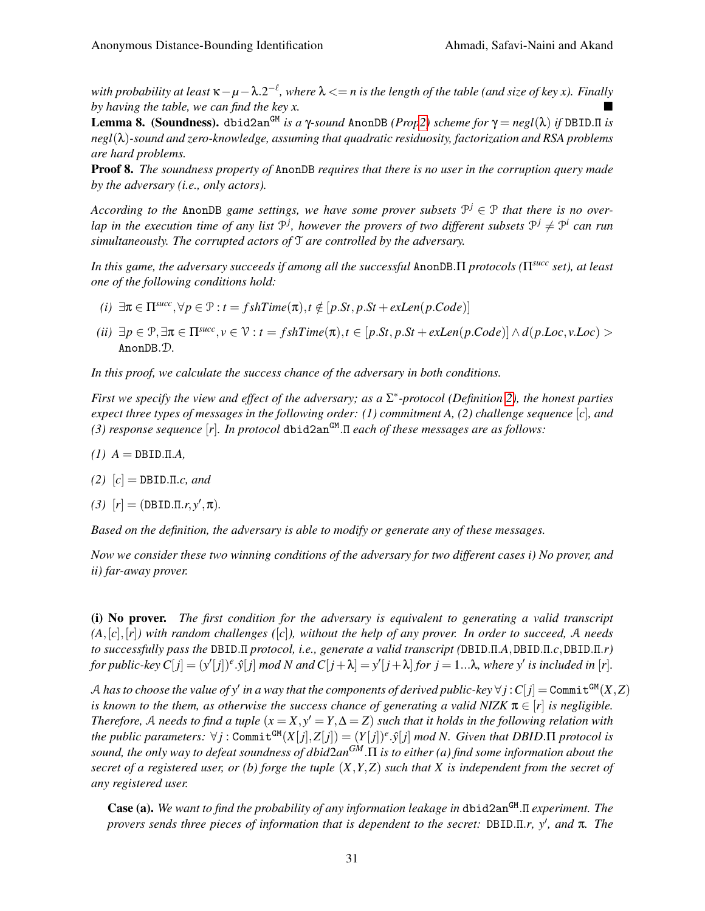*with probability at least $\kappa - \mu - \lambda.2^{-\ell}$, where $\lambda <= n$ is the length of the table (and size of key $x$). Finally by having the table, we can find the key $x$.* ■

**Lemma 8. (Soundness).** $\texttt{dbid2an}^{\texttt{GM}}$ *is a $\gamma$-sound* AnonDB *(Prop2) scheme for $\gamma = negl(\lambda)$ if* DBID.$\Pi$ *is $negl(\lambda)$-sound and zero-knowledge, assuming that quadratic residuosity, factorization and RSA problems are hard problems.*

**Proof 8.** *The soundness property of* AnonDB *requires that there is no user in the corruption query made by the adversary (i.e., only actors).*

*According to the* AnonDB *game settings, we have some prover subsets $\mathcal{P}^j \in \mathcal{P}$ that there is no overlap in the execution time of any list $\mathcal{P}^j$, however the provers of two different subsets $\mathcal{P}^j \neq \mathcal{P}^i$ can run simultaneously. The corrupted actors of $\mathcal{T}$ are controlled by the adversary.*

*In this game, the adversary succeeds if among all the successful* AnonDB.$\Pi$ *protocols ($\Pi^{succ}$ set), at least one of the following conditions hold:*

- *(i)* $\exists \pi \in \Pi^{succ}, \forall p \in \mathcal{P} : t = fshTime(\pi), t \notin [p.St, p.St + exLen(p.Code)]$
- *(ii)* $\exists p \in \mathcal{P}, \exists \pi \in \Pi^{succ}, v \in \mathcal{V} : t = fshTime(\pi), t \in [p.St, p.St + exLen(p.Code)] \wedge d(p.Loc, v.Loc) >$ AnonDB.$\mathcal{D}$.

*In this proof, we calculate the success chance of the adversary in both conditions.*

*First we specify the view and effect of the adversary; as a $\Sigma^*$-protocol (Definition 2), the honest parties expect three types of messages in the following order: (1) commitment A, (2) challenge sequence $[c]$, and (3) response sequence $[r]$. In protocol* $\texttt{dbid2an}^{\texttt{GM}}.\Pi$ *each of these messages are as follows:*

*(1)* $A =$ DBID.$\Pi.A$,

*(2)* $[c] =$ DBID.$\Pi.c$, *and*

*(3)* $[r] = ($DBID.$\Pi.r, y', \pi)$.

*Based on the definition, the adversary is able to modify or generate any of these messages.*

*Now we consider these two winning conditions of the adversary for two different cases i) No prover, and ii) far-away prover.*

**(i) No prover.** *The first condition for the adversary is equivalent to generating a valid transcript $(A, [c], [r])$ with random challenges ($[c]$), without the help of any prover. In order to succeed, $\mathcal{A}$ needs to successfully pass the* DBID.$\Pi$ *protocol, i.e., generate a valid transcript (*DBID.$\Pi.A$, DBID.$\Pi.c$, DBID.$\Pi.r$*) for public-key $C[j] = (y'[j])^e.\hat{y}[j] \bmod N$ and $C[j+\lambda] = y'[j+\lambda]$ for $j = 1...\lambda$, where $y'$ is included in $[r]$.*

*$\mathcal{A}$ has to choose the value of $y'$ in a way that the components of derived public-key $\forall j : C[j] = \texttt{Commit}^{\texttt{GM}}(X, Z)$ is known to the them, as otherwise the success chance of generating a valid NIZK $\pi \in [r]$ is negligible. Therefore, $\mathcal{A}$ needs to find a tuple $(x = X, y' = Y, \Delta = Z)$ such that it holds in the following relation with the public parameters: $\forall j : \texttt{Commit}^{\texttt{GM}}(X[j], Z[j]) = (Y[j])^e.\hat{y}[j] \bmod N$. Given that DBID.$\Pi$ protocol is sound, the only way to defeat soundness of dbid2an$^{GM}$.$\Pi$ is to either (a) find some information about the secret of a registered user, or (b) forge the tuple $(X, Y, Z)$ such that $X$ is independent from the secret of any registered user.*

**Case (a).** *We want to find the probability of any information leakage in* $\texttt{dbid2an}^{\texttt{GM}}.\Pi$ *experiment. The provers sends three pieces of information that is dependent to the secret:* DBID.$\Pi.r$, $y'$*, and* $\pi$*. The*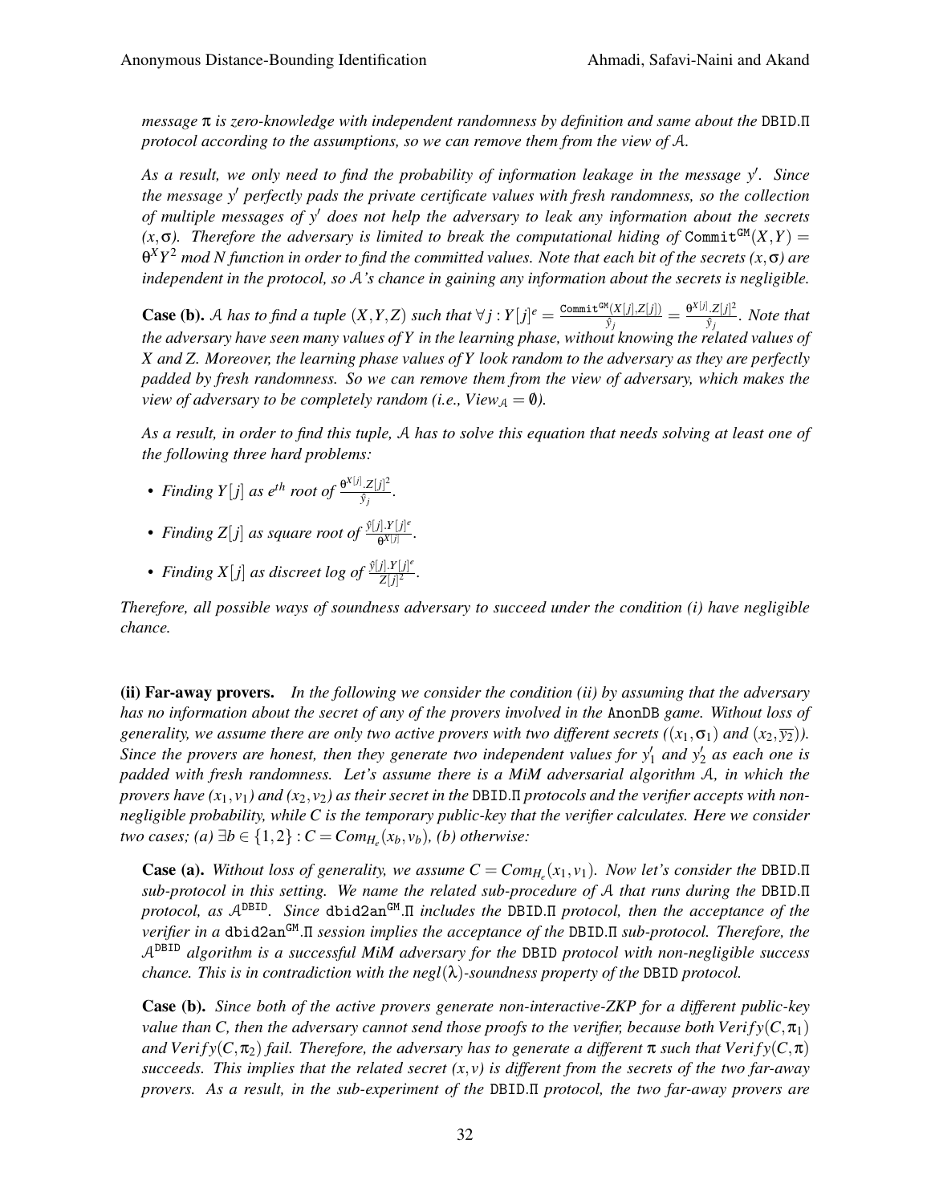*message $\pi$ is zero-knowledge with independent randomness by definition and same about the DBID.Π protocol according to the assumptions, so we can remove them from the view of $\mathcal{A}$.*

*As a result, we only need to find the probability of information leakage in the message $y'$. Since the message $y'$ perfectly pads the private certificate values with fresh randomness, so the collection of multiple messages of $y'$ does not help the adversary to leak any information about the secrets $(x,\sigma)$. Therefore the adversary is limited to break the computational hiding of $\texttt{Commit}^{\texttt{GM}}(X,Y) = \theta^X Y^2 \bmod N$ function in order to find the committed values. Note that each bit of the secrets $(x,\sigma)$ are independent in the protocol, so $\mathcal{A}$'s chance in gaining any information about the secrets is negligible.*

**Case (b).** *$\mathcal{A}$ has to find a tuple $(X,Y,Z)$ such that $\forall j : Y[j]^e = \frac{\texttt{Commit}^{\texttt{GM}}(X[j],Z[j])}{\hat{y}_j} = \frac{\theta^{X[j]}.Z[j]^2}{\hat{y}_j}$. Note that the adversary have seen many values of $Y$ in the learning phase, without knowing the related values of $X$ and $Z$. Moreover, the learning phase values of $Y$ look random to the adversary as they are perfectly padded by fresh randomness. So we can remove them from the view of adversary, which makes the view of adversary to be completely random (i.e., $View_{\mathcal{A}} = \emptyset$).*

*As a result, in order to find this tuple, $\mathcal{A}$ has to solve this equation that needs solving at least one of the following three hard problems:*

- *Finding $Y[j]$ as $e^{th}$ root of $\frac{\theta^{X[j]}.Z[j]^2}{\hat{y}_j}$.*
- *Finding $Z[j]$ as square root of $\frac{\hat{y}[j].Y[j]^e}{\theta^{X[j]}}$.*
- *Finding $X[j]$ as discreet log of $\frac{\hat{y}[j].Y[j]^e}{Z[j]^2}$.*

*Therefore, all possible ways of soundness adversary to succeed under the condition (i) have negligible chance.*

**(ii) Far-away provers.** *In the following we consider the condition (ii) by assuming that the adversary has no information about the secret of any of the provers involved in the AnonDB game. Without loss of generality, we assume there are only two active provers with two different secrets ($(x_1,\sigma_1)$ and $(x_2,\overline{y_2})$). Since the provers are honest, then they generate two independent values for $y'_1$ and $y'_2$ as each one is padded with fresh randomness. Let's assume there is a MiM adversarial algorithm $\mathcal{A}$, in which the provers have $(x_1,v_1)$ and $(x_2,v_2)$ as their secret in the DBID.Π protocols and the verifier accepts with non-negligible probability, while $C$ is the temporary public-key that the verifier calculates. Here we consider two cases; (a) $\exists b \in \{1,2\} : C = Com_{H_e}(x_b,v_b)$, (b) otherwise:*

**Case (a).** *Without loss of generality, we assume $C = Com_{H_e}(x_1,v_1)$. Now let's consider the DBID.Π sub-protocol in this setting. We name the related sub-procedure of $\mathcal{A}$ that runs during the DBID.Π protocol, as $\mathcal{A}^{\texttt{DBID}}$. Since $\texttt{dbid2an}^{\texttt{GM}}$.Π includes the DBID.Π protocol, then the acceptance of the verifier in a $\texttt{dbid2an}^{\texttt{GM}}$.Π session implies the acceptance of the DBID.Π sub-protocol. Therefore, the $\mathcal{A}^{\texttt{DBID}}$ algorithm is a successful MiM adversary for the DBID protocol with non-negligible success chance. This is in contradiction with the $negl(\lambda)$-soundness property of the DBID protocol.*

**Case (b).** *Since both of the active provers generate non-interactive-ZKP for a different public-key value than $C$, then the adversary cannot send those proofs to the verifier, because both $Verify(C,\pi_1)$ and $Verify(C,\pi_2)$ fail. Therefore, the adversary has to generate a different $\pi$ such that $Verify(C,\pi)$ succeeds. This implies that the related secret $(x,v)$ is different from the secrets of the two far-away provers. As a result, in the sub-experiment of the DBID.Π protocol, the two far-away provers are*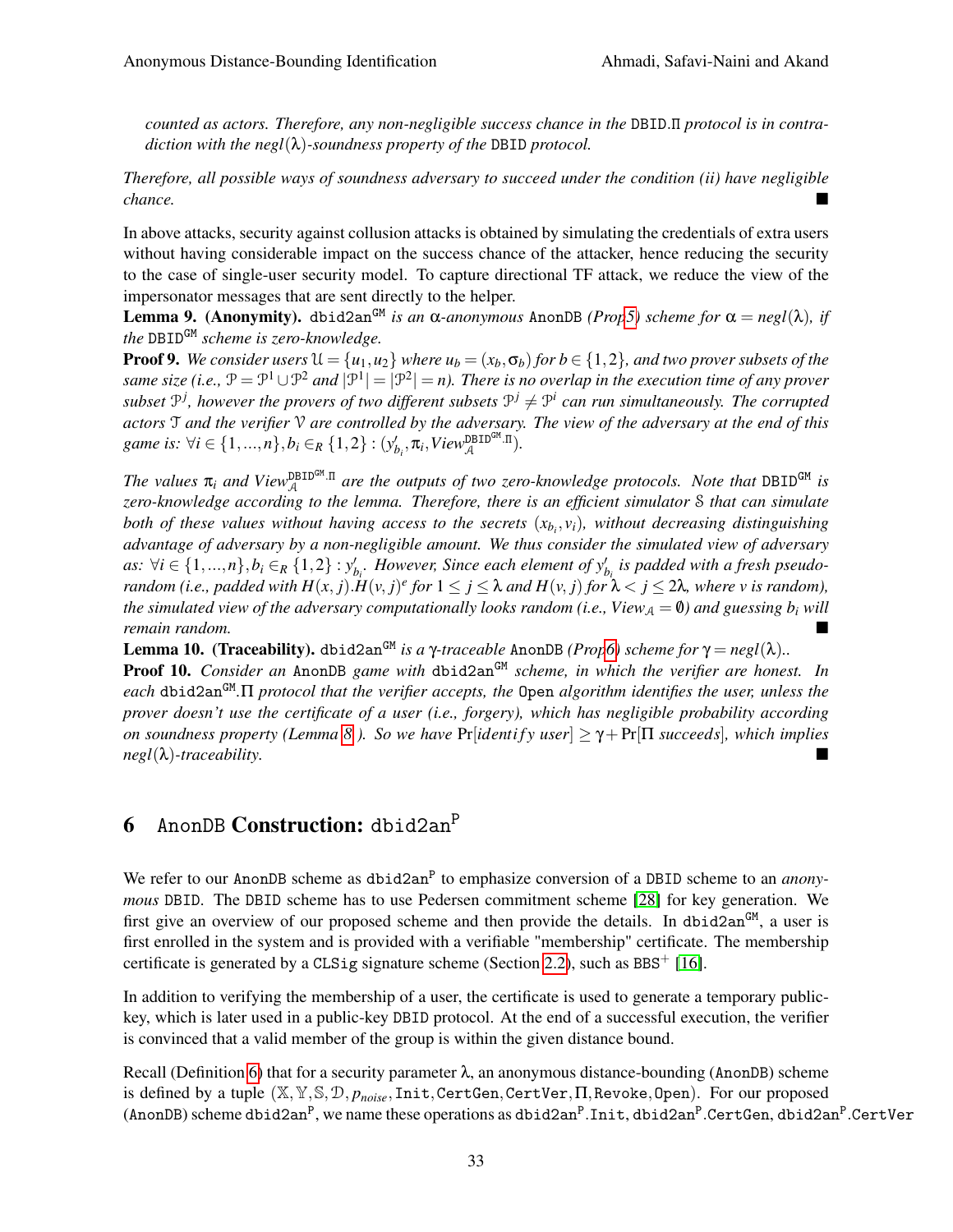*counted as actors. Therefore, any non-negligible success chance in the* DBID.$\Pi$ *protocol is in contradiction with the* $negl(\lambda)$*-soundness property of the* DBID *protocol.*

*Therefore, all possible ways of soundness adversary to succeed under the condition (ii) have negligible chance.* ■

In above attacks, security against collusion attacks is obtained by simulating the credentials of extra users without having considerable impact on the success chance of the attacker, hence reducing the security to the case of single-user security model. To capture directional TF attack, we reduce the view of the impersonator messages that are sent directly to the helper.

**Lemma 9. (Anonymity).** $\texttt{dbid2an}^{\texttt{GM}}$ *is an* $\alpha$*-anonymous* AnonDB *(Prop 5) scheme for* $\alpha = negl(\lambda)$*, if the* $\texttt{DBID}^{\texttt{GM}}$ *scheme is zero-knowledge.*

**Proof 9.** *We consider users* $\mathcal{U} = \{u_1, u_2\}$ *where* $u_b = (x_b, \sigma_b)$ *for* $b \in \{1,2\}$*, and two prover subsets of the same size (i.e.,* $\mathcal{P} = \mathcal{P}^1 \cup \mathcal{P}^2$ *and* $|\mathcal{P}^1| = |\mathcal{P}^2| = n$*). There is no overlap in the execution time of any prover subset* $\mathcal{P}^j$*, however the provers of two different subsets* $\mathcal{P}^j \neq \mathcal{P}^i$ *can run simultaneously. The corrupted actors* $\mathcal{T}$ *and the verifier* $\mathcal{V}$ *are controlled by the adversary. The view of the adversary at the end of this game is:* $\forall i \in \{1,...,n\}, b_i \in_R \{1,2\} : (y'_{b_i}, \pi_i, View_{\mathcal{A}}^{\texttt{DBID}^{\texttt{GM}}.\Pi})$*.*

*The values* $\pi_i$ *and* $View_{\mathcal{A}}^{\texttt{DBID}^{\texttt{GM}}.\Pi}$ *are the outputs of two zero-knowledge protocols. Note that* $\texttt{DBID}^{\texttt{GM}}$ *is zero-knowledge according to the lemma. Therefore, there is an efficient simulator* $\mathcal{S}$ *that can simulate both of these values without having access to the secrets* $(x_{b_i}, v_i)$*, without decreasing distinguishing advantage of adversary by a non-negligible amount. We thus consider the simulated view of adversary as:* $\forall i \in \{1,...,n\}, b_i \in_R \{1,2\} : y'_{b_i}$*. However, Since each element of* $y'_{b_i}$ *is padded with a fresh pseudo-random (i.e., padded with* $H(x,j).H(v,j)^e$ *for* $1 \leq j \leq \lambda$ *and* $H(v,j)$ *for* $\lambda < j \leq 2\lambda$*, where* $v$ *is random), the simulated view of the adversary computationally looks random (i.e.,* $View_{\mathcal{A}} = \emptyset$*) and guessing* $b_i$ *will remain random.* ■

**Lemma 10. (Traceability).** $\texttt{dbid2an}^{\texttt{GM}}$ *is a* $\gamma$*-traceable* AnonDB *(Prop 6) scheme for* $\gamma = negl(\lambda)$*..*

**Proof 10.** *Consider an* AnonDB *game with* $\texttt{dbid2an}^{\texttt{GM}}$ *scheme, in which the verifier are honest. In each* $\texttt{dbid2an}^{\texttt{GM}}.\Pi$ *protocol that the verifier accepts, the* Open *algorithm identifies the user, unless the prover doesn't use the certificate of a user (i.e., forgery), which has negligible probability according on soundness property (Lemma 8 ). So we have* $\Pr[identify\ user] \geq \gamma + \Pr[\Pi\ succeeds]$*, which implies* $negl(\lambda)$*-traceability.* ■

# 6 AnonDB Construction: $\texttt{dbid2an}^{\texttt{P}}$

We refer to our AnonDB scheme as $\texttt{dbid2an}^{\texttt{P}}$ to emphasize conversion of a DBID scheme to an *anonymous* DBID. The DBID scheme has to use Pedersen commitment scheme [28] for key generation. We first give an overview of our proposed scheme and then provide the details. In $\texttt{dbid2an}^{\texttt{GM}}$, a user is first enrolled in the system and is provided with a verifiable "membership" certificate. The membership certificate is generated by a CLSig signature scheme (Section 2.2), such as $\texttt{BBS}^+$ [16].

In addition to verifying the membership of a user, the certificate is used to generate a temporary public-key, which is later used in a public-key DBID protocol. At the end of a successful execution, the verifier is convinced that a valid member of the group is within the given distance bound.

Recall (Definition 6) that for a security parameter $\lambda$, an anonymous distance-bounding (AnonDB) scheme is defined by a tuple $(\mathbb{X}, \mathbb{Y}, \mathbb{S}, \mathcal{D}, p_{noise}, \texttt{Init}, \texttt{CertGen}, \texttt{CertVer}, \Pi, \texttt{Revoke}, \texttt{Open})$. For our proposed (AnonDB) scheme $\texttt{dbid2an}^{\texttt{P}}$, we name these operations as $\texttt{dbid2an}^{\texttt{P}}.\texttt{Init}$, $\texttt{dbid2an}^{\texttt{P}}.\texttt{CertGen}$, $\texttt{dbid2an}^{\texttt{P}}.\texttt{CertVer}$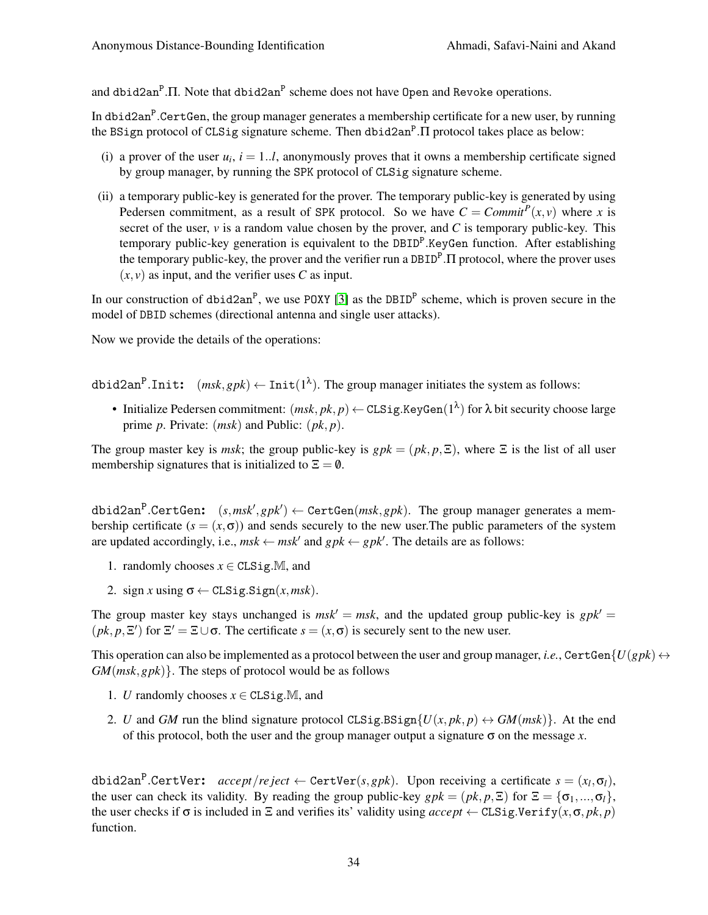and dbid2an$^P$.Π. Note that dbid2an$^P$ scheme does not have Open and Revoke operations.

In dbid2an$^P$.CertGen, the group manager generates a membership certificate for a new user, by running the BSign protocol of CLSig signature scheme. Then dbid2an$^P$.Π protocol takes place as below:

(i) a prover of the user $u_i$, $i = 1..l$, anonymously proves that it owns a membership certificate signed by group manager, by running the SPK protocol of CLSig signature scheme.

(ii) a temporary public-key is generated for the prover. The temporary public-key is generated by using Pedersen commitment, as a result of SPK protocol. So we have $C = Commit^P(x, v)$ where $x$ is secret of the user, $v$ is a random value chosen by the prover, and $C$ is temporary public-key. This temporary public-key generation is equivalent to the DBID$^P$.KeyGen function. After establishing the temporary public-key, the prover and the verifier run a DBID$^P$.Π protocol, where the prover uses $(x, v)$ as input, and the verifier uses $C$ as input.

In our construction of dbid2an$^P$, we use POXY [3] as the DBID$^P$ scheme, which is proven secure in the model of DBID schemes (directional antenna and single user attacks).

Now we provide the details of the operations:

**dbid2an$^P$.Init:** $(msk, gpk) \leftarrow$ Init$(1^\lambda)$. The group manager initiates the system as follows:

- Initialize Pedersen commitment: $(msk, pk, p) \leftarrow$ CLSig.KeyGen$(1^\lambda)$ for $\lambda$ bit security choose large prime $p$. Private: $(msk)$ and Public: $(pk, p)$.

The group master key is $msk$; the group public-key is $gpk = (pk, p, \Xi)$, where $\Xi$ is the list of all user membership signatures that is initialized to $\Xi = \emptyset$.

**dbid2an$^P$.CertGen:** $(s, msk', gpk') \leftarrow$ CertGen$(msk, gpk)$. The group manager generates a membership certificate $(s = (x, \sigma))$ and sends securely to the new user.The public parameters of the system are updated accordingly, i.e., $msk \leftarrow msk'$ and $gpk \leftarrow gpk'$. The details are as follows:

1. randomly chooses $x \in$ CLSig.$\mathbb{M}$, and
2. sign $x$ using $\sigma \leftarrow$ CLSig.Sign$(x, msk)$.

The group master key stays unchanged is $msk' = msk$, and the updated group public-key is $gpk' = (pk, p, \Xi')$ for $\Xi' = \Xi \cup \sigma$. The certificate $s = (x, \sigma)$ is securely sent to the new user.

This operation can also be implemented as a protocol between the user and group manager, *i.e.*, CertGen$\{U(gpk) \leftrightarrow GM(msk, gpk)\}$. The steps of protocol would be as follows

1. $U$ randomly chooses $x \in$ CLSig.$\mathbb{M}$, and
2. $U$ and $GM$ run the blind signature protocol CLSig.BSign$\{U(x, pk, p) \leftrightarrow GM(msk)\}$. At the end of this protocol, both the user and the group manager output a signature $\sigma$ on the message $x$.

**dbid2an$^P$.CertVer:** $accept/reject \leftarrow$ CertVer$(s, gpk)$. Upon receiving a certificate $s = (x_l, \sigma_l)$, the user can check its validity. By reading the group public-key $gpk = (pk, p, \Xi)$ for $\Xi = \{\sigma_1, ..., \sigma_l\}$, the user checks if $\sigma$ is included in $\Xi$ and verifies its' validity using $accept \leftarrow$ CLSig.Verify$(x, \sigma, pk, p)$ function.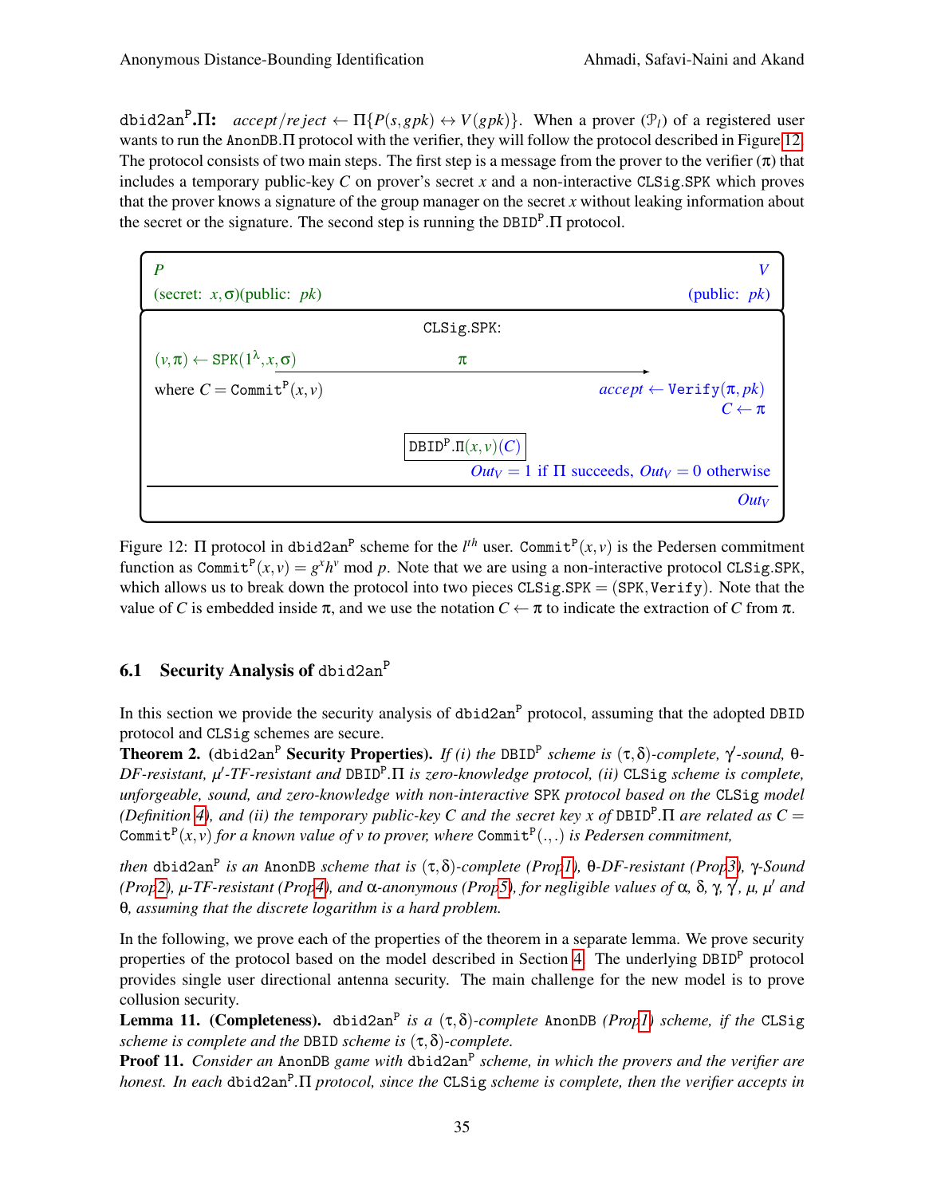$\texttt{dbid2an}^{\texttt{P}}.\Pi$**:** $accept/reject \leftarrow \Pi\{P(s,gpk) \leftrightarrow V(gpk)\}$. When a prover ($\mathcal{P}_l$) of a registered user wants to run the $\texttt{AnonDB}.\Pi$ protocol with the verifier, they will follow the protocol described in Figure 12. The protocol consists of two main steps. The first step is a message from the prover to the verifier ($\pi$) that includes a temporary public-key $C$ on prover's secret $x$ and a non-interactive $\texttt{CLSig.SPK}$ which proves that the prover knows a signature of the group manager on the secret $x$ without leaking information about the secret or the signature. The second step is running the $\texttt{DBID}^{\texttt{P}}.\Pi$ protocol.

| $P$ | | $V$ |
|---|---|---|
| (secret: $x,\sigma$)(public: $pk$) | | (public: $pk$) |
| | $\texttt{CLSig.SPK}$: | |
| $(v,\pi) \leftarrow \texttt{SPK}(1^\lambda, x, \sigma)$ | $\xrightarrow{\pi}$ | |
| where $C = \texttt{Commit}^{\texttt{P}}(x,v)$ | | $accept \leftarrow \texttt{Verify}(\pi, pk)$ |
| | | $C \leftarrow \pi$ |
| | $\boxed{\texttt{DBID}^{\texttt{P}}.\Pi(x,v)(C)}$ | |
| | | $Out_V = 1$ if $\Pi$ succeeds, $Out_V = 0$ otherwise |
| | | $Out_V$ |

Figure 12: $\Pi$ protocol in $\texttt{dbid2an}^{\texttt{P}}$ scheme for the $l^{th}$ user. $\texttt{Commit}^{\texttt{P}}(x,v)$ is the Pedersen commitment function as $\texttt{Commit}^{\texttt{P}}(x,v) = g^x h^v \bmod p$. Note that we are using a non-interactive protocol $\texttt{CLSig.SPK}$, which allows us to break down the protocol into two pieces $\texttt{CLSig.SPK} = (\texttt{SPK}, \texttt{Verify})$. Note that the value of $C$ is embedded inside $\pi$, and we use the notation $C \leftarrow \pi$ to indicate the extraction of $C$ from $\pi$.

### 6.1 Security Analysis of $\texttt{dbid2an}^{\texttt{P}}$

In this section we provide the security analysis of $\texttt{dbid2an}^{\texttt{P}}$ protocol, assuming that the adopted $\texttt{DBID}$ protocol and $\texttt{CLSig}$ schemes are secure.

**Theorem 2.** **($\texttt{dbid2an}^{\texttt{P}}$ Security Properties).** *If (i) the $\texttt{DBID}^{\texttt{P}}$ scheme is $(\tau,\delta)$-complete, $\gamma'$-sound, $\theta$-DF-resistant, $\mu'$-TF-resistant and $\texttt{DBID}^{\texttt{P}}.\Pi$ is zero-knowledge protocol, (ii) $\texttt{CLSig}$ scheme is complete, unforgeable, sound, and zero-knowledge with non-interactive $\texttt{SPK}$ protocol based on the $\texttt{CLSig}$ model (Definition 4), and (ii) the temporary public-key $C$ and the secret key $x$ of $\texttt{DBID}^{\texttt{P}}.\Pi$ are related as $C = \texttt{Commit}^{\texttt{P}}(x,v)$ for a known value of $v$ to prover, where $\texttt{Commit}^{\texttt{P}}(.,.)$ is Pedersen commitment,*

*then $\texttt{dbid2an}^{\texttt{P}}$ is an $\texttt{AnonDB}$ scheme that is $(\tau,\delta)$-complete (Prop 1), $\theta$-DF-resistant (Prop 3), $\gamma$-Sound (Prop 2), $\mu$-TF-resistant (Prop 4), and $\alpha$-anonymous (Prop 5), for negligible values of $\alpha$, $\delta$, $\gamma$, $\gamma'$, $\mu$, $\mu'$ and $\theta$, assuming that the discrete logarithm is a hard problem.*

In the following, we prove each of the properties of the theorem in a separate lemma. We prove security properties of the protocol based on the model described in Section 4. The underlying $\texttt{DBID}^{\texttt{P}}$ protocol provides single user directional antenna security. The main challenge for the new model is to prove collusion security.

**Lemma 11.** **(Completeness).** *$\texttt{dbid2an}^{\texttt{P}}$ is a $(\tau,\delta)$-complete $\texttt{AnonDB}$ (Prop 1) scheme, if the $\texttt{CLSig}$ scheme is complete and the $\texttt{DBID}$ scheme is $(\tau,\delta)$-complete.*

**Proof 11.** *Consider an $\texttt{AnonDB}$ game with $\texttt{dbid2an}^{\texttt{P}}$ scheme, in which the provers and the verifier are honest. In each $\texttt{dbid2an}^{\texttt{P}}.\Pi$ protocol, since the $\texttt{CLSig}$ scheme is complete, then the verifier accepts in*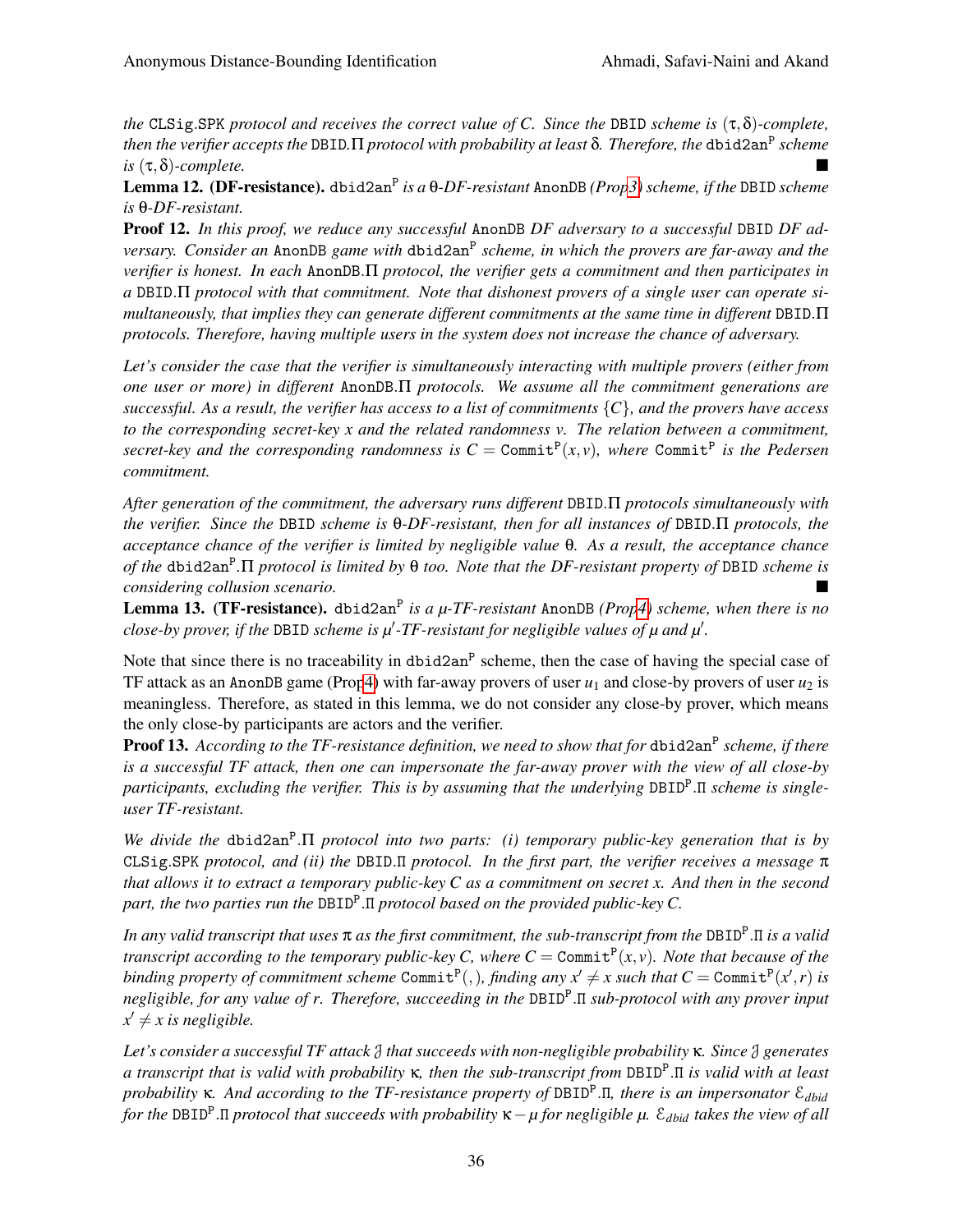*the* CLSig.SPK *protocol and receives the correct value of $C$. Since the* DBID *scheme is $(\tau,\delta)$-complete, then the verifier accepts the* DBID.$\Pi$ *protocol with probability at least $\delta$. Therefore, the* dbid2an$^{\mathtt{P}}$ *scheme is $(\tau,\delta)$-complete.* ■

**Lemma 12. (DF-resistance).** dbid2an$^{\mathtt{P}}$ *is a $\theta$-DF-resistant* AnonDB *(Prop 3) scheme, if the* DBID *scheme is $\theta$-DF-resistant.*

**Proof 12.** *In this proof, we reduce any successful* AnonDB *DF adversary to a successful* DBID *DF adversary. Consider an* AnonDB *game with* dbid2an$^{\mathtt{P}}$ *scheme, in which the provers are far-away and the verifier is honest. In each* AnonDB.$\Pi$ *protocol, the verifier gets a commitment and then participates in a* DBID.$\Pi$ *protocol with that commitment. Note that dishonest provers of a single user can operate simultaneously, that implies they can generate different commitments at the same time in different* DBID.$\Pi$ *protocols. Therefore, having multiple users in the system does not increase the chance of adversary.*

*Let's consider the case that the verifier is simultaneously interacting with multiple provers (either from one user or more) in different* AnonDB.$\Pi$ *protocols. We assume all the commitment generations are successful. As a result, the verifier has access to a list of commitments $\{C\}$, and the provers have access to the corresponding secret-key $x$ and the related randomness $v$. The relation between a commitment, secret-key and the corresponding randomness is $C = \mathtt{Commit}^{\mathtt{P}}(x,v)$, where* Commit$^{\mathtt{P}}$ *is the Pedersen commitment.*

*After generation of the commitment, the adversary runs different* DBID.$\Pi$ *protocols simultaneously with the verifier. Since the* DBID *scheme is $\theta$-DF-resistant, then for all instances of* DBID.$\Pi$ *protocols, the acceptance chance of the verifier is limited by negligible value $\theta$. As a result, the acceptance chance of the* dbid2an$^{\mathtt{P}}$.$\Pi$ *protocol is limited by $\theta$ too. Note that the DF-resistant property of* DBID *scheme is considering collusion scenario.* ■

**Lemma 13. (TF-resistance).** dbid2an$^{\mathtt{P}}$ *is a $\mu$-TF-resistant* AnonDB *(Prop 4) scheme, when there is no close-by prover, if the* DBID *scheme is $\mu'$-TF-resistant for negligible values of $\mu$ and $\mu'$.*

Note that since there is no traceability in dbid2an$^{\mathtt{P}}$ scheme, then the case of having the special case of TF attack as an AnonDB game (Prop 4) with far-away provers of user $u_1$ and close-by provers of user $u_2$ is meaningless. Therefore, as stated in this lemma, we do not consider any close-by prover, which means the only close-by participants are actors and the verifier.

**Proof 13.** *According to the TF-resistance definition, we need to show that for* dbid2an$^{\mathtt{P}}$ *scheme, if there is a successful TF attack, then one can impersonate the far-away prover with the view of all close-by participants, excluding the verifier. This is by assuming that the underlying* DBID$^{\mathtt{P}}$.$\Pi$ *scheme is single-user TF-resistant.*

*We divide the* dbid2an$^{\mathtt{P}}$.$\Pi$ *protocol into two parts: (i) temporary public-key generation that is by* CLSig.SPK *protocol, and (ii) the* DBID.$\Pi$ *protocol. In the first part, the verifier receives a message $\pi$ that allows it to extract a temporary public-key $C$ as a commitment on secret $x$. And then in the second part, the two parties run the* DBID$^{\mathtt{P}}$.$\Pi$ *protocol based on the provided public-key $C$.*

*In any valid transcript that uses $\pi$ as the first commitment, the sub-transcript from the* DBID$^{\mathtt{P}}$.$\Pi$ *is a valid transcript according to the temporary public-key $C$, where $C = \mathtt{Commit}^{\mathtt{P}}(x,v)$. Note that because of the binding property of commitment scheme* Commit$^{\mathtt{P}}(,)$, *finding any $x' \neq x$ such that $C = \mathtt{Commit}^{\mathtt{P}}(x',r)$ is negligible, for any value of $r$. Therefore, succeeding in the* DBID$^{\mathtt{P}}$.$\Pi$ *sub-protocol with any prover input $x' \neq x$ is negligible.*

*Let's consider a successful TF attack $\mathfrak{J}$ that succeeds with non-negligible probability $\kappa$. Since $\mathfrak{J}$ generates a transcript that is valid with probability $\kappa$, then the sub-transcript from* DBID$^{\mathtt{P}}$.$\Pi$ *is valid with at least probability $\kappa$. And according to the TF-resistance property of* DBID$^{\mathtt{P}}$.$\Pi$, *there is an impersonator $\mathcal{E}_{dbid}$ for the* DBID$^{\mathtt{P}}$.$\Pi$ *protocol that succeeds with probability $\kappa - \mu$ for negligible $\mu$. $\mathcal{E}_{dbid}$ takes the view of all*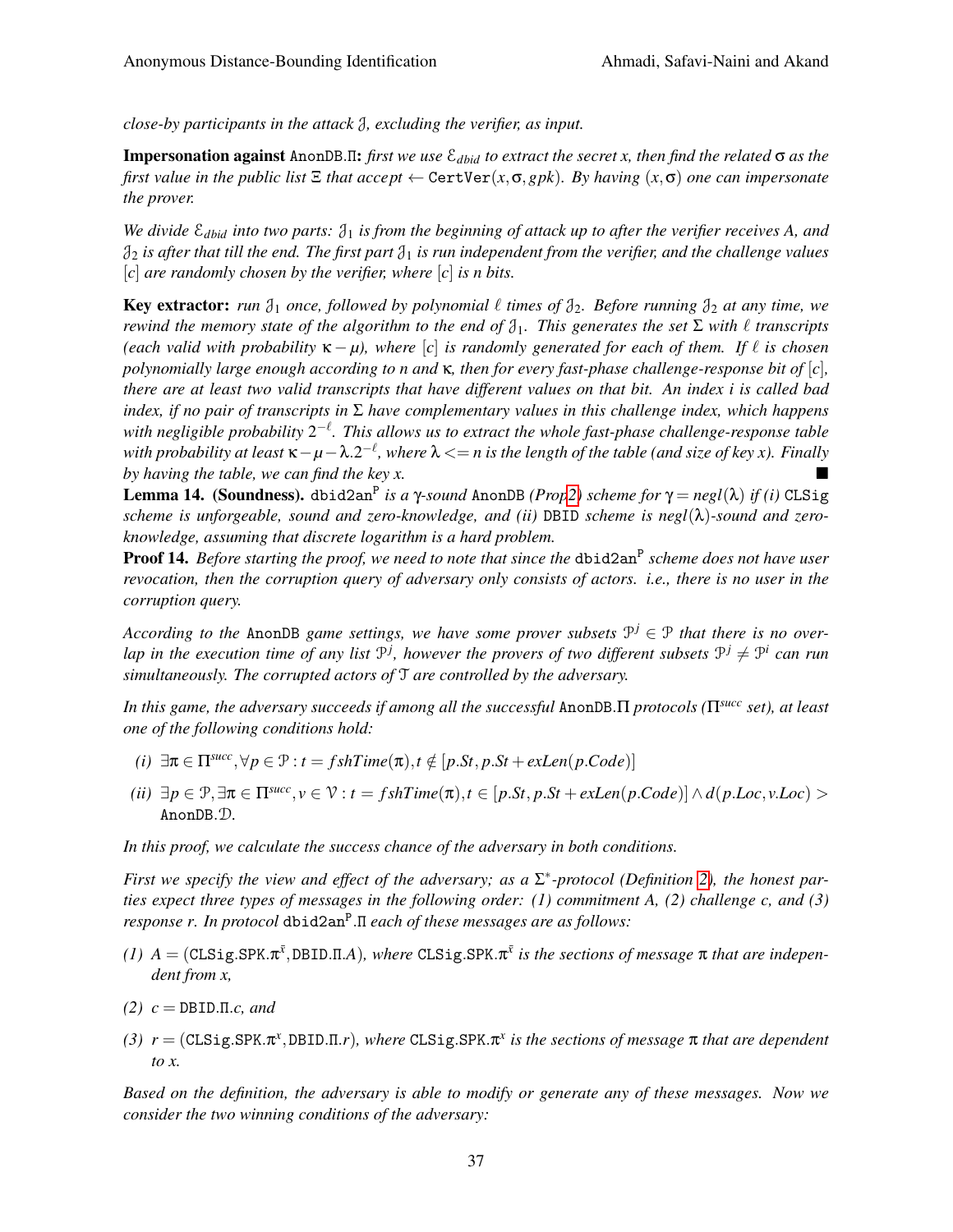*close-by participants in the attack $\mathcal{J}$, excluding the verifier, as input.*

**Impersonation against** AnonDB.$\Pi$**:** *first we use $\mathcal{E}_{dbid}$ to extract the secret x, then find the related $\sigma$ as the first value in the public list $\Xi$ that $accept \leftarrow$ CertVer$(x, \sigma, gpk)$. By having $(x, \sigma)$ one can impersonate the prover.*

*We divide $\mathcal{E}_{dbid}$ into two parts: $\mathcal{J}_1$ is from the beginning of attack up to after the verifier receives A, and $\mathcal{J}_2$ is after that till the end. The first part $\mathcal{J}_1$ is run independent from the verifier, and the challenge values $[c]$ are randomly chosen by the verifier, where $[c]$ is n bits.*

**Key extractor:** *run $\mathcal{J}_1$ once, followed by polynomial $\ell$ times of $\mathcal{J}_2$. Before running $\mathcal{J}_2$ at any time, we rewind the memory state of the algorithm to the end of $\mathcal{J}_1$. This generates the set $\Sigma$ with $\ell$ transcripts (each valid with probability $\kappa - \mu$), where $[c]$ is randomly generated for each of them. If $\ell$ is chosen polynomially large enough according to n and $\kappa$, then for every fast-phase challenge-response bit of $[c]$, there are at least two valid transcripts that have different values on that bit. An index i is called bad index, if no pair of transcripts in $\Sigma$ have complementary values in this challenge index, which happens with negligible probability $2^{-\ell}$. This allows us to extract the whole fast-phase challenge-response table with probability at least $\kappa - \mu - \lambda.2^{-\ell}$, where $\lambda <= n$ is the length of the table (and size of key x). Finally by having the table, we can find the key x.* ■

**Lemma 14. (Soundness).** dbid2an$^{\text{P}}$ *is a $\gamma$-sound* AnonDB *(Prop2) scheme for $\gamma = negl(\lambda)$ if (i)* CLSig *scheme is unforgeable, sound and zero-knowledge, and (ii)* DBID *scheme is $negl(\lambda)$-sound and zero-knowledge, assuming that discrete logarithm is a hard problem.*

**Proof 14.** *Before starting the proof, we need to note that since the* dbid2an$^{\text{P}}$ *scheme does not have user revocation, then the corruption query of adversary only consists of actors. i.e., there is no user in the corruption query.*

*According to the* AnonDB *game settings, we have some prover subsets $\mathcal{P}^j \in \mathcal{P}$ that there is no overlap in the execution time of any list $\mathcal{P}^j$, however the provers of two different subsets $\mathcal{P}^j \neq \mathcal{P}^i$ can run simultaneously. The corrupted actors of $\mathcal{T}$ are controlled by the adversary.*

*In this game, the adversary succeeds if among all the successful* AnonDB.$\Pi$ *protocols ($\Pi^{succ}$ set), at least one of the following conditions hold:*

- *(i)* $\exists \pi \in \Pi^{succ}, \forall p \in \mathcal{P} : t = fshTime(\pi), t \notin [p.St, p.St + exLen(p.Code)]$
- *(ii)* $\exists p \in \mathcal{P}, \exists \pi \in \Pi^{succ}, v \in \mathcal{V} : t = fshTime(\pi), t \in [p.St, p.St + exLen(p.Code)] \wedge d(p.Loc, v.Loc) >$ AnonDB.$\mathcal{D}$.

*In this proof, we calculate the success chance of the adversary in both conditions.*

*First we specify the view and effect of the adversary; as a $\Sigma^*$-protocol (Definition 2), the honest parties expect three types of messages in the following order: (1) commitment A, (2) challenge c, and (3) response r. In protocol* dbid2an$^{\text{P}}$.$\Pi$ *each of these messages are as follows:*

- *(1)* $A = ($CLSig.SPK.$\pi^{\bar{x}}$, DBID.$\Pi.A)$, *where* CLSig.SPK.$\pi^{\bar{x}}$ *is the sections of message $\pi$ that are independent from x,*
- *(2)* $c =$ DBID.$\Pi.c$, *and*
- *(3)* $r = ($CLSig.SPK.$\pi^{x}$, DBID.$\Pi.r)$, *where* CLSig.SPK.$\pi^{x}$ *is the sections of message $\pi$ that are dependent to x.*

*Based on the definition, the adversary is able to modify or generate any of these messages. Now we consider the two winning conditions of the adversary:*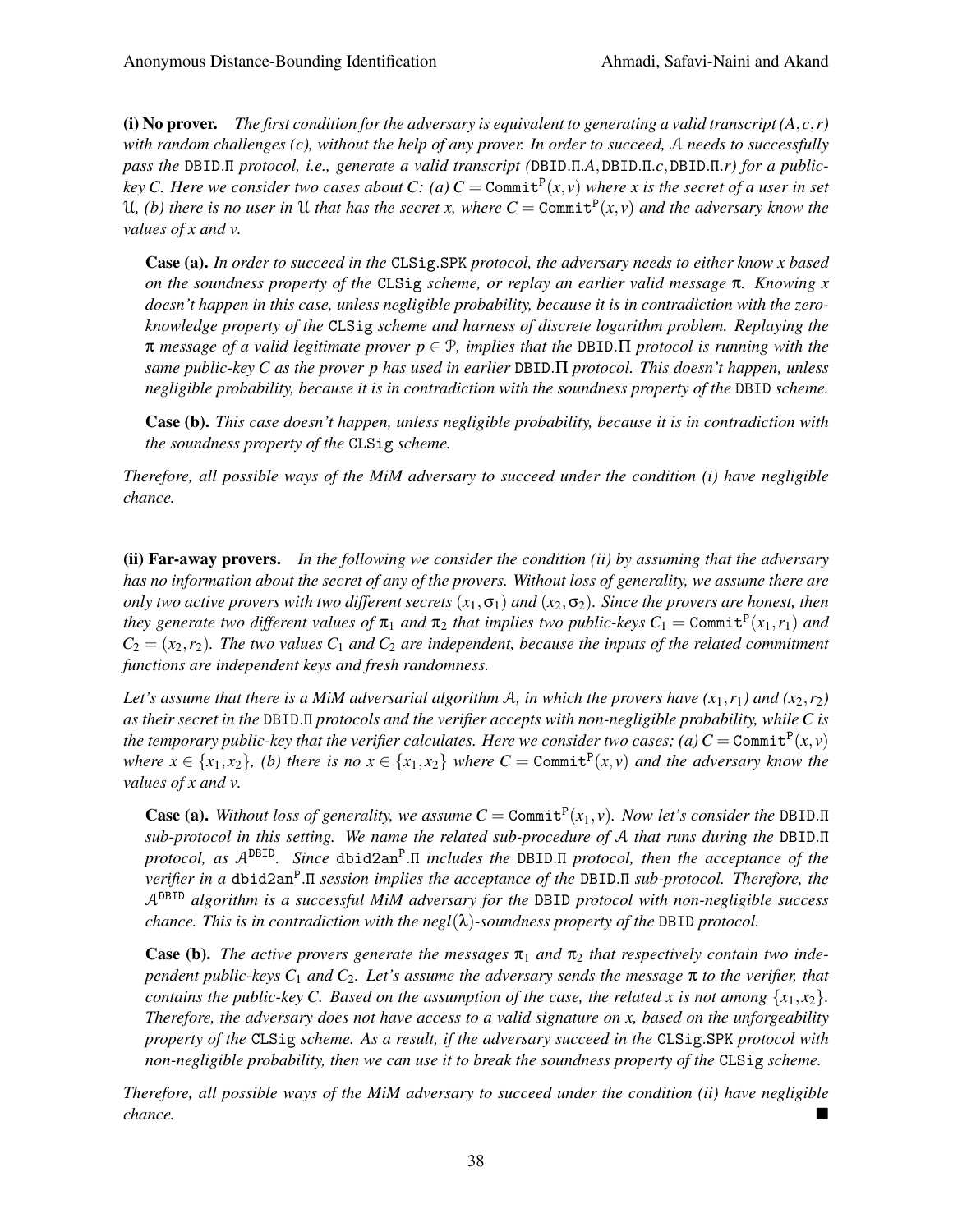**(i) No prover.** *The first condition for the adversary is equivalent to generating a valid transcript $(A, c, r)$ with random challenges $(c)$, without the help of any prover. In order to succeed, $\mathcal{A}$ needs to successfully pass the* DBID.Π *protocol, i.e., generate a valid transcript (*DBID.Π.$A$, DBID.Π.$c$, DBID.Π.$r$*) for a public-key $C$. Here we consider two cases about $C$: (a) $C = \texttt{Commit}^{\texttt{P}}(x, v)$ where $x$ is the secret of a user in set $\mathcal{U}$, (b) there is no user in $\mathcal{U}$ that has the secret $x$, where $C = \texttt{Commit}^{\texttt{P}}(x, v)$ and the adversary know the values of $x$ and $v$.*

> **Case (a).** *In order to succeed in the* CLSig.SPK *protocol, the adversary needs to either know $x$ based on the soundness property of the* CLSig *scheme, or replay an earlier valid message $\pi$. Knowing $x$ doesn't happen in this case, unless negligible probability, because it is in contradiction with the zero-knowledge property of the* CLSig *scheme and harness of discrete logarithm problem. Replaying the $\pi$ message of a valid legitimate prover $p \in \mathcal{P}$, implies that the* DBID.Π *protocol is running with the same public-key $C$ as the prover $p$ has used in earlier* DBID.Π *protocol. This doesn't happen, unless negligible probability, because it is in contradiction with the soundness property of the* DBID *scheme.*
>
> **Case (b).** *This case doesn't happen, unless negligible probability, because it is in contradiction with the soundness property of the* CLSig *scheme.*

*Therefore, all possible ways of the MiM adversary to succeed under the condition (i) have negligible chance.*

**(ii) Far-away provers.** *In the following we consider the condition (ii) by assuming that the adversary has no information about the secret of any of the provers. Without loss of generality, we assume there are only two active provers with two different secrets $(x_1, \sigma_1)$ and $(x_2, \sigma_2)$. Since the provers are honest, then they generate two different values of $\pi_1$ and $\pi_2$ that implies two public-keys $C_1 = \texttt{Commit}^{\texttt{P}}(x_1, r_1)$ and $C_2 = (x_2, r_2)$. The two values $C_1$ and $C_2$ are independent, because the inputs of the related commitment functions are independent keys and fresh randomness.*

*Let's assume that there is a MiM adversarial algorithm $\mathcal{A}$, in which the provers have $(x_1, r_1)$ and $(x_2, r_2)$ as their secret in the* DBID.Π *protocols and the verifier accepts with non-negligible probability, while $C$ is the temporary public-key that the verifier calculates. Here we consider two cases; (a) $C = \texttt{Commit}^{\texttt{P}}(x, v)$ where $x \in \{x_1, x_2\}$, (b) there is no $x \in \{x_1, x_2\}$ where $C = \texttt{Commit}^{\texttt{P}}(x, v)$ and the adversary know the values of $x$ and $v$.*

> **Case (a).** *Without loss of generality, we assume $C = \texttt{Commit}^{\texttt{P}}(x_1, v)$. Now let's consider the* DBID.Π *sub-protocol in this setting. We name the related sub-procedure of $\mathcal{A}$ that runs during the* DBID.Π *protocol, as $\mathcal{A}^{\texttt{DBID}}$. Since* $\texttt{dbid2an}^{\texttt{P}}$.Π *includes the* DBID.Π *protocol, then the acceptance of the verifier in a* $\texttt{dbid2an}^{\texttt{P}}$.Π *session implies the acceptance of the* DBID.Π *sub-protocol. Therefore, the $\mathcal{A}^{\texttt{DBID}}$ algorithm is a successful MiM adversary for the* DBID *protocol with non-negligible success chance. This is in contradiction with the $negl(\lambda)$-soundness property of the* DBID *protocol.*
>
> **Case (b).** *The active provers generate the messages $\pi_1$ and $\pi_2$ that respectively contain two independent public-keys $C_1$ and $C_2$. Let's assume the adversary sends the message $\pi$ to the verifier, that contains the public-key $C$. Based on the assumption of the case, the related $x$ is not among $\{x_1, x_2\}$. Therefore, the adversary does not have access to a valid signature on $x$, based on the unforgeability property of the* CLSig *scheme. As a result, if the adversary succeed in the* CLSig.SPK *protocol with non-negligible probability, then we can use it to break the soundness property of the* CLSig *scheme.*

*Therefore, all possible ways of the MiM adversary to succeed under the condition (ii) have negligible chance.* ■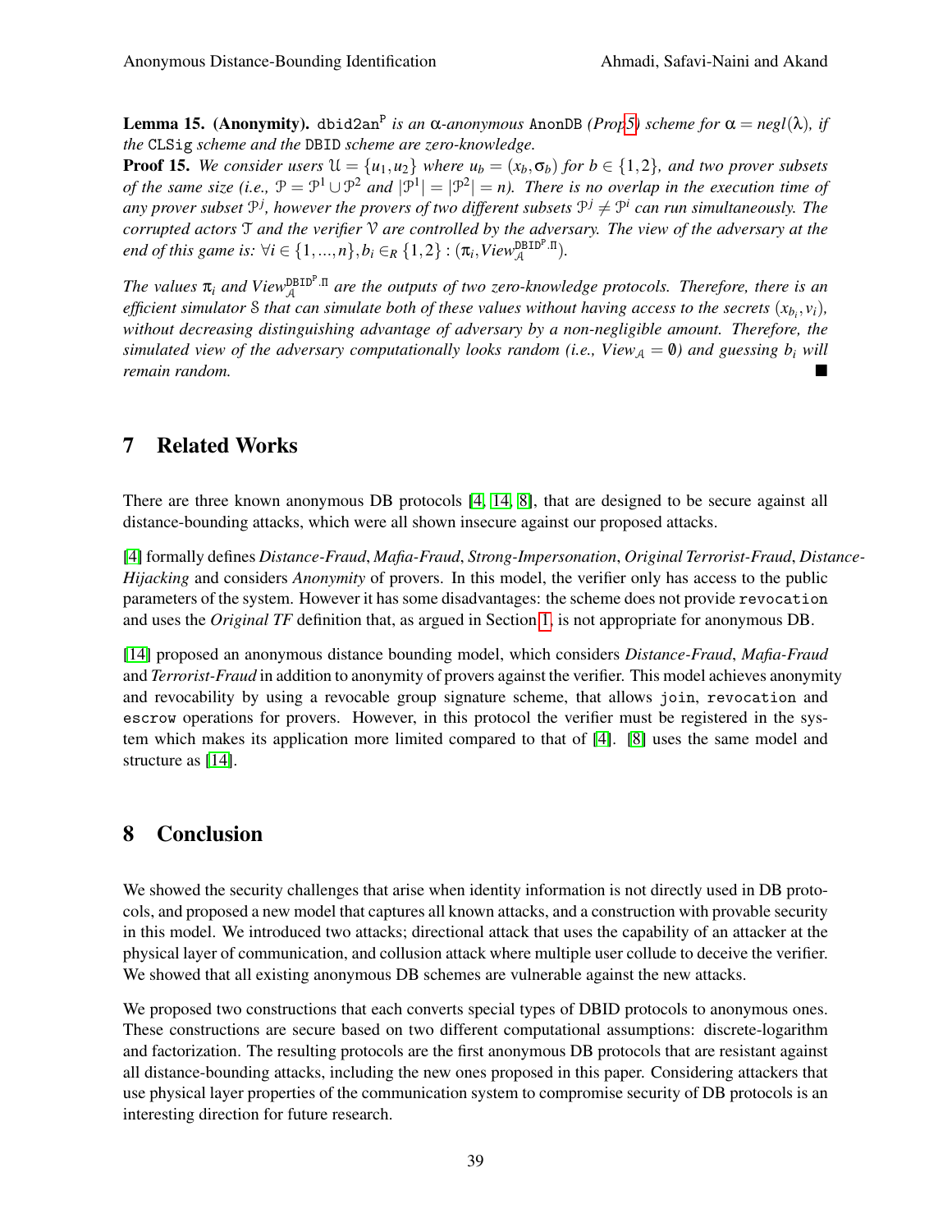**Lemma 15. (Anonymity).** $\mathtt{dbid2an}^{\mathtt{P}}$ *is an* $\alpha$*-anonymous* AnonDB *(Prop5) scheme for* $\alpha = negl(\lambda)$*, if the* CLSig *scheme and the* DBID *scheme are zero-knowledge.*

**Proof 15.** *We consider users* $\mathcal{U} = \{u_1, u_2\}$ *where* $u_b = (x_b, \sigma_b)$ *for* $b \in \{1, 2\}$*, and two prover subsets of the same size (i.e.,* $\mathcal{P} = \mathcal{P}^1 \cup \mathcal{P}^2$ *and* $|\mathcal{P}^1| = |\mathcal{P}^2| = n$*). There is no overlap in the execution time of any prover subset* $\mathcal{P}^j$*, however the provers of two different subsets* $\mathcal{P}^j \neq \mathcal{P}^i$ *can run simultaneously. The corrupted actors* $\mathcal{T}$ *and the verifier* $\mathcal{V}$ *are controlled by the adversary. The view of the adversary at the end of this game is:* $\forall i \in \{1, ..., n\}, b_i \in_R \{1, 2\} : (\pi_i, View_{\mathcal{A}}^{\mathtt{DBID}^{\mathtt{P}}.\Pi})$*.*

*The values* $\pi_i$ *and* $View_{\mathcal{A}}^{\mathtt{DBID}^{\mathtt{P}}.\Pi}$ *are the outputs of two zero-knowledge protocols. Therefore, there is an efficient simulator* $\mathcal{S}$ *that can simulate both of these values without having access to the secrets* $(x_{b_i}, v_i)$*, without decreasing distinguishing advantage of adversary by a non-negligible amount. Therefore, the simulated view of the adversary computationally looks random (i.e.,* $View_{\mathcal{A}} = \emptyset$*) and guessing* $b_i$ *will remain random.* ■

## 7 Related Works

There are three known anonymous DB protocols [4, 14, 8], that are designed to be secure against all distance-bounding attacks, which were all shown insecure against our proposed attacks.

[4] formally defines *Distance-Fraud*, *Mafia-Fraud*, *Strong-Impersonation*, *Original Terrorist-Fraud*, *Distance-Hijacking* and considers *Anonymity* of provers. In this model, the verifier only has access to the public parameters of the system. However it has some disadvantages: the scheme does not provide revocation and uses the *Original TF* definition that, as argued in Section 1, is not appropriate for anonymous DB.

[14] proposed an anonymous distance bounding model, which considers *Distance-Fraud*, *Mafia-Fraud* and *Terrorist-Fraud* in addition to anonymity of provers against the verifier. This model achieves anonymity and revocability by using a revocable group signature scheme, that allows join, revocation and escrow operations for provers. However, in this protocol the verifier must be registered in the system which makes its application more limited compared to that of [4]. [8] uses the same model and structure as [14].

## 8 Conclusion

We showed the security challenges that arise when identity information is not directly used in DB protocols, and proposed a new model that captures all known attacks, and a construction with provable security in this model. We introduced two attacks; directional attack that uses the capability of an attacker at the physical layer of communication, and collusion attack where multiple user collude to deceive the verifier. We showed that all existing anonymous DB schemes are vulnerable against the new attacks.

We proposed two constructions that each converts special types of DBID protocols to anonymous ones. These constructions are secure based on two different computational assumptions: discrete-logarithm and factorization. The resulting protocols are the first anonymous DB protocols that are resistant against all distance-bounding attacks, including the new ones proposed in this paper. Considering attackers that use physical layer properties of the communication system to compromise security of DB protocols is an interesting direction for future research.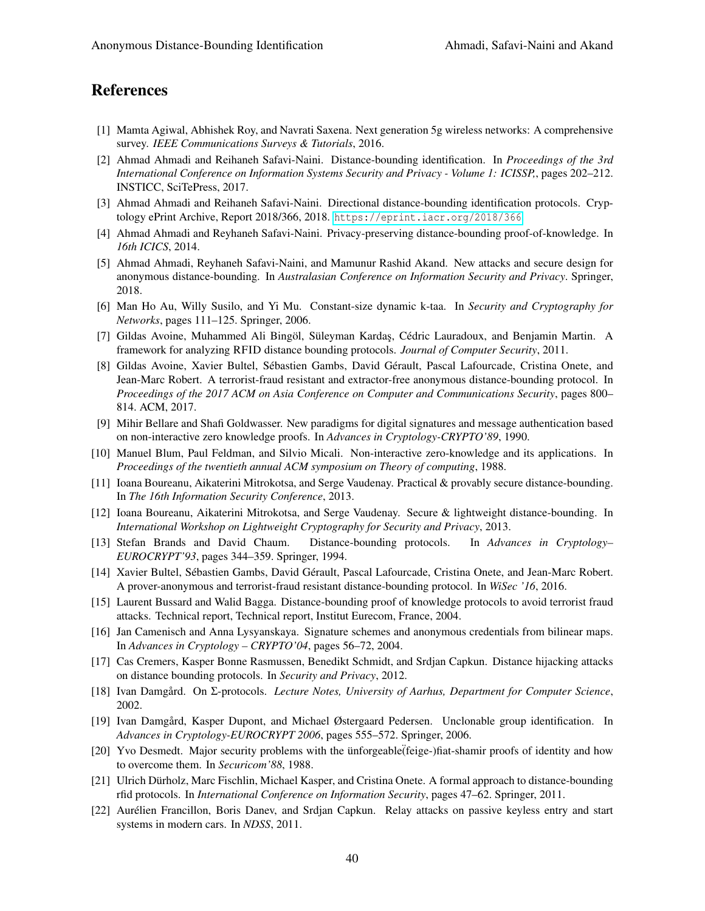## References

[1] Mamta Agiwal, Abhishek Roy, and Navrati Saxena. Next generation 5g wireless networks: A comprehensive survey. *IEEE Communications Surveys & Tutorials*, 2016.

[2] Ahmad Ahmadi and Reihaneh Safavi-Naini. Distance-bounding identification. In *Proceedings of the 3rd International Conference on Information Systems Security and Privacy - Volume 1: ICISSP,*, pages 202–212. INSTICC, SciTePress, 2017.

[3] Ahmad Ahmadi and Reihaneh Safavi-Naini. Directional distance-bounding identification protocols. Cryptology ePrint Archive, Report 2018/366, 2018. https://eprint.iacr.org/2018/366

[4] Ahmad Ahmadi and Reyhaneh Safavi-Naini. Privacy-preserving distance-bounding proof-of-knowledge. In *16th ICICS*, 2014.

[5] Ahmad Ahmadi, Reyhaneh Safavi-Naini, and Mamunur Rashid Akand. New attacks and secure design for anonymous distance-bounding. In *Australasian Conference on Information Security and Privacy*. Springer, 2018.

[6] Man Ho Au, Willy Susilo, and Yi Mu. Constant-size dynamic k-taa. In *Security and Cryptography for Networks*, pages 111–125. Springer, 2006.

[7] Gildas Avoine, Muhammed Ali Bingöl, Süleyman Kardaş, Cédric Lauradoux, and Benjamin Martin. A framework for analyzing RFID distance bounding protocols. *Journal of Computer Security*, 2011.

[8] Gildas Avoine, Xavier Bultel, Sébastien Gambs, David Gérault, Pascal Lafourcade, Cristina Onete, and Jean-Marc Robert. A terrorist-fraud resistant and extractor-free anonymous distance-bounding protocol. In *Proceedings of the 2017 ACM on Asia Conference on Computer and Communications Security*, pages 800–814. ACM, 2017.

[9] Mihir Bellare and Shafi Goldwasser. New paradigms for digital signatures and message authentication based on non-interactive zero knowledge proofs. In *Advances in Cryptology-CRYPTO'89*, 1990.

[10] Manuel Blum, Paul Feldman, and Silvio Micali. Non-interactive zero-knowledge and its applications. In *Proceedings of the twentieth annual ACM symposium on Theory of computing*, 1988.

[11] Ioana Boureanu, Aikaterini Mitrokotsa, and Serge Vaudenay. Practical & provably secure distance-bounding. In *The 16th Information Security Conference*, 2013.

[12] Ioana Boureanu, Aikaterini Mitrokotsa, and Serge Vaudenay. Secure & lightweight distance-bounding. In *International Workshop on Lightweight Cryptography for Security and Privacy*, 2013.

[13] Stefan Brands and David Chaum. Distance-bounding protocols. In *Advances in Cryptology–EUROCRYPT'93*, pages 344–359. Springer, 1994.

[14] Xavier Bultel, Sébastien Gambs, David Gérault, Pascal Lafourcade, Cristina Onete, and Jean-Marc Robert. A prover-anonymous and terrorist-fraud resistant distance-bounding protocol. In *WiSec '16*, 2016.

[15] Laurent Bussard and Walid Bagga. Distance-bounding proof of knowledge protocols to avoid terrorist fraud attacks. Technical report, Technical report, Institut Eurecom, France, 2004.

[16] Jan Camenisch and Anna Lysyanskaya. Signature schemes and anonymous credentials from bilinear maps. In *Advances in Cryptology – CRYPTO'04*, pages 56–72, 2004.

[17] Cas Cremers, Kasper Bonne Rasmussen, Benedikt Schmidt, and Srdjan Capkun. Distance hijacking attacks on distance bounding protocols. In *Security and Privacy*, 2012.

[18] Ivan Damgård. On Σ-protocols. *Lecture Notes, University of Aarhus, Department for Computer Science*, 2002.

[19] Ivan Damgård, Kasper Dupont, and Michael Østergaard Pedersen. Unclonable group identification. In *Advances in Cryptology-EUROCRYPT 2006*, pages 555–572. Springer, 2006.

[20] Yvo Desmedt. Major security problems with the ünforgeable(̈feige-)fiat-shamir proofs of identity and how to overcome them. In *Securicom'88*, 1988.

[21] Ulrich Dürholz, Marc Fischlin, Michael Kasper, and Cristina Onete. A formal approach to distance-bounding rfid protocols. In *International Conference on Information Security*, pages 47–62. Springer, 2011.

[22] Aurélien Francillon, Boris Danev, and Srdjan Capkun. Relay attacks on passive keyless entry and start systems in modern cars. In *NDSS*, 2011.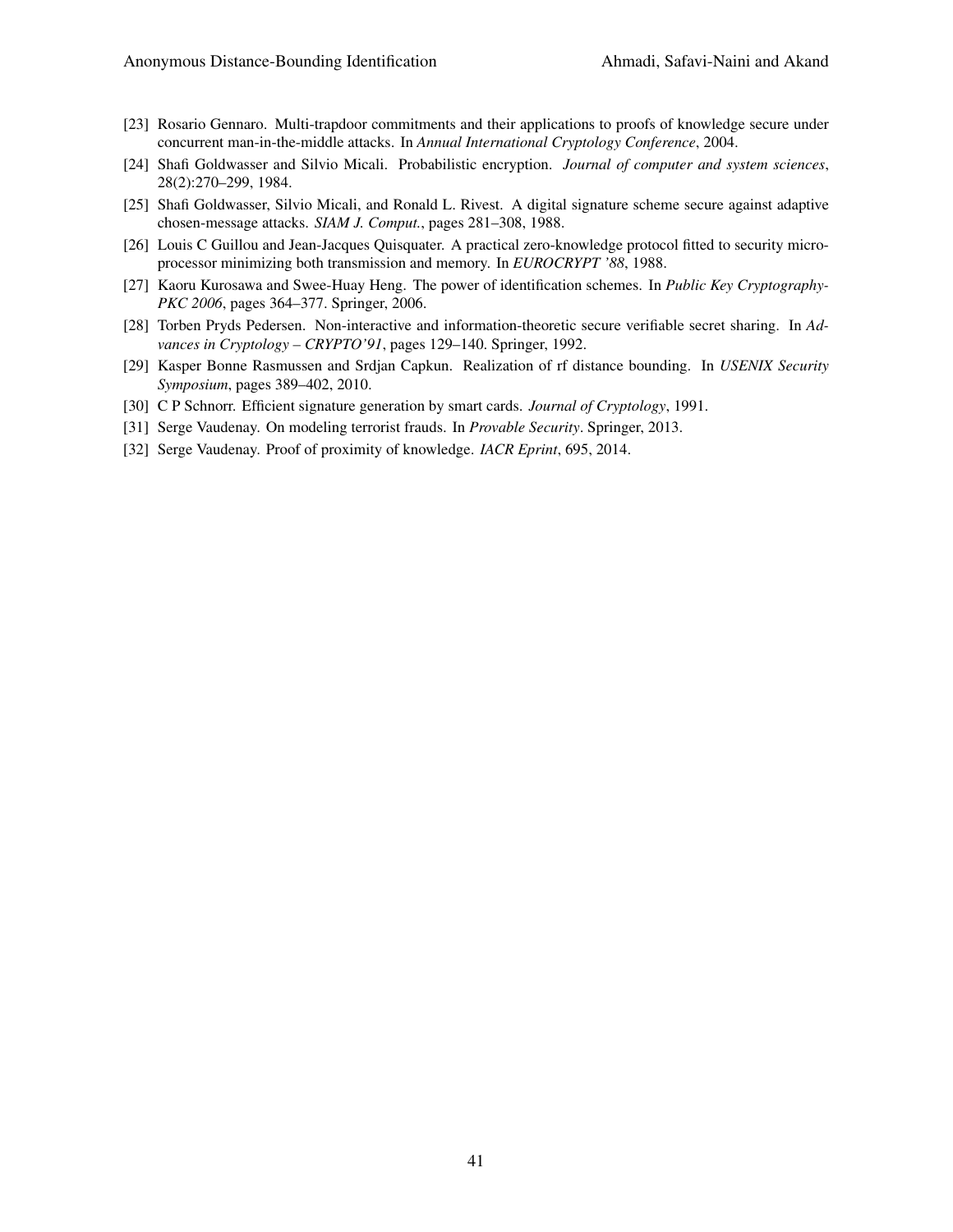[23] Rosario Gennaro. Multi-trapdoor commitments and their applications to proofs of knowledge secure under concurrent man-in-the-middle attacks. In *Annual International Cryptology Conference*, 2004.

[24] Shafi Goldwasser and Silvio Micali. Probabilistic encryption. *Journal of computer and system sciences*, 28(2):270–299, 1984.

[25] Shafi Goldwasser, Silvio Micali, and Ronald L. Rivest. A digital signature scheme secure against adaptive chosen-message attacks. *SIAM J. Comput.*, pages 281–308, 1988.

[26] Louis C Guillou and Jean-Jacques Quisquater. A practical zero-knowledge protocol fitted to security microprocessor minimizing both transmission and memory. In *EUROCRYPT '88*, 1988.

[27] Kaoru Kurosawa and Swee-Huay Heng. The power of identification schemes. In *Public Key Cryptography-PKC 2006*, pages 364–377. Springer, 2006.

[28] Torben Pryds Pedersen. Non-interactive and information-theoretic secure verifiable secret sharing. In *Advances in Cryptology – CRYPTO'91*, pages 129–140. Springer, 1992.

[29] Kasper Bonne Rasmussen and Srdjan Capkun. Realization of rf distance bounding. In *USENIX Security Symposium*, pages 389–402, 2010.

[30] C P Schnorr. Efficient signature generation by smart cards. *Journal of Cryptology*, 1991.

[31] Serge Vaudenay. On modeling terrorist frauds. In *Provable Security*. Springer, 2013.

[32] Serge Vaudenay. Proof of proximity of knowledge. *IACR Eprint*, 695, 2014.